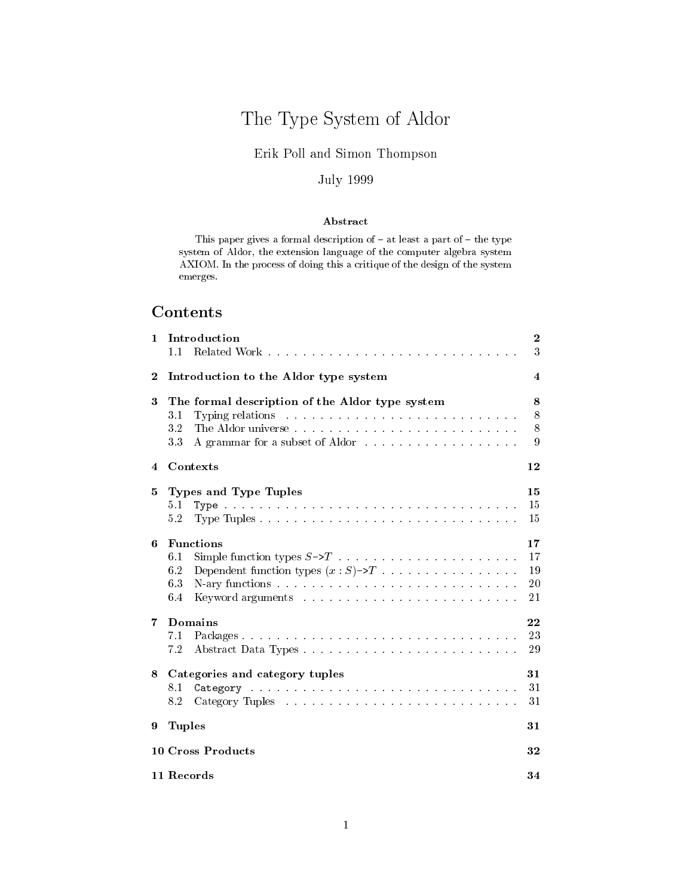# The Type System of Aldor

Erik Poll and Simon Thompson

July 1999

**Abstract**

This paper gives a formal description of – at least a part of – the type system of Aldor, the extension language of the computer algebra system AXIOM. In the process of doing this a critique of the design of the system emerges.

## Contents

| | | |
|---|---|---|
| **1** | **Introduction** | **2** |
| | 1.1 Related Work | 3 |
| **2** | **Introduction to the Aldor type system** | **4** |
| **3** | **The formal description of the Aldor type system** | **8** |
| | 3.1 Typing relations | 8 |
| | 3.2 The Aldor universe | 8 |
| | 3.3 A grammar for a subset of Aldor | 9 |
| **4** | **Contexts** | **12** |
| **5** | **Types and Type Tuples** | **15** |
| | 5.1 `Type` | 15 |
| | 5.2 Type Tuples | 15 |
| **6** | **Functions** | **17** |
| | 6.1 Simple function types $S$->$T$ | 17 |
| | 6.2 Dependent function types $(x : S)$->$T$ | 19 |
| | 6.3 N-ary functions | 20 |
| | 6.4 Keyword arguments | 21 |
| **7** | **Domains** | **22** |
| | 7.1 Packages | 23 |
| | 7.2 Abstract Data Types | 29 |
| **8** | **Categories and category tuples** | **31** |
| | 8.1 `Category` | 31 |
| | 8.2 Category Tuples | 31 |
| **9** | **Tuples** | **31** |
| **10** | **Cross Products** | **32** |
| **11** | **Records** | **34** |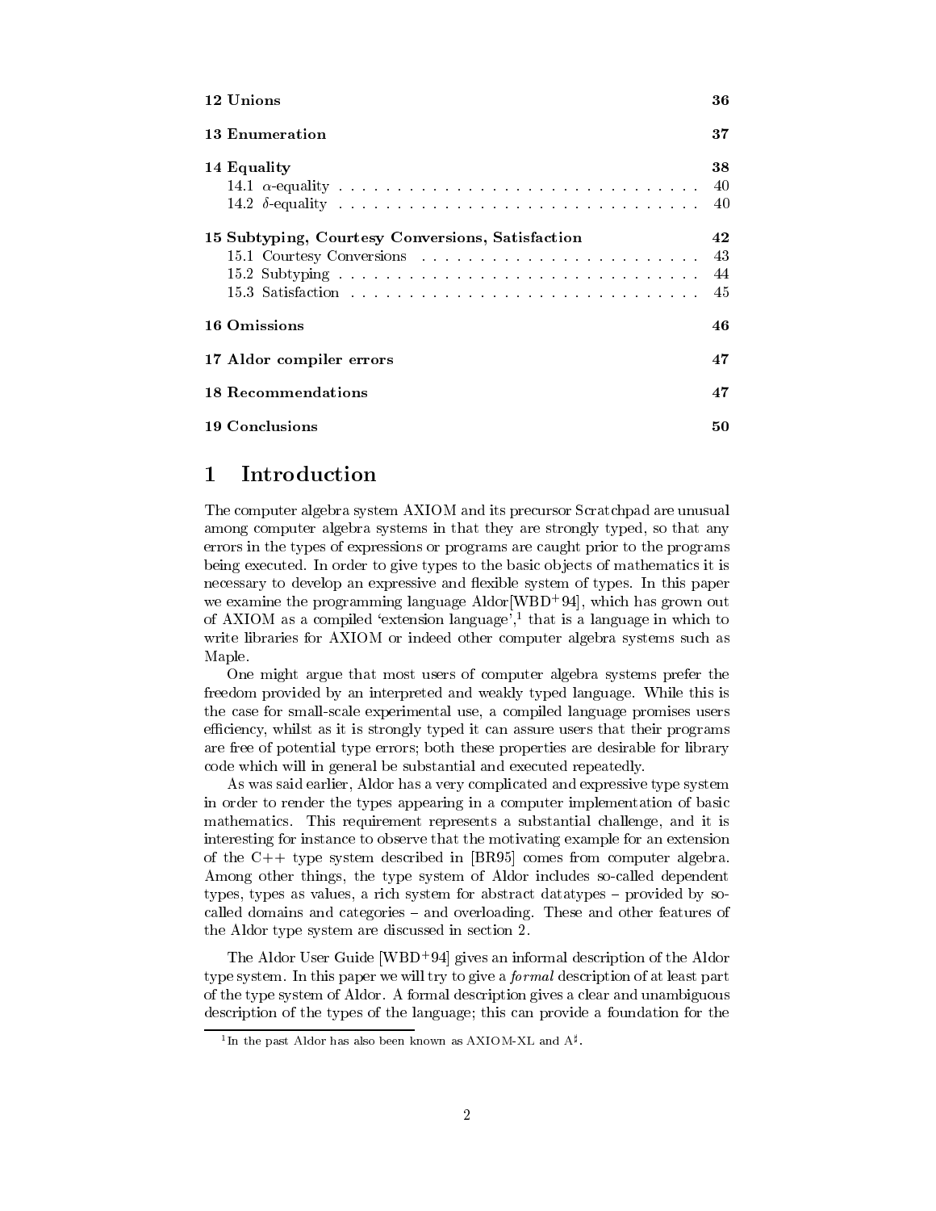| | |
|---|---|
| **12 Unions** | **36** |
| **13 Enumeration** | **37** |
| **14 Equality** | **38** |
| 14.1 $\alpha$-equality | 40 |
| 14.2 $\delta$-equality | 40 |
| **15 Subtyping, Courtesy Conversions, Satisfaction** | **42** |
| 15.1 Courtesy Conversions | 43 |
| 15.2 Subtyping | 44 |
| 15.3 Satisfaction | 45 |
| **16 Omissions** | **46** |
| **17 Aldor compiler errors** | **47** |
| **18 Recommendations** | **47** |
| **19 Conclusions** | **50** |

# 1 Introduction

The computer algebra system AXIOM and its precursor Scratchpad are unusual among computer algebra systems in that they are strongly typed, so that any errors in the types of expressions or programs are caught prior to the programs being executed. In order to give types to the basic objects of mathematics it is necessary to develop an expressive and flexible system of types. In this paper we examine the programming language Aldor[WBD+94], which has grown out of AXIOM as a compiled 'extension language',[1] that is a language in which to write libraries for AXIOM or indeed other computer algebra systems such as Maple.

One might argue that most users of computer algebra systems prefer the freedom provided by an interpreted and weakly typed language. While this is the case for small-scale experimental use, a compiled language promises users efficiency, whilst as it is strongly typed it can assure users that their programs are free of potential type errors; both these properties are desirable for library code which will in general be substantial and executed repeatedly.

As was said earlier, Aldor has a very complicated and expressive type system in order to render the types appearing in a computer implementation of basic mathematics. This requirement represents a substantial challenge, and it is interesting for instance to observe that the motivating example for an extension of the C++ type system described in [BR95] comes from computer algebra. Among other things, the type system of Aldor includes so-called dependent types, types as values, a rich system for abstract datatypes – provided by so-called domains and categories – and overloading. These and other features of the Aldor type system are discussed in section 2.

The Aldor User Guide [WBD+94] gives an informal description of the Aldor type system. In this paper we will try to give a *formal* description of at least part of the type system of Aldor. A formal description gives a clear and unambiguous description of the types of the language; this can provide a foundation for the

[1] In the past Aldor has also been known as AXIOM-XL and $A^\sharp$.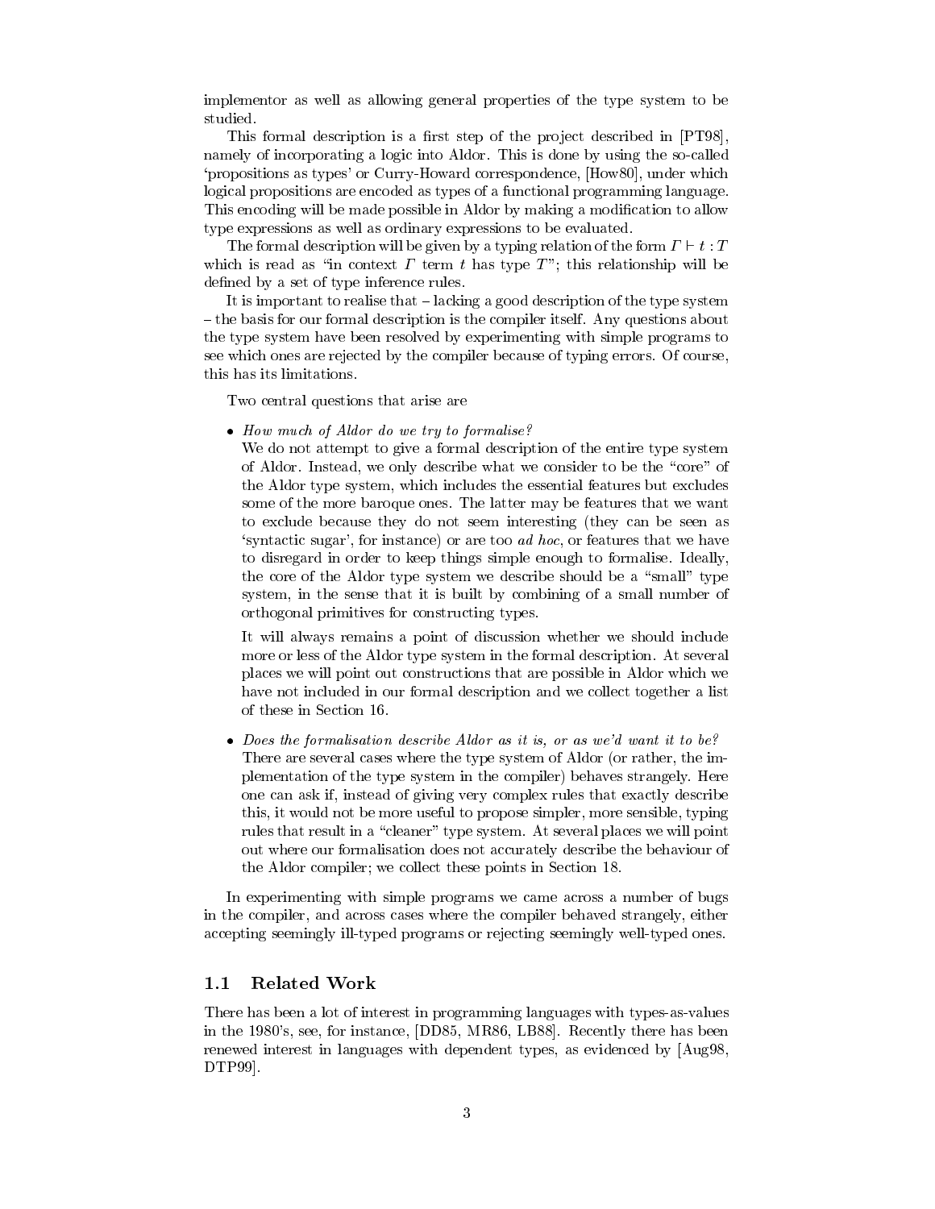implementor as well as allowing general properties of the type system to be studied.

This formal description is a first step of the project described in [PT98], namely of incorporating a logic into Aldor. This is done by using the so-called 'propositions as types' or Curry-Howard correspondence, [How80], under which logical propositions are encoded as types of a functional programming language. This encoding will be made possible in Aldor by making a modification to allow type expressions as well as ordinary expressions to be evaluated.

The formal description will be given by a typing relation of the form $\Gamma \vdash t : T$ which is read as "in context $\Gamma$ term $t$ has type $T$"; this relationship will be defined by a set of type inference rules.

It is important to realise that – lacking a good description of the type system – the basis for our formal description is the compiler itself. Any questions about the type system have been resolved by experimenting with simple programs to see which ones are rejected by the compiler because of typing errors. Of course, this has its limitations.

Two central questions that arise are

- *How much of Aldor do we try to formalise?*
  We do not attempt to give a formal description of the entire type system of Aldor. Instead, we only describe what we consider to be the "core" of the Aldor type system, which includes the essential features but excludes some of the more baroque ones. The latter may be features that we want to exclude because they do not seem interesting (they can be seen as 'syntactic sugar', for instance) or are too *ad hoc*, or features that we have to disregard in order to keep things simple enough to formalise. Ideally, the core of the Aldor type system we describe should be a "small" type system, in the sense that it is built by combining of a small number of orthogonal primitives for constructing types.

  It will always remains a point of discussion whether we should include more or less of the Aldor type system in the formal description. At several places we will point out constructions that are possible in Aldor which we have not included in our formal description and we collect together a list of these in Section 16.

- *Does the formalisation describe Aldor as it is, or as we'd want it to be?*
  There are several cases where the type system of Aldor (or rather, the implementation of the type system in the compiler) behaves strangely. Here one can ask if, instead of giving very complex rules that exactly describe this, it would not be more useful to propose simpler, more sensible, typing rules that result in a "cleaner" type system. At several places we will point out where our formalisation does not accurately describe the behaviour of the Aldor compiler; we collect these points in Section 18.

In experimenting with simple programs we came across a number of bugs in the compiler, and across cases where the compiler behaved strangely, either accepting seemingly ill-typed programs or rejecting seemingly well-typed ones.

## 1.1 Related Work

There has been a lot of interest in programming languages with types-as-values in the 1980's, see, for instance, [DD85, MR86, LB88]. Recently there has been renewed interest in languages with dependent types, as evidenced by [Aug98, DTP99].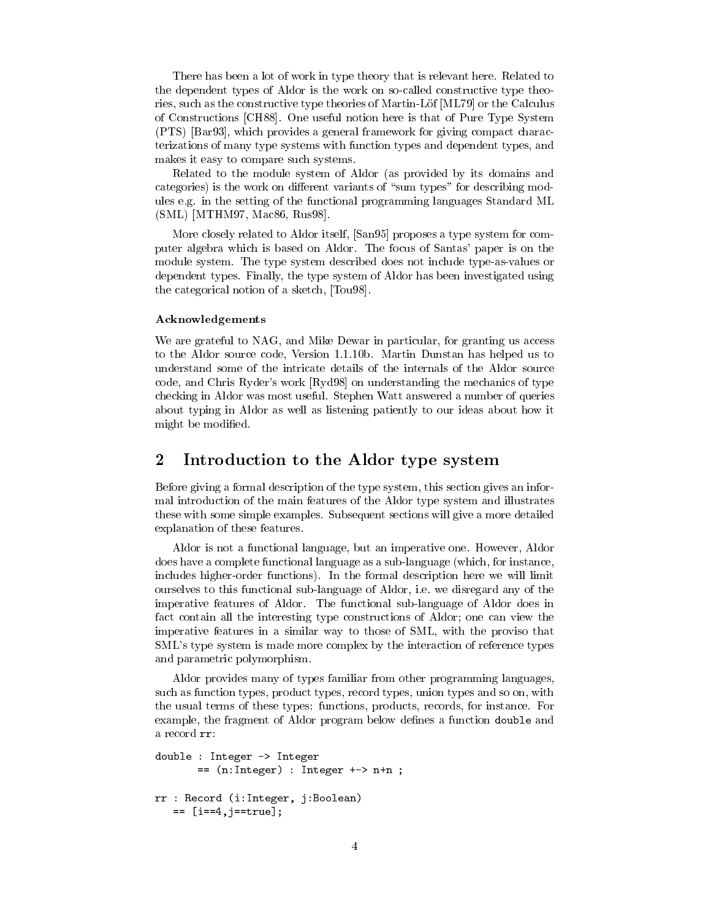There has been a lot of work in type theory that is relevant here. Related to the dependent types of Aldor is the work on so-called constructive type theories, such as the constructive type theories of Martin-Löf [ML79] or the Calculus of Constructions [CH88]. One useful notion here is that of Pure Type System (PTS) [Bar93], which provides a general framework for giving compact characterizations of many type systems with function types and dependent types, and makes it easy to compare such systems.

Related to the module system of Aldor (as provided by its domains and categories) is the work on different variants of "sum types" for describing modules e.g. in the setting of the functional programming languages Standard ML (SML) [MTHM97, Mac86, Rus98].

More closely related to Aldor itself, [San95] proposes a type system for computer algebra which is based on Aldor. The focus of Santas' paper is on the module system. The type system described does not include type-as-values or dependent types. Finally, the type system of Aldor has been investigated using the categorical notion of a sketch, [Tou98].

#### Acknowledgements

We are grateful to NAG, and Mike Dewar in particular, for granting us access to the Aldor source code, Version 1.1.10b. Martin Dunstan has helped us to understand some of the intricate details of the internals of the Aldor source code, and Chris Ryder's work [Ryd98] on understanding the mechanics of type checking in Aldor was most useful. Stephen Watt answered a number of queries about typing in Aldor as well as listening patiently to our ideas about how it might be modified.

## 2 Introduction to the Aldor type system

Before giving a formal description of the type system, this section gives an informal introduction of the main features of the Aldor type system and illustrates these with some simple examples. Subsequent sections will give a more detailed explanation of these features.

Aldor is not a functional language, but an imperative one. However, Aldor does have a complete functional language as a sub-language (which, for instance, includes higher-order functions). In the formal description here we will limit ourselves to this functional sub-language of Aldor, i.e. we disregard any of the imperative features of Aldor. The functional sub-language of Aldor does in fact contain all the interesting type constructions of Aldor; one can view the imperative features in a similar way to those of SML, with the proviso that SML's type system is made more complex by the interaction of reference types and parametric polymorphism.

Aldor provides many of types familiar from other programming languages, such as function types, product types, record types, union types and so on, with the usual terms of these types: functions, products, records, for instance. For example, the fragment of Aldor program below defines a function `double` and a record `rr`:

```
double : Integer -> Integer
       == (n:Integer) : Integer +-> n+n ;

rr : Record (i:Integer, j:Boolean)
   == [i==4,j==true];
```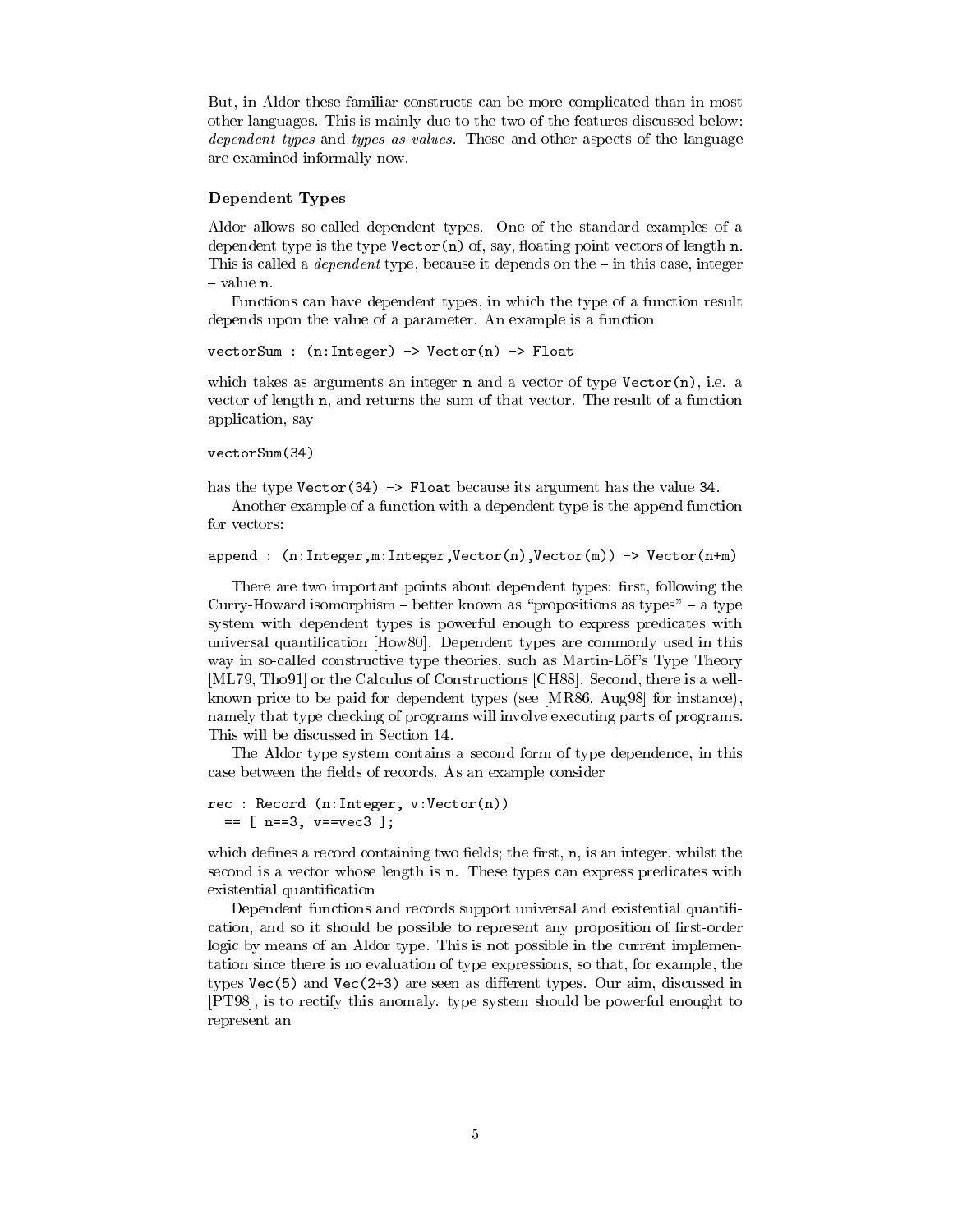But, in Aldor these familiar constructs can be more complicated than in most other languages. This is mainly due to the two of the features discussed below: *dependent types* and *types as values*. These and other aspects of the language are examined informally now.

### Dependent Types

Aldor allows so-called dependent types. One of the standard examples of a dependent type is the type `Vector(n)` of, say, floating point vectors of length `n`. This is called a *dependent* type, because it depends on the – in this case, integer – value `n`.

Functions can have dependent types, in which the type of a function result depends upon the value of a parameter. An example is a function

```
vectorSum : (n:Integer) -> Vector(n) -> Float
```

which takes as arguments an integer `n` and a vector of type `Vector(n)`, i.e. a vector of length `n`, and returns the sum of that vector. The result of a function application, say

```
vectorSum(34)
```

has the type `Vector(34) -> Float` because its argument has the value `34`.

Another example of a function with a dependent type is the append function for vectors:

```
append : (n:Integer,m:Integer,Vector(n),Vector(m)) -> Vector(n+m)
```

There are two important points about dependent types: first, following the Curry-Howard isomorphism – better known as "propositions as types" – a type system with dependent types is powerful enough to express predicates with universal quantification [How80]. Dependent types are commonly used in this way in so-called constructive type theories, such as Martin-Löf's Type Theory [ML79, Tho91] or the Calculus of Constructions [CH88]. Second, there is a well-known price to be paid for dependent types (see [MR86, Aug98] for instance), namely that type checking of programs will involve executing parts of programs. This will be discussed in Section 14.

The Aldor type system contains a second form of type dependence, in this case between the fields of records. As an example consider

```
rec : Record (n:Integer, v:Vector(n))
  == [ n==3, v==vec3 ];
```

which defines a record containing two fields; the first, `n`, is an integer, whilst the second is a vector whose length is `n`. These types can express predicates with existential quantification

Dependent functions and records support universal and existential quantification, and so it should be possible to represent any proposition of first-order logic by means of an Aldor type. This is not possible in the current implementation since there is no evaluation of type expressions, so that, for example, the types `Vec(5)` and `Vec(2+3)` are seen as different types. Our aim, discussed in [PT98], is to rectify this anomaly. type system should be powerful enought to represent an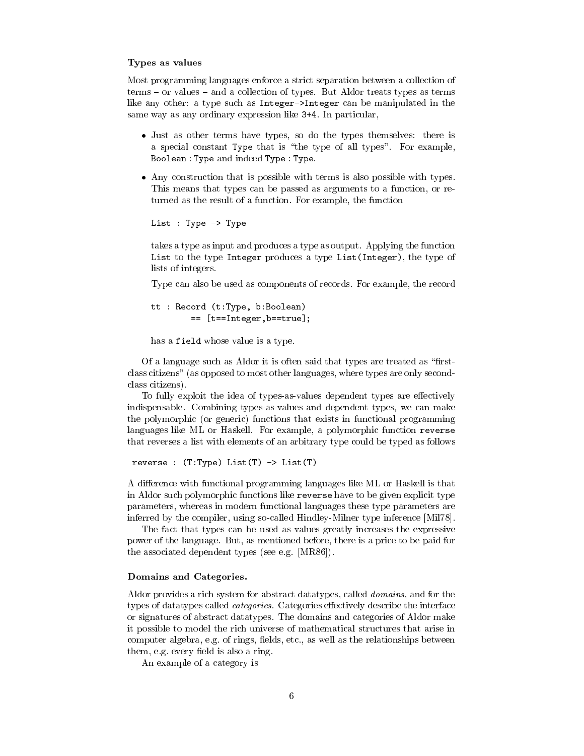#### Types as values

Most programming languages enforce a strict separation between a collection of terms – or values – and a collection of types. But Aldor treats types as terms like any other: a type such as `Integer->Integer` can be manipulated in the same way as any ordinary expression like `3+4`. In particular,

- Just as other terms have types, so do the types themselves: there is a special constant `Type` that is "the type of all types". For example, `Boolean : Type` and indeed `Type : Type`.
- Any construction that is possible with terms is also possible with types. This means that types can be passed as arguments to a function, or returned as the result of a function. For example, the function

  ```
  List : Type -> Type
  ```

  takes a type as input and produces a type as output. Applying the function `List` to the type `Integer` produces a type `List(Integer)`, the type of lists of integers.

  Type can also be used as components of records. For example, the record

  ```
  tt : Record (t:Type, b:Boolean)
          == [t==Integer,b==true];
  ```

  has a `field` whose value is a type.

Of a language such as Aldor it is often said that types are treated as "first-class citizens" (as opposed to most other languages, where types are only second-class citizens).

To fully exploit the idea of types-as-values dependent types are effectively indispensable. Combining types-as-values and dependent types, we can make the polymorphic (or generic) functions that exists in functional programming languages like ML or Haskell. For example, a polymorphic function `reverse` that reverses a list with elements of an arbitrary type could be typed as follows

```
reverse : (T:Type) List(T) -> List(T)
```

A difference with functional programming languages like ML or Haskell is that in Aldor such polymorphic functions like `reverse` have to be given explicit type parameters, whereas in modern functional languages these type parameters are inferred by the compiler, using so-called Hindley-Milner type inference [Mil78].

The fact that types can be used as values greatly increases the expressive power of the language. But, as mentioned before, there is a price to be paid for the associated dependent types (see e.g. [MR86]).

#### Domains and Categories.

Aldor provides a rich system for abstract datatypes, called *domains*, and for the types of datatypes called *categories*. Categories effectively describe the interface or signatures of abstract datatypes. The domains and categories of Aldor make it possible to model the rich universe of mathematical structures that arise in computer algebra, e.g. of rings, fields, etc., as well as the relationships between them, e.g. every field is also a ring.

An example of a category is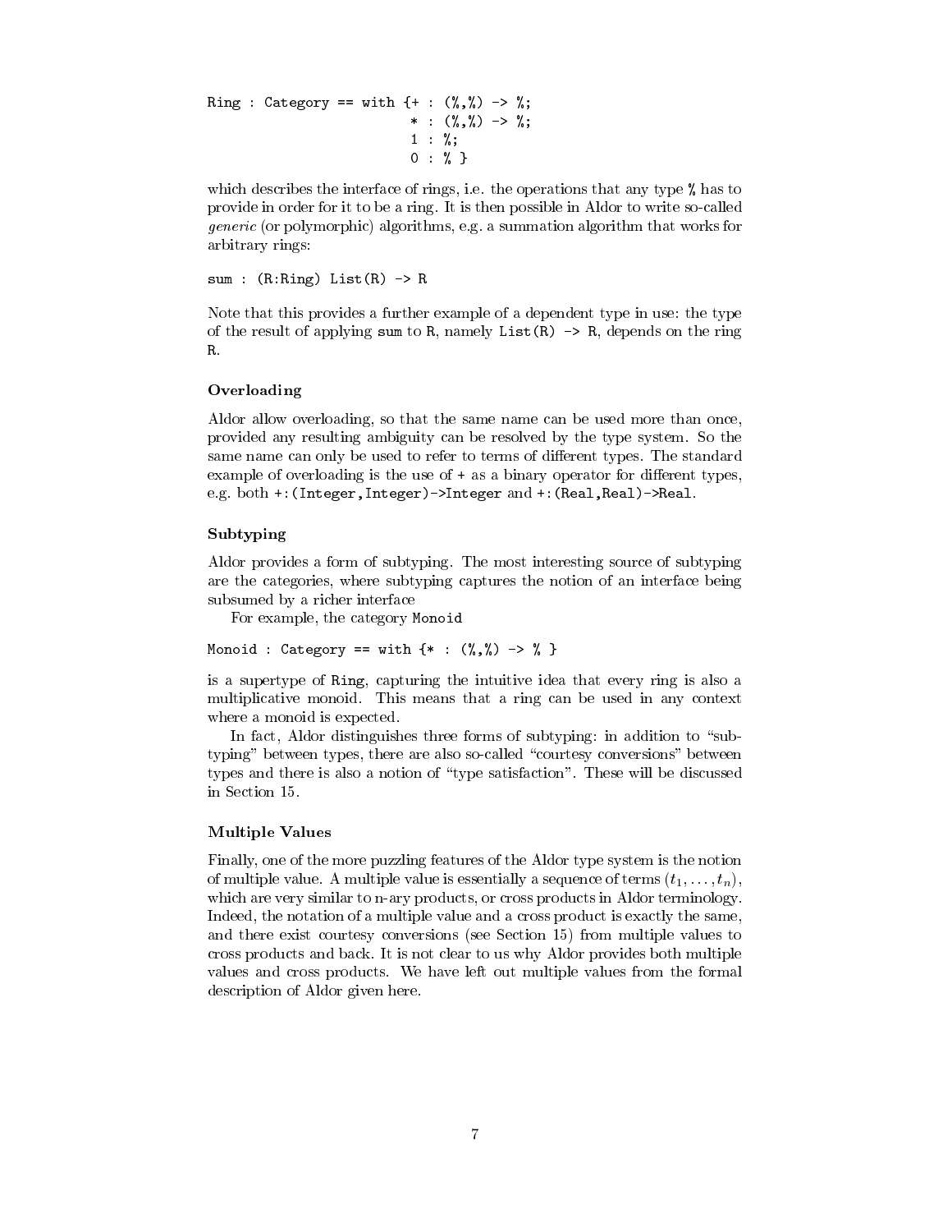```
Ring : Category == with {+ : (%,%) -> %;
                         * : (%,%) -> %;
                         1 : %;
                         0 : % }
```

which describes the interface of rings, i.e. the operations that any type `%` has to provide in order for it to be a ring. It is then possible in Aldor to write so-called *generic* (or polymorphic) algorithms, e.g. a summation algorithm that works for arbitrary rings:

```
sum : (R:Ring) List(R) -> R
```

Note that this provides a further example of a dependent type in use: the type of the result of applying `sum` to `R`, namely `List(R) -> R`, depends on the ring `R`.

### Overloading

Aldor allow overloading, so that the same name can be used more than once, provided any resulting ambiguity can be resolved by the type system. So the same name can only be used to refer to terms of different types. The standard example of overloading is the use of `+` as a binary operator for different types, e.g. both `+:(Integer,Integer)->Integer` and `+:(Real,Real)->Real`.

### Subtyping

Aldor provides a form of subtyping. The most interesting source of subtyping are the categories, where subtyping captures the notion of an interface being subsumed by a richer interface

For example, the category `Monoid`

```
Monoid : Category == with {* : (%,%) -> % }
```

is a supertype of `Ring`, capturing the intuitive idea that every ring is also a multiplicative monoid. This means that a ring can be used in any context where a monoid is expected.

In fact, Aldor distinguishes three forms of subtyping: in addition to "subtyping" between types, there are also so-called "courtesy conversions" between types and there is also a notion of "type satisfaction". These will be discussed in Section 15.

### Multiple Values

Finally, one of the more puzzling features of the Aldor type system is the notion of multiple value. A multiple value is essentially a sequence of terms $(t_1, \ldots, t_n)$, which are very similar to n-ary products, or cross products in Aldor terminology. Indeed, the notation of a multiple value and a cross product is exactly the same, and there exist courtesy conversions (see Section 15) from multiple values to cross products and back. It is not clear to us why Aldor provides both multiple values and cross products. We have left out multiple values from the formal description of Aldor given here.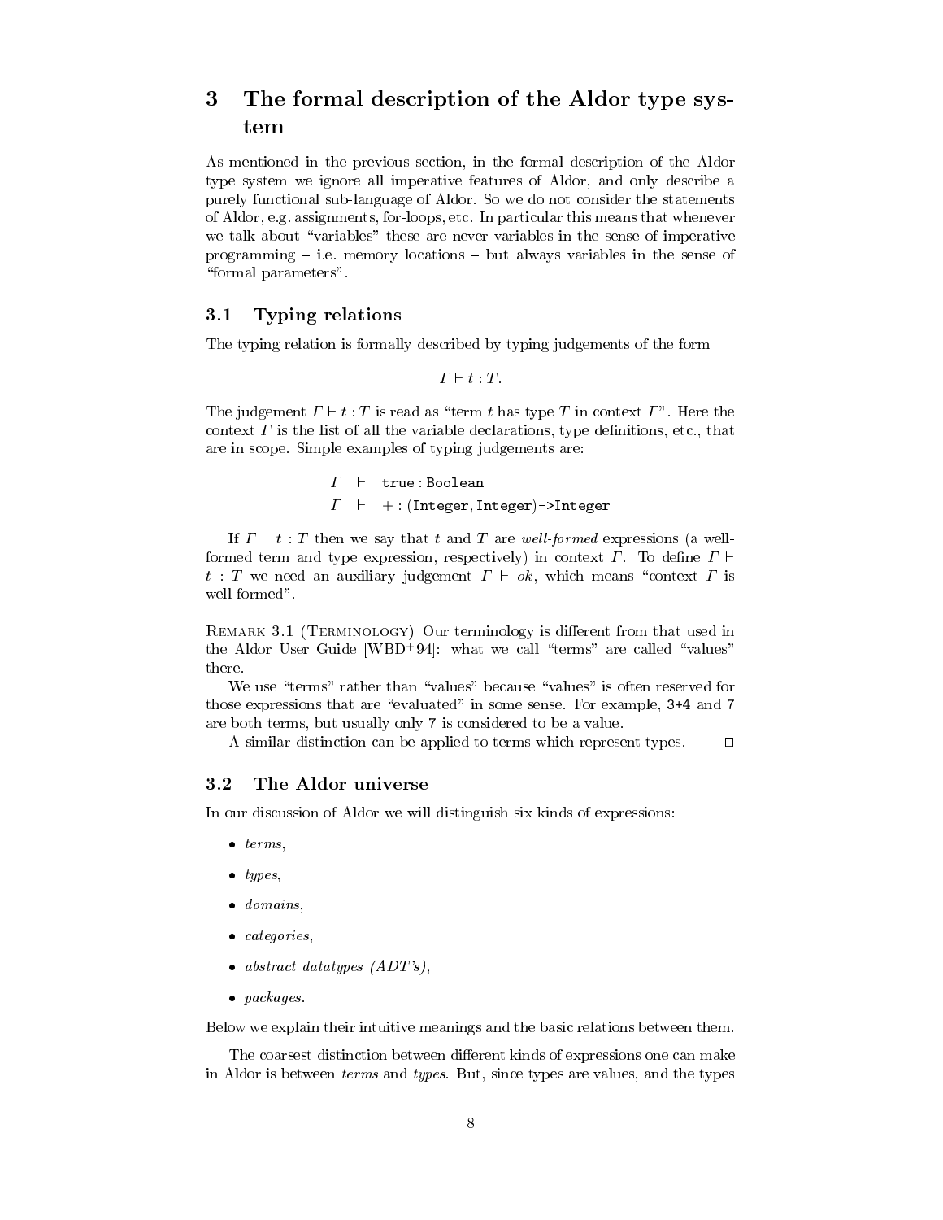# 3 The formal description of the Aldor type system

As mentioned in the previous section, in the formal description of the Aldor type system we ignore all imperative features of Aldor, and only describe a purely functional sub-language of Aldor. So we do not consider the statements of Aldor, e.g. assignments, for-loops, etc. In particular this means that whenever we talk about "variables" these are never variables in the sense of imperative programming – i.e. memory locations – but always variables in the sense of "formal parameters".

## 3.1 Typing relations

The typing relation is formally described by typing judgements of the form

$$\Gamma \vdash t : T.$$

The judgement $\Gamma \vdash t : T$ is read as "term $t$ has type $T$ in context $\Gamma$". Here the context $\Gamma$ is the list of all the variable declarations, type definitions, etc., that are in scope. Simple examples of typing judgements are:

$$\begin{array}{lcl} \Gamma & \vdash & \texttt{true} : \texttt{Boolean} \\ \Gamma & \vdash & + : (\texttt{Integer}, \texttt{Integer})\texttt{->}\texttt{Integer} \end{array}$$

If $\Gamma \vdash t : T$ then we say that $t$ and $T$ are *well-formed* expressions (a well-formed term and type expression, respectively) in context $\Gamma$. To define $\Gamma \vdash t : T$ we need an auxiliary judgement $\Gamma \vdash ok$, which means "context $\Gamma$ is well-formed".

Remark 3.1 (Terminology) Our terminology is different from that used in the Aldor User Guide [WBD+94]: what we call "terms" are called "values" there.

We use "terms" rather than "values" because "values" is often reserved for those expressions that are "evaluated" in some sense. For example, `3+4` and `7` are both terms, but usually only `7` is considered to be a value.

A similar distinction can be applied to terms which represent types. □

## 3.2 The Aldor universe

In our discussion of Aldor we will distinguish six kinds of expressions:

- *terms*,
- *types*,
- *domains*,
- *categories*,
- *abstract datatypes (ADT's)*,
- *packages*.

Below we explain their intuitive meanings and the basic relations between them.

The coarsest distinction between different kinds of expressions one can make in Aldor is between *terms* and *types*. But, since types are values, and the types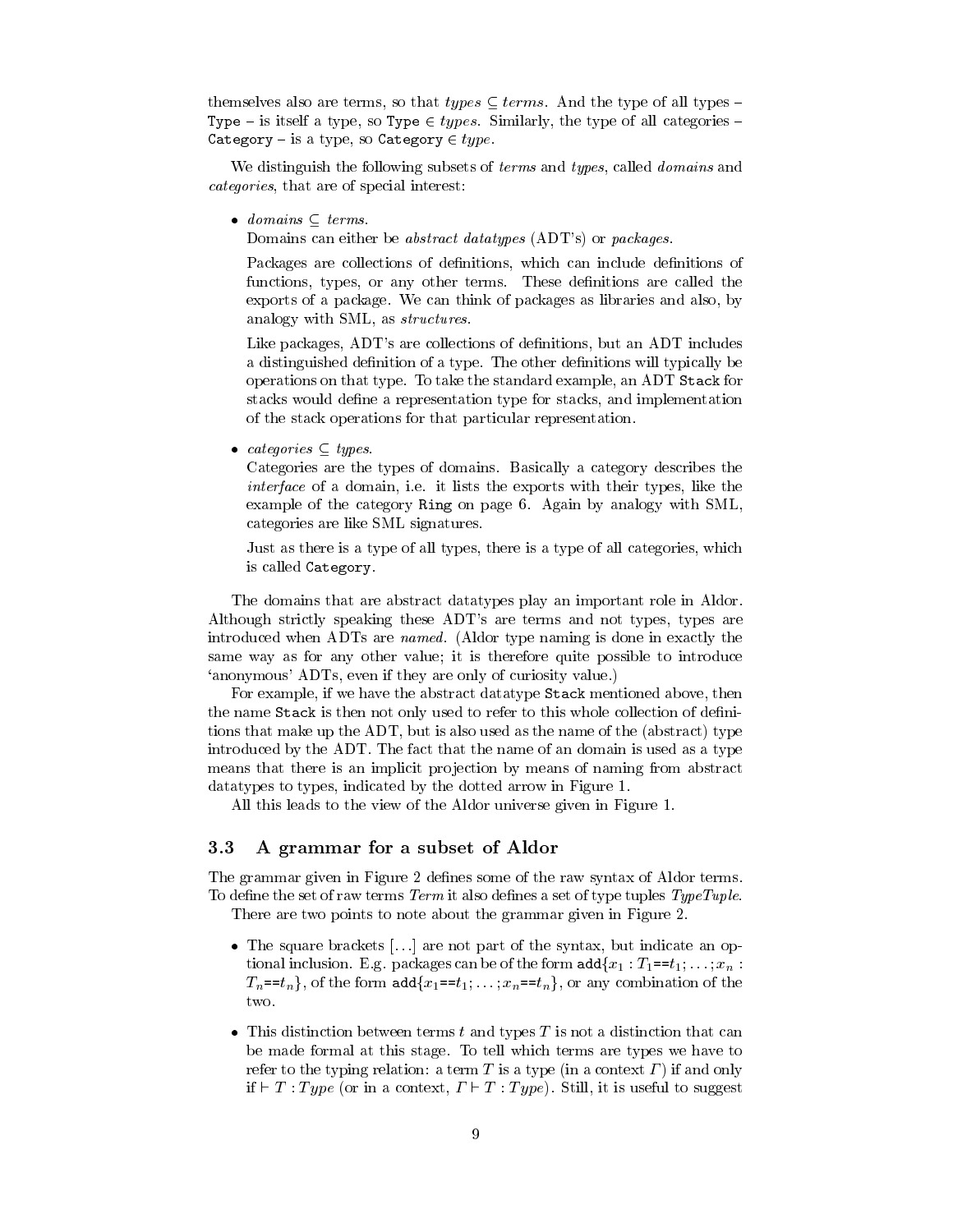themselves also are terms, so that *types* ⊆ *terms*. And the type of all types – `Type` – is itself a type, so `Type` ∈ *types*. Similarly, the type of all categories – `Category` – is a type, so `Category` ∈ *type*.

We distinguish the following subsets of *terms* and *types*, called *domains* and *categories*, that are of special interest:

- *domains* ⊆ *terms*.

  Domains can either be *abstract datatypes* (ADT's) or *packages*.

  Packages are collections of definitions, which can include definitions of functions, types, or any other terms. These definitions are called the exports of a package. We can think of packages as libraries and also, by analogy with SML, as *structures*.

  Like packages, ADT's are collections of definitions, but an ADT includes a distinguished definition of a type. The other definitions will typically be operations on that type. To take the standard example, an ADT `Stack` for stacks would define a representation type for stacks, and implementation of the stack operations for that particular representation.

- *categories* ⊆ *types*.

  Categories are the types of domains. Basically a category describes the *interface* of a domain, i.e. it lists the exports with their types, like the example of the category `Ring` on page 6. Again by analogy with SML, categories are like SML signatures.

  Just as there is a type of all types, there is a type of all categories, which is called `Category`.

The domains that are abstract datatypes play an important role in Aldor. Although strictly speaking these ADT's are terms and not types, types are introduced when ADTs are *named*. (Aldor type naming is done in exactly the same way as for any other value; it is therefore quite possible to introduce 'anonymous' ADTs, even if they are only of curiosity value.)

For example, if we have the abstract datatype `Stack` mentioned above, then the name `Stack` is then not only used to refer to this whole collection of definitions that make up the ADT, but is also used as the name of the (abstract) type introduced by the ADT. The fact that the name of an domain is used as a type means that there is an implicit projection by means of naming from abstract datatypes to types, indicated by the dotted arrow in Figure 1.

All this leads to the view of the Aldor universe given in Figure 1.

### 3.3 A grammar for a subset of Aldor

The grammar given in Figure 2 defines some of the raw syntax of Aldor terms. To define the set of raw terms *Term* it also defines a set of type tuples *TypeTuple*.

There are two points to note about the grammar given in Figure 2.

- The square brackets [...] are not part of the syntax, but indicate an optional inclusion. E.g. packages can be of the form `add`$\{x_1 : T_1$`==`$t_1; \ldots ; x_n : T_n$`==`$t_n\}$, of the form `add`$\{x_1$`==`$t_1; \ldots ; x_n$`==`$t_n\}$, or any combination of the two.

- This distinction between terms $t$ and types $T$ is not a distinction that can be made formal at this stage. To tell which terms are types we have to refer to the typing relation: a term $T$ is a type (in a context $\Gamma$) if and only if $\vdash T : Type$ (or in a context, $\Gamma \vdash T : Type$). Still, it is useful to suggest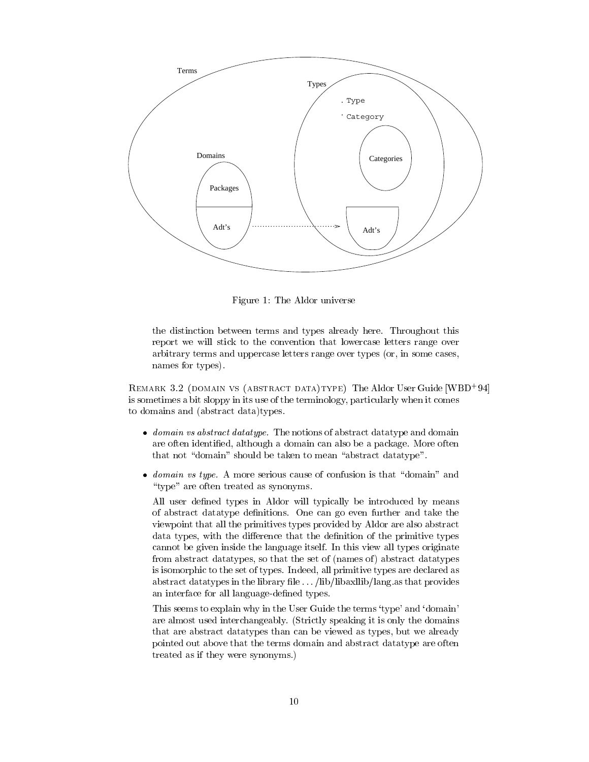Figure 1: The Aldor universe

the distinction between terms and types already here. Throughout this report we will stick to the convention that lowercase letters range over arbitrary terms and uppercase letters range over types (or, in some cases, names for types).

REMARK 3.2 (DOMAIN VS (ABSTRACT DATA)TYPE) The Aldor User Guide [WBD+94] is sometimes a bit sloppy in its use of the terminology, particularly when it comes to domains and (abstract data)types.

- *domain vs abstract datatype.* The notions of abstract datatype and domain are often identified, although a domain can also be a package. More often that not "domain" should be taken to mean "abstract datatype".
- *domain vs type.* A more serious cause of confusion is that "domain" and "type" are often treated as synonyms.

  All user defined types in Aldor will typically be introduced by means of abstract datatype definitions. One can go even further and take the viewpoint that all the primitives types provided by Aldor are also abstract data types, with the difference that the definition of the primitive types cannot be given inside the language itself. In this view all types originate from abstract datatypes, so that the set of (names of) abstract datatypes is isomorphic to the set of types. Indeed, all primitive types are declared as abstract datatypes in the library file . . . /lib/libaxllib/lang.as that provides an interface for all language-defined types.

  This seems to explain why in the User Guide the terms 'type' and 'domain' are almost used interchangeably. (Strictly speaking it is only the domains that are abstract datatypes than can be viewed as types, but we already pointed out above that the terms domain and abstract datatype are often treated as if they were synonyms.)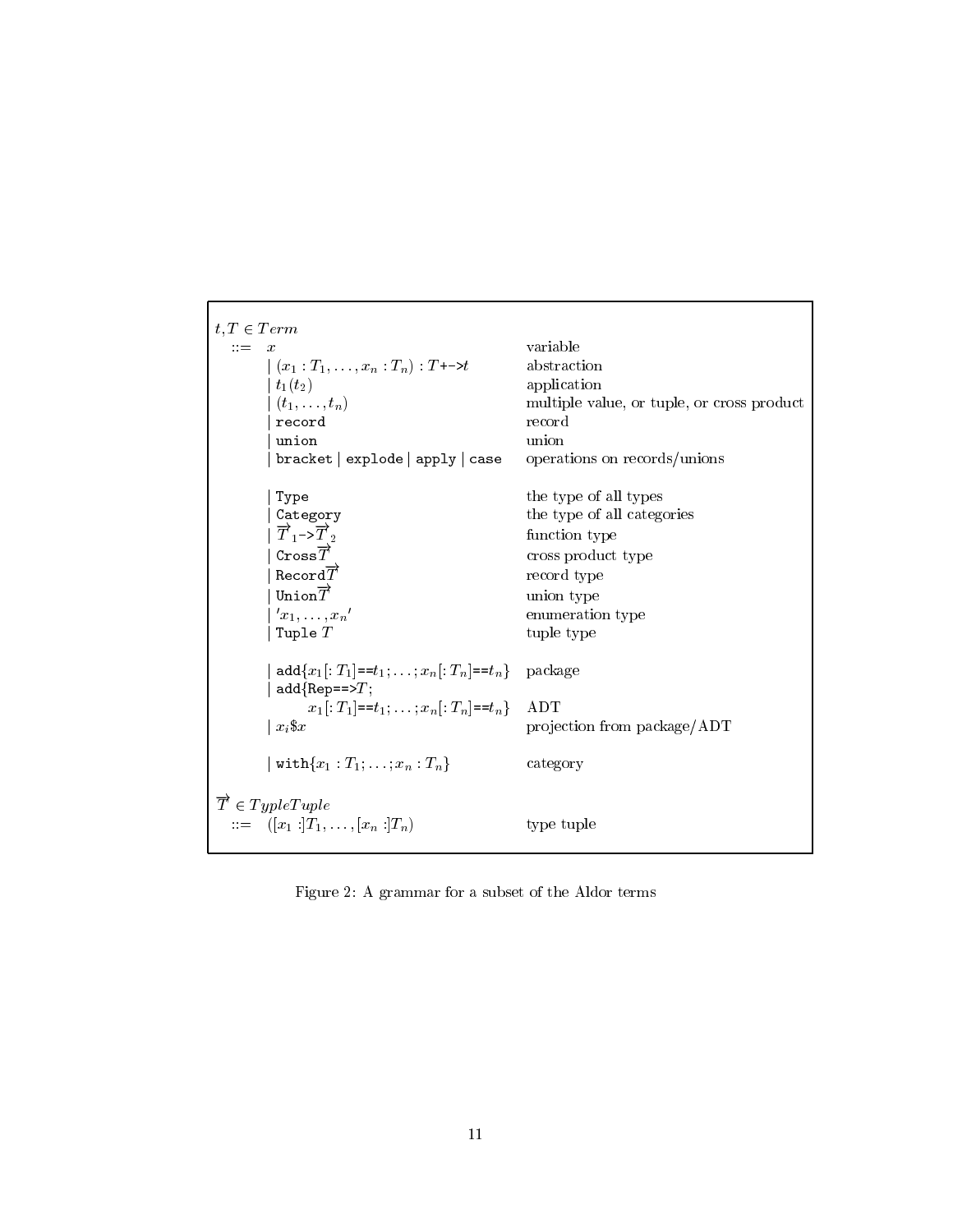| Grammar | Description |
|---|---|
| $t, T \in Term$ | |
| ::= $x$ | variable |
| $\mid (x_1 : T_1, \ldots, x_n : T_n) : T$ `+->` $t$ | abstraction |
| $\mid t_1(t_2)$ | application |
| $\mid (t_1, \ldots, t_n)$ | multiple value, or tuple, or cross product |
| $\mid$ `record` | record |
| $\mid$ `union` | union |
| $\mid$ `bracket` $\mid$ `explode` $\mid$ `apply` $\mid$ `case` | operations on records/unions |
| $\mid$ `Type` | the type of all types |
| $\mid$ `Category` | the type of all categories |
| $\mid \overrightarrow{T}_1$ `->` $\overrightarrow{T}_2$ | function type |
| $\mid$ `Cross` $\overrightarrow{T}$ | cross product type |
| $\mid$ `Record` $\overrightarrow{T}$ | record type |
| $\mid$ `Union` $\overrightarrow{T}$ | union type |
| $\mid {}'x_1, \ldots, x_n{}'$ | enumeration type |
| $\mid$ `Tuple` $T$ | tuple type |
| $\mid$ `add` $\{x_1 [: T_1]$ `==` $t_1; \ldots; x_n [: T_n]$ `==` $t_n\}$ | package |
| $\mid$ `add` $\{$ `Rep==>` $T;$ $x_1 [: T_1]$ `==` $t_1; \ldots; x_n [: T_n]$ `==` $t_n\}$ | ADT |
| $\mid x_i \$ x$ | projection from package/ADT |
| $\mid$ `with` $\{x_1 : T_1; \ldots; x_n : T_n\}$ | category |
| $\overrightarrow{T} \in TypleTuple$ | |
| ::= $([x_1 :]T_1, \ldots, [x_n :]T_n)$ | type tuple |

Figure 2: A grammar for a subset of the Aldor terms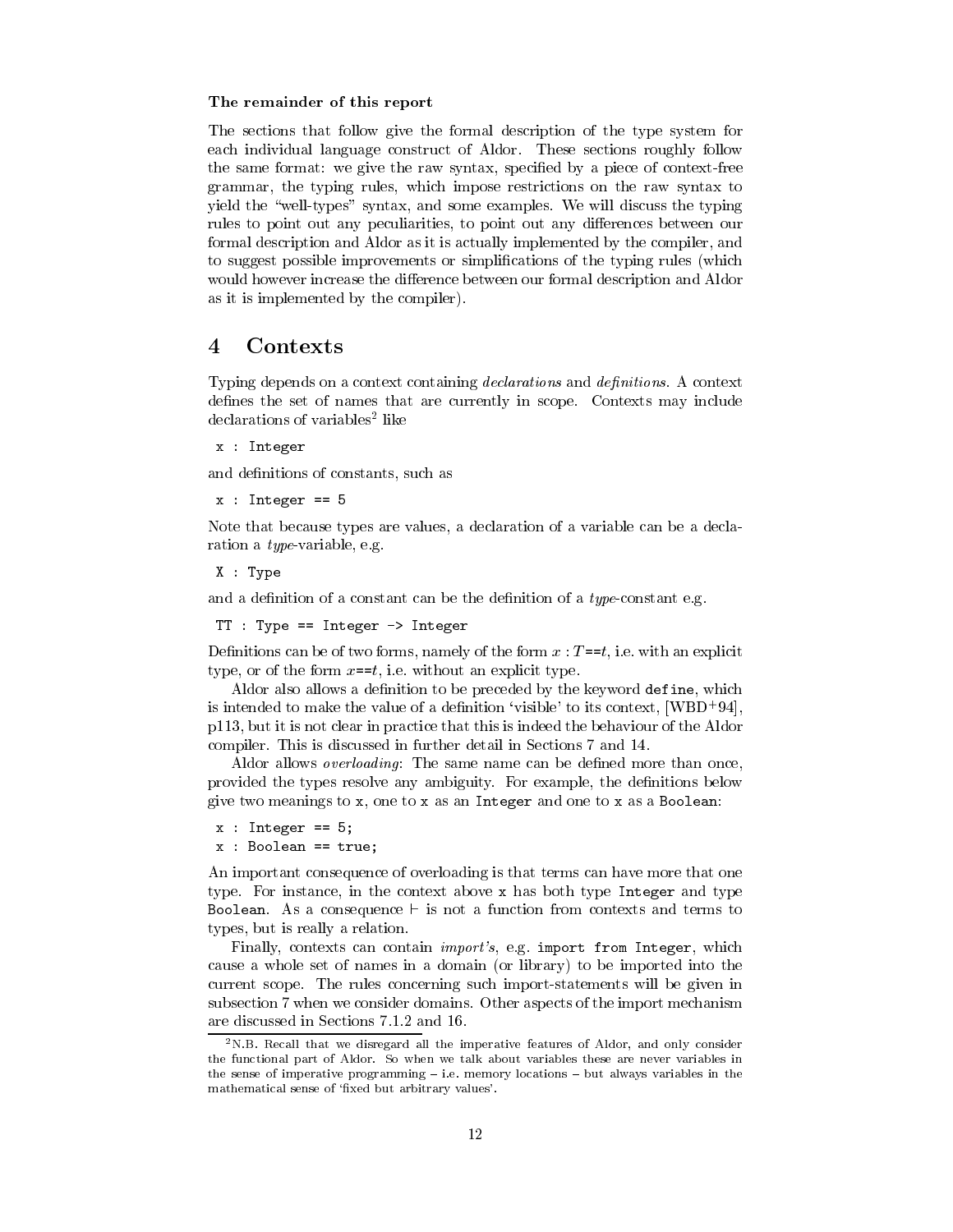**The remainder of this report**

The sections that follow give the formal description of the type system for each individual language construct of Aldor. These sections roughly follow the same format: we give the raw syntax, specified by a piece of context-free grammar, the typing rules, which impose restrictions on the raw syntax to yield the "well-types" syntax, and some examples. We will discuss the typing rules to point out any peculiarities, to point out any differences between our formal description and Aldor as it is actually implemented by the compiler, and to suggest possible improvements or simplifications of the typing rules (which would however increase the difference between our formal description and Aldor as it is implemented by the compiler).

# 4 Contexts

Typing depends on a context containing *declarations* and *definitions*. A context defines the set of names that are currently in scope. Contexts may include declarations of variables[2] like

```
x : Integer
```

and definitions of constants, such as

```
x : Integer == 5
```

Note that because types are values, a declaration of a variable can be a declaration a *type*-variable, e.g.

```
X : Type
```

and a definition of a constant can be the definition of a *type*-constant e.g.

```
TT : Type == Integer -> Integer
```

Definitions can be of two forms, namely of the form $x : T$==$t$, i.e. with an explicit type, or of the form $x$==$t$, i.e. without an explicit type.

Aldor also allows a definition to be preceded by the keyword `define`, which is intended to make the value of a definition 'visible' to its context, [WBD+94], p113, but it is not clear in practice that this is indeed the behaviour of the Aldor compiler. This is discussed in further detail in Sections 7 and 14.

Aldor allows *overloading*: The same name can be defined more than once, provided the types resolve any ambiguity. For example, the definitions below give two meanings to `x`, one to `x` as an `Integer` and one to `x` as a `Boolean`:

```
x : Integer == 5;
x : Boolean == true;
```

An important consequence of overloading is that terms can have more that one type. For instance, in the context above `x` has both type `Integer` and type `Boolean`. As a consequence $\vdash$ is not a function from contexts and terms to types, but is really a relation.

Finally, contexts can contain *import's*, e.g. `import from Integer`, which cause a whole set of names in a domain (or library) to be imported into the current scope. The rules concerning such import-statements will be given in subsection 7 when we consider domains. Other aspects of the import mechanism are discussed in Sections 7.1.2 and 16.

[2] N.B. Recall that we disregard all the imperative features of Aldor, and only consider the functional part of Aldor. So when we talk about variables these are never variables in the sense of imperative programming – i.e. memory locations – but always variables in the mathematical sense of 'fixed but arbitrary values'.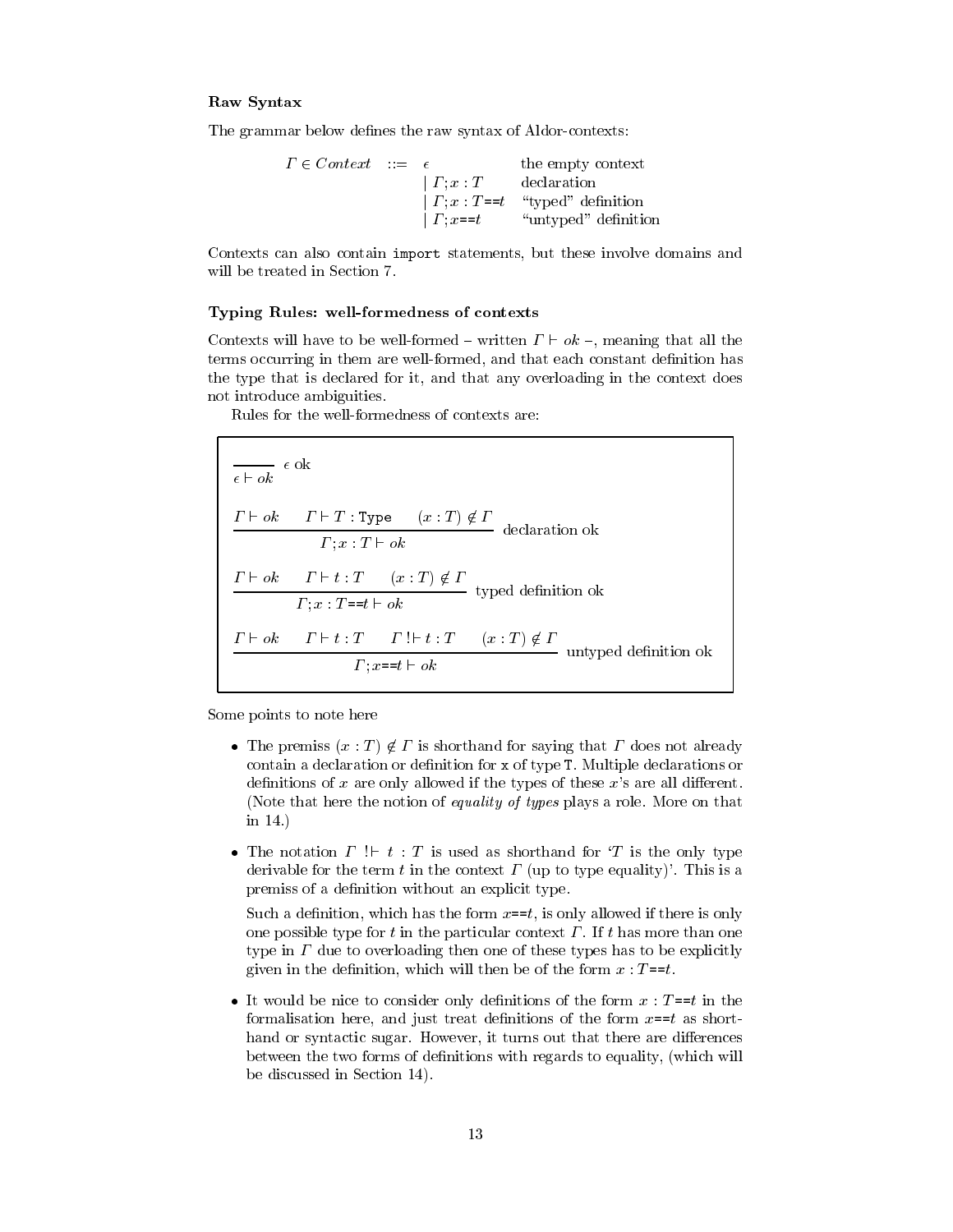### Raw Syntax

The grammar below defines the raw syntax of Aldor-contexts:

$$
\begin{array}{rcll}
\Gamma \in \mathit{Context} & ::= & \epsilon & \text{the empty context} \\
 & | & \Gamma; x : T & \text{declaration} \\
 & | & \Gamma; x : T \texttt{==} t & \text{``typed'' definition} \\
 & | & \Gamma; x \texttt{==} t & \text{``untyped'' definition}
\end{array}
$$

Contexts can also contain `import` statements, but these involve domains and will be treated in Section 7.

### Typing Rules: well-formedness of contexts

Contexts will have to be well-formed – written $\Gamma \vdash ok$ –, meaning that all the terms occurring in them are well-formed, and that each constant definition has the type that is declared for it, and that any overloading in the context does not introduce ambiguities.

Rules for the well-formedness of contexts are:

$$
\frac{}{\epsilon \vdash ok}\ \epsilon\ \text{ok}
$$

$$
\frac{\Gamma \vdash ok \qquad \Gamma \vdash T : \texttt{Type} \qquad (x : T) \notin \Gamma}{\Gamma; x : T \vdash ok}\ \text{declaration ok}
$$

$$
\frac{\Gamma \vdash ok \qquad \Gamma \vdash t : T \qquad (x : T) \notin \Gamma}{\Gamma; x : T \texttt{==} t \vdash ok}\ \text{typed definition ok}
$$

$$
\frac{\Gamma \vdash ok \qquad \Gamma \vdash t : T \qquad \Gamma \ !\!\vdash t : T \qquad (x : T) \notin \Gamma}{\Gamma; x \texttt{==} t \vdash ok}\ \text{untyped definition ok}
$$

Some points to note here

- The premiss $(x : T) \notin \Gamma$ is shorthand for saying that $\Gamma$ does not already contain a declaration or definition for `x` of type `T`. Multiple declarations or definitions of $x$ are only allowed if the types of these $x$'s are all different. (Note that here the notion of *equality of types* plays a role. More on that in 14.)

- The notation $\Gamma \ !\!\vdash t : T$ is used as shorthand for '$T$ is the only type derivable for the term $t$ in the context $\Gamma$ (up to type equality)'. This is a premiss of a definition without an explicit type.

  Such a definition, which has the form $x \texttt{==} t$, is only allowed if there is only one possible type for $t$ in the particular context $\Gamma$. If $t$ has more than one type in $\Gamma$ due to overloading then one of these types has to be explicitly given in the definition, which will then be of the form $x : T \texttt{==} t$.

- It would be nice to consider only definitions of the form $x : T \texttt{==} t$ in the formalisation here, and just treat definitions of the form $x \texttt{==} t$ as shorthand or syntactic sugar. However, it turns out that there are differences between the two forms of definitions with regards to equality, (which will be discussed in Section 14).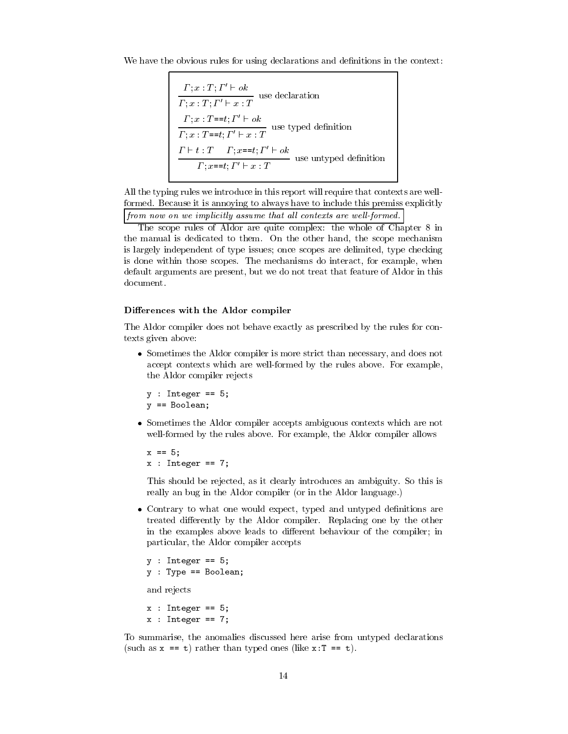We have the obvious rules for using declarations and definitions in the context:

$$\frac{\Gamma; x : T; \Gamma' \vdash ok}{\Gamma; x : T; \Gamma' \vdash x : T} \text{ use declaration}$$

$$\frac{\Gamma; x : T\texttt{==}t; \Gamma' \vdash ok}{\Gamma; x : T\texttt{==}t; \Gamma' \vdash x : T} \text{ use typed definition}$$

$$\frac{\Gamma \vdash t : T \qquad \Gamma; x\texttt{==}t; \Gamma' \vdash ok}{\Gamma; x\texttt{==}t; \Gamma' \vdash x : T} \text{ use untyped definition}$$

All the typing rules we introduce in this report will require that contexts are well-formed. Because it is annoying to always have to include this premiss explicitly *from now on we implicitly assume that all contexts are well-formed.*

The scope rules of Aldor are quite complex: the whole of Chapter 8 in the manual is dedicated to them. On the other hand, the scope mechanism is largely independent of type issues; once scopes are delimited, type checking is done within those scopes. The mechanisms do interact, for example, when default arguments are present, but we do not treat that feature of Aldor in this document.

#### Differences with the Aldor compiler

The Aldor compiler does not behave exactly as prescribed by the rules for contexts given above:

- Sometimes the Aldor compiler is more strict than necessary, and does not accept contexts which are well-formed by the rules above. For example, the Aldor compiler rejects

  ```
  y : Integer == 5;
  y == Boolean;
  ```

- Sometimes the Aldor compiler accepts ambiguous contexts which are not well-formed by the rules above. For example, the Aldor compiler allows

  ```
  x == 5;
  x : Integer == 7;
  ```

  This should be rejected, as it clearly introduces an ambiguity. So this is really an bug in the Aldor compiler (or in the Aldor language.)

- Contrary to what one would expect, typed and untyped definitions are treated differently by the Aldor compiler. Replacing one by the other in the examples above leads to different behaviour of the compiler; in particular, the Aldor compiler accepts

  ```
  y : Integer == 5;
  y : Type == Boolean;
  ```

  and rejects

  ```
  x : Integer == 5;
  x : Integer == 7;
  ```

To summarise, the anomalies discussed here arise from untyped declarations (such as `x == t`) rather than typed ones (like `x:T == t`).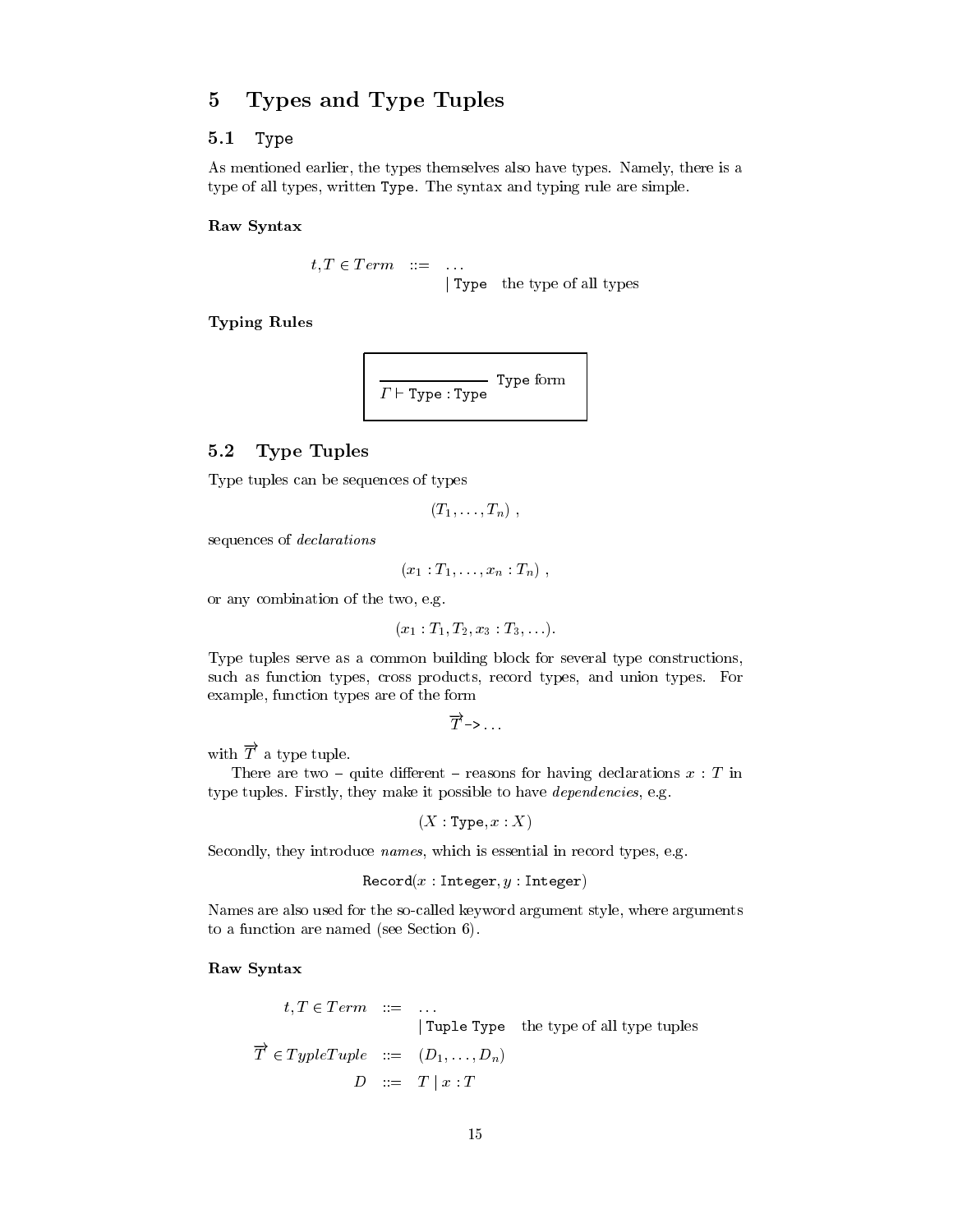# 5 Types and Type Tuples

## 5.1 `Type`

As mentioned earlier, the types themselves also have types. Namely, there is a type of all types, written `Type`. The syntax and typing rule are simple.

### Raw Syntax

$$
\begin{array}{rcll}
t, T \in \mathit{Term} & ::= & \ldots & \\
& & \mid \texttt{Type} & \text{the type of all types}
\end{array}
$$

### Typing Rules

$$
\frac{}{\Gamma \vdash \texttt{Type} : \texttt{Type}} \; \texttt{Type} \text{ form}
$$

## 5.2 Type Tuples

Type tuples can be sequences of types

$$(T_1, \ldots, T_n) \ ,$$

sequences of *declarations*

$$(x_1 : T_1, \ldots, x_n : T_n) \ ,$$

or any combination of the two, e.g.

$$(x_1 : T_1, T_2, x_3 : T_3, \ldots).$$

Type tuples serve as a common building block for several type constructions, such as function types, cross products, record types, and union types. For example, function types are of the form

$$\overrightarrow{T} \texttt{->} \ldots$$

with $\overrightarrow{T}$ a type tuple.

There are two – quite different – reasons for having declarations $x : T$ in type tuples. Firstly, they make it possible to have *dependencies*, e.g.

$$(X : \texttt{Type}, x : X)$$

Secondly, they introduce *names*, which is essential in record types, e.g.

$$\texttt{Record}(x : \texttt{Integer}, y : \texttt{Integer})$$

Names are also used for the so-called keyword argument style, where arguments to a function are named (see Section 6).

### Raw Syntax

$$
\begin{array}{rcll}
t, T \in \mathit{Term} & ::= & \ldots & \\
& & \mid \texttt{Tuple Type} & \text{the type of all type tuples} \\
\overrightarrow{T} \in \mathit{TypleTuple} & ::= & (D_1, \ldots, D_n) & \\
D & ::= & T \mid x : T &
\end{array}
$$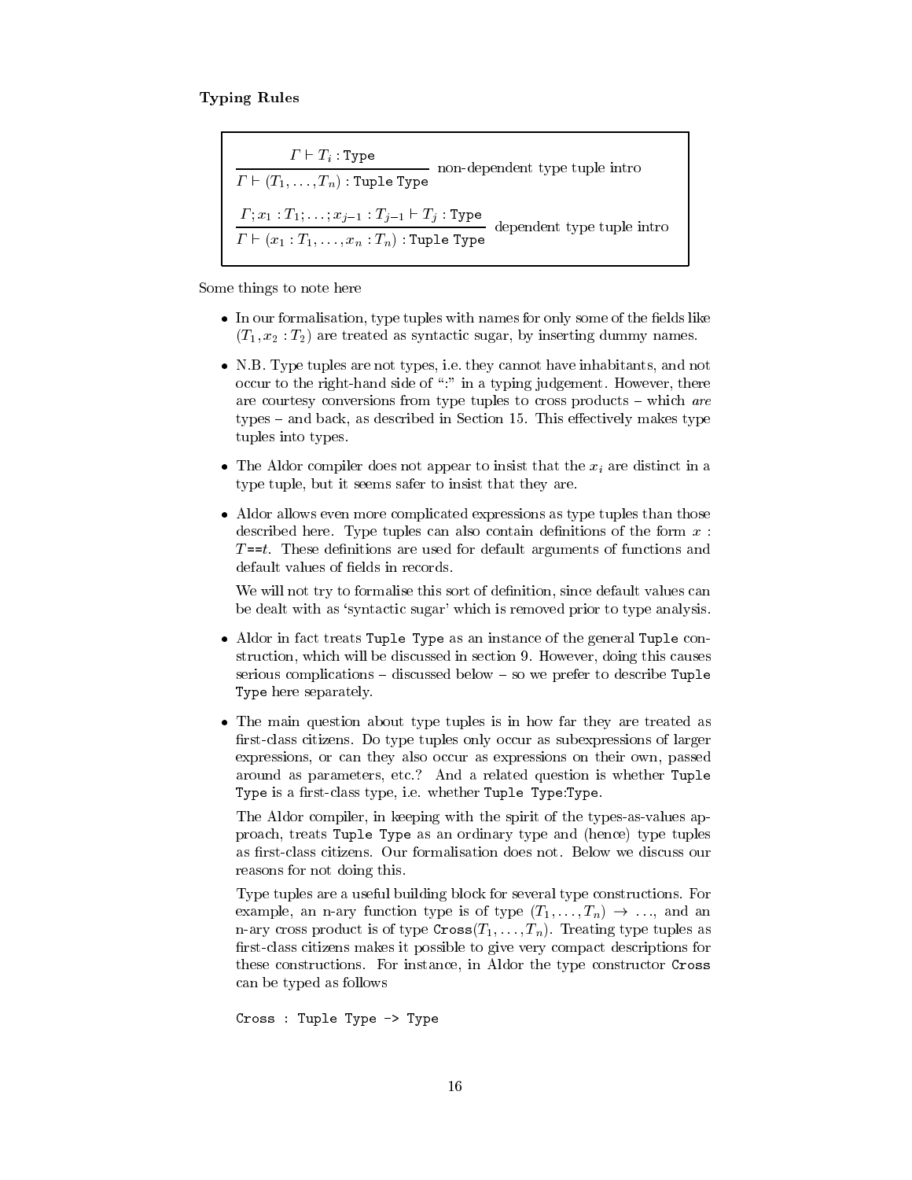**Typing Rules**

$$\frac{\Gamma \vdash T_i : \texttt{Type}}{\Gamma \vdash (T_1, \ldots, T_n) : \texttt{Tuple Type}} \text{ non-dependent type tuple intro}$$

$$\frac{\Gamma ; x_1 : T_1 ; \ldots ; x_{j-1} : T_{j-1} \vdash T_j : \texttt{Type}}{\Gamma \vdash (x_1 : T_1, \ldots, x_n : T_n) : \texttt{Tuple Type}} \text{ dependent type tuple intro}$$

Some things to note here

- In our formalisation, type tuples with names for only some of the fields like $(T_1, x_2 : T_2)$ are treated as syntactic sugar, by inserting dummy names.
- N.B. Type tuples are not types, i.e. they cannot have inhabitants, and not occur to the right-hand side of ":" in a typing judgement. However, there are courtesy conversions from type tuples to cross products – which *are* types – and back, as described in Section 15. This effectively makes type tuples into types.
- The Aldor compiler does not appear to insist that the $x_i$ are distinct in a type tuple, but it seems safer to insist that they are.
- Aldor allows even more complicated expressions as type tuples than those described here. Type tuples can also contain definitions of the form $x : T$==$t$. These definitions are used for default arguments of functions and default values of fields in records.

  We will not try to formalise this sort of definition, since default values can be dealt with as 'syntactic sugar' which is removed prior to type analysis.
- Aldor in fact treats `Tuple Type` as an instance of the general `Tuple` construction, which will be discussed in section 9. However, doing this causes serious complications – discussed below – so we prefer to describe `Tuple Type` here separately.
- The main question about type tuples is in how far they are treated as first-class citizens. Do type tuples only occur as subexpressions of larger expressions, or can they also occur as expressions on their own, passed around as parameters, etc.? And a related question is whether `Tuple Type` is a first-class type, i.e. whether `Tuple Type:Type`.

  The Aldor compiler, in keeping with the spirit of the types-as-values approach, treats `Tuple Type` as an ordinary type and (hence) type tuples as first-class citizens. Our formalisation does not. Below we discuss our reasons for not doing this.

  Type tuples are a useful building block for several type constructions. For example, an n-ary function type is of type $(T_1, \ldots, T_n) \to \ldots$, and an n-ary cross product is of type $\texttt{Cross}(T_1, \ldots, T_n)$. Treating type tuples as first-class citizens makes it possible to give very compact descriptions for these constructions. For instance, in Aldor the type constructor `Cross` can be typed as follows

```
Cross : Tuple Type -> Type
```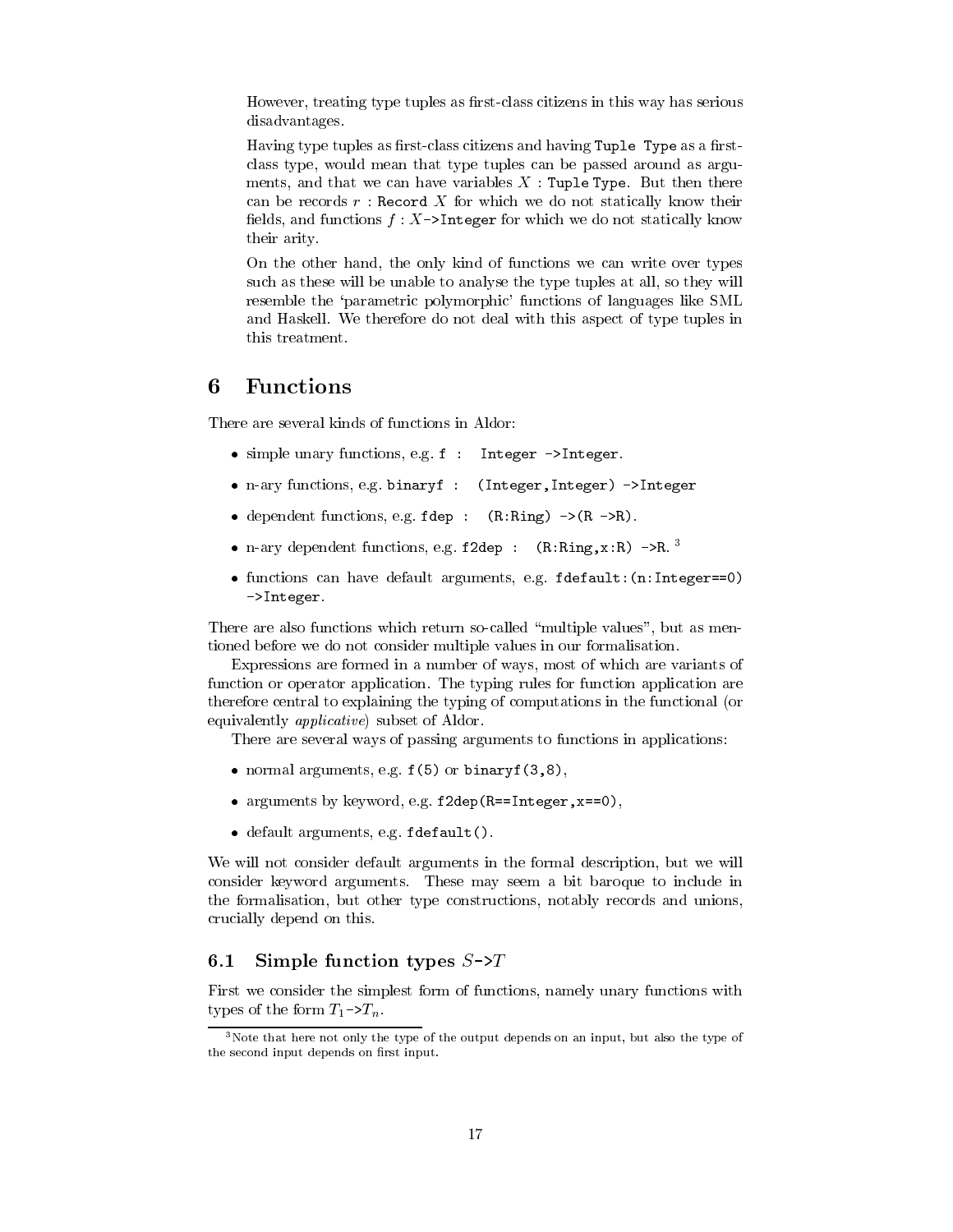However, treating type tuples as first-class citizens in this way has serious disadvantages.

Having type tuples as first-class citizens and having `Tuple Type` as a first-class type, would mean that type tuples can be passed around as arguments, and that we can have variables $X$ : `Tuple Type`. But then there can be records $r$ : `Record` $X$ for which we do not statically know their fields, and functions $f : X$`->Integer` for which we do not statically know their arity.

On the other hand, the only kind of functions we can write over types such as these will be unable to analyse the type tuples at all, so they will resemble the 'parametric polymorphic' functions of languages like SML and Haskell. We therefore do not deal with this aspect of type tuples in this treatment.

# 6 Functions

There are several kinds of functions in Aldor:

- simple unary functions, e.g. `f : Integer ->Integer`.
- n-ary functions, e.g. `binaryf : (Integer,Integer) ->Integer`
- dependent functions, e.g. `fdep : (R:Ring) ->(R ->R)`.
- n-ary dependent functions, e.g. `f2dep : (R:Ring,x:R) ->R`. [3]
- functions can have default arguments, e.g. `fdefault:(n:Integer==0) ->Integer`.

There are also functions which return so-called "multiple values", but as mentioned before we do not consider multiple values in our formalisation.

Expressions are formed in a number of ways, most of which are variants of function or operator application. The typing rules for function application are therefore central to explaining the typing of computations in the functional (or equivalently *applicative*) subset of Aldor.

There are several ways of passing arguments to functions in applications:

- normal arguments, e.g. `f(5)` or `binaryf(3,8)`,
- arguments by keyword, e.g. `f2dep(R==Integer,x==0)`,
- default arguments, e.g. `fdefault()`.

We will not consider default arguments in the formal description, but we will consider keyword arguments. These may seem a bit baroque to include in the formalisation, but other type constructions, notably records and unions, crucially depend on this.

## 6.1 Simple function types $S$->$T$

First we consider the simplest form of functions, namely unary functions with types of the form $T_1$->$T_n$.

[3] Note that here not only the type of the output depends on an input, but also the type of the second input depends on first input.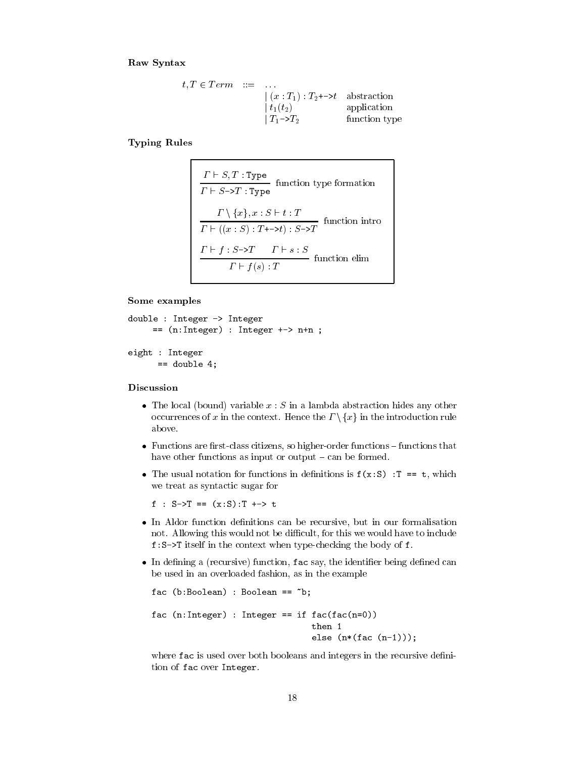**Raw Syntax**

$$
\begin{array}{llll}
t, T \in Term & ::= & \ldots & \\
 & & \mid (x : T_1) : T_2\texttt{+->}t & \text{abstraction} \\
 & & \mid t_1(t_2) & \text{application} \\
 & & \mid T_1\texttt{->}T_2 & \text{function type}
\end{array}
$$

**Typing Rules**

$$
\frac{\Gamma \vdash S, T : \texttt{Type}}{\Gamma \vdash S\texttt{->}T : \texttt{Type}} \text{ function type formation}
$$

$$
\frac{\Gamma \setminus \{x\}, x : S \vdash t : T}{\Gamma \vdash ((x : S) : T\texttt{+->}t) : S\texttt{->}T} \text{ function intro}
$$

$$
\frac{\Gamma \vdash f : S\texttt{->}T \qquad \Gamma \vdash s : S}{\Gamma \vdash f(s) : T} \text{ function elim}
$$

**Some examples**

```
double : Integer -> Integer
     == (n:Integer) : Integer +-> n+n ;

eight : Integer
      == double 4;
```

**Discussion**

- The local (bound) variable $x : S$ in a lambda abstraction hides any other occurrences of $x$ in the context. Hence the $\Gamma \setminus \{x\}$ in the introduction rule above.
- Functions are first-class citizens, so higher-order functions – functions that have other functions as input or output – can be formed.
- The usual notation for functions in definitions is `f(x:S) :T == t`, which we treat as syntactic sugar for

  `f : S->T == (x:S):T +-> t`

- In Aldor function definitions can be recursive, but in our formalisation not. Allowing this would not be difficult, for this we would have to include `f:S->T` itself in the context when type-checking the body of `f`.
- In defining a (recursive) function, `fac` say, the identifier being defined can be used in an overloaded fashion, as in the example

  ```
  fac (b:Boolean) : Boolean == ~b;

  fac (n:Integer) : Integer == if fac(fac(n=0))
                                 then 1
                                 else (n*(fac (n-1)));
  ```

  where `fac` is used over both booleans and integers in the recursive definition of `fac` over `Integer`.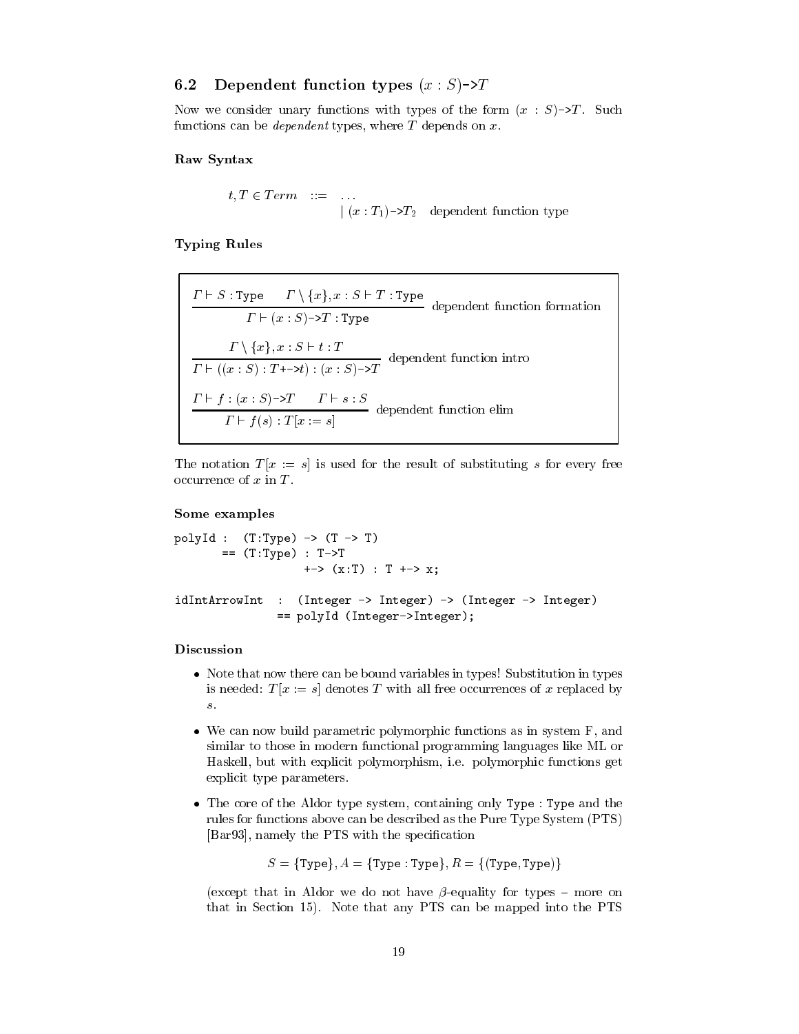### 6.2 Dependent function types $(x : S)$->$T$

Now we consider unary functions with types of the form $(x : S)$->$T$. Such functions can be *dependent* types, where $T$ depends on $x$.

#### Raw Syntax

$$
\begin{array}{lll}
t, T \in \mathit{Term} & ::= & \ldots \\
& | & (x : T_1)\texttt{->}T_2 \quad \text{dependent function type}
\end{array}
$$

#### Typing Rules

$$
\frac{\Gamma \vdash S : \texttt{Type} \qquad \Gamma \setminus \{x\}, x : S \vdash T : \texttt{Type}}{\Gamma \vdash (x : S)\texttt{->}T : \texttt{Type}} \text{ dependent function formation}
$$

$$
\frac{\Gamma \setminus \{x\}, x : S \vdash t : T}{\Gamma \vdash ((x : S) : T \texttt{+->} t) : (x : S)\texttt{->}T} \text{ dependent function intro}
$$

$$
\frac{\Gamma \vdash f : (x : S)\texttt{->}T \qquad \Gamma \vdash s : S}{\Gamma \vdash f(s) : T[x := s]} \text{ dependent function elim}
$$

The notation $T[x := s]$ is used for the result of substituting $s$ for every free occurrence of $x$ in $T$.

#### Some examples

```
polyId :  (T:Type) -> (T -> T)
       == (T:Type) : T->T
                  +-> (x:T) : T +-> x;

idIntArrowInt  :  (Integer -> Integer) -> (Integer -> Integer)
               == polyId (Integer->Integer);
```

#### Discussion

- Note that now there can be bound variables in types! Substitution in types is needed: $T[x := s]$ denotes $T$ with all free occurrences of $x$ replaced by $s$.
- We can now build parametric polymorphic functions as in system F, and similar to those in modern functional programming languages like ML or Haskell, but with explicit polymorphism, i.e. polymorphic functions get explicit type parameters.
- The core of the Aldor type system, containing only `Type : Type` and the rules for functions above can be described as the Pure Type System (PTS) [Bar93], namely the PTS with the specification

  $$S = \{\texttt{Type}\}, A = \{\texttt{Type} : \texttt{Type}\}, R = \{(\texttt{Type}, \texttt{Type})\}$$

  (except that in Aldor we do not have $\beta$-equality for types – more on that in Section 15). Note that any PTS can be mapped into the PTS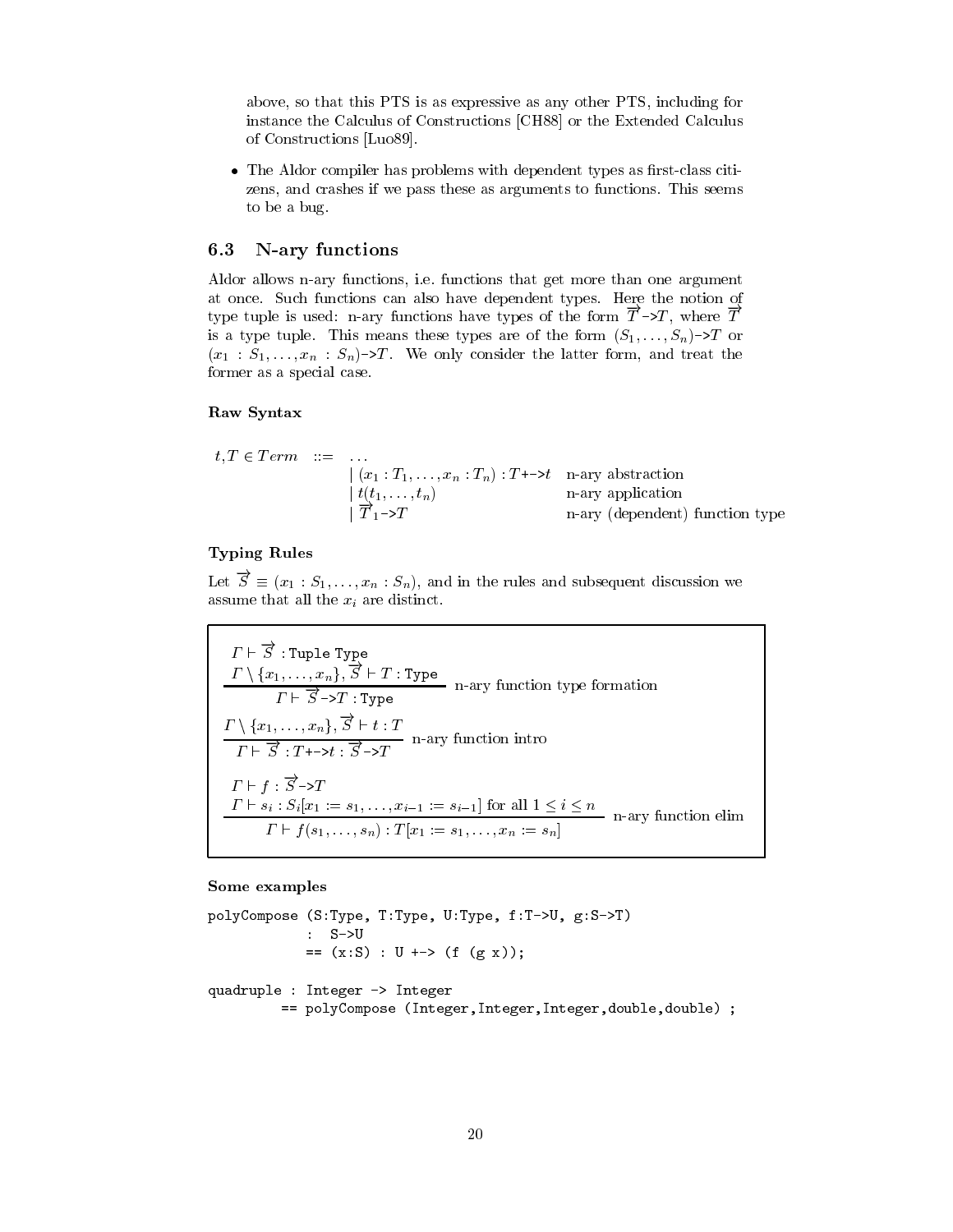above, so that this PTS is as expressive as any other PTS, including for instance the Calculus of Constructions [CH88] or the Extended Calculus of Constructions [Luo89].

- The Aldor compiler has problems with dependent types as first-class citizens, and crashes if we pass these as arguments to functions. This seems to be a bug.

## 6.3 N-ary functions

Aldor allows n-ary functions, i.e. functions that get more than one argument at once. Such functions can also have dependent types. Here the notion of type tuple is used: n-ary functions have types of the form $\overrightarrow{T}$`->`$T$, where $\overrightarrow{T}$ is a type tuple. This means these types are of the form $(S_1, \ldots, S_n)$`->`$T$ or $(x_1 : S_1, \ldots, x_n : S_n)$`->`$T$. We only consider the latter form, and treat the former as a special case.

**Raw Syntax**

$$
\begin{array}{lll}
t, T \in Term & ::= & \ldots \\
& \mid (x_1 : T_1, \ldots, x_n : T_n) : T \texttt{+->} t & \text{n-ary abstraction} \\
& \mid t(t_1, \ldots, t_n) & \text{n-ary application} \\
& \mid \overrightarrow{T}_1 \texttt{->} T & \text{n-ary (dependent) function type}
\end{array}
$$

**Typing Rules**

Let $\overrightarrow{S} \equiv (x_1 : S_1, \ldots, x_n : S_n)$, and in the rules and subsequent discussion we assume that all the $x_i$ are distinct.

$$
\frac{\Gamma \vdash \overrightarrow{S} : \texttt{Tuple Type} \qquad \Gamma \setminus \{x_1, \ldots, x_n\}, \overrightarrow{S} \vdash T : \texttt{Type}}{\Gamma \vdash \overrightarrow{S} \texttt{->} T : \texttt{Type}} \text{ n-ary function type formation}
$$

$$
\frac{\Gamma \setminus \{x_1, \ldots, x_n\}, \overrightarrow{S} \vdash t : T}{\Gamma \vdash \overrightarrow{S} : T \texttt{+->} t : \overrightarrow{S} \texttt{->} T} \text{ n-ary function intro}
$$

$$
\frac{\Gamma \vdash f : \overrightarrow{S} \texttt{->} T \qquad \Gamma \vdash s_i : S_i[x_1 := s_1, \ldots, x_{i-1} := s_{i-1}] \text{ for all } 1 \leq i \leq n}{\Gamma \vdash f(s_1, \ldots, s_n) : T[x_1 := s_1, \ldots, x_n := s_n]} \text{ n-ary function elim}
$$

**Some examples**

```
polyCompose (S:Type, T:Type, U:Type, f:T->U, g:S->T)
            :  S->U
            == (x:S) : U +-> (f (g x));

quadruple : Integer -> Integer
        == polyCompose (Integer,Integer,Integer,double,double) ;
```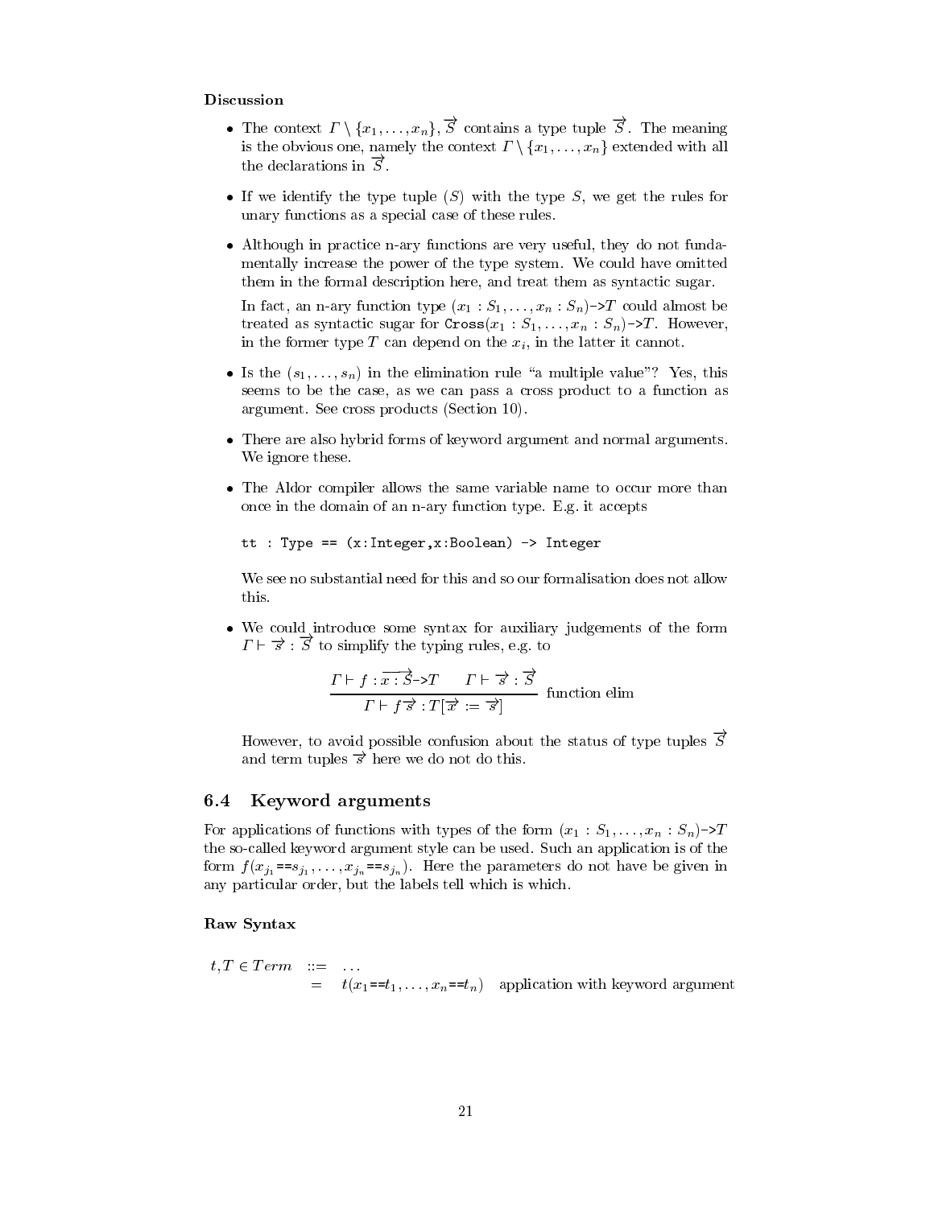**Discussion**

- The context $\Gamma \setminus \{x_1, \ldots, x_n\}, \overrightarrow{S}$ contains a type tuple $\overrightarrow{S}$. The meaning is the obvious one, namely the context $\Gamma \setminus \{x_1, \ldots, x_n\}$ extended with all the declarations in $\overrightarrow{S}$.

- If we identify the type tuple $(S)$ with the type $S$, we get the rules for unary functions as a special case of these rules.

- Although in practice n-ary functions are very useful, they do not fundamentally increase the power of the type system. We could have omitted them in the formal description here, and treat them as syntactic sugar.

  In fact, an n-ary function type $(x_1 : S_1, \ldots, x_n : S_n)$`->`$T$ could almost be treated as syntactic sugar for `Cross`$(x_1 : S_1, \ldots, x_n : S_n)$`->`$T$. However, in the former type $T$ can depend on the $x_i$, in the latter it cannot.

- Is the $(s_1, \ldots, s_n)$ in the elimination rule "a multiple value"? Yes, this seems to be the case, as we can pass a cross product to a function as argument. See cross products (Section 10).

- There are also hybrid forms of keyword argument and normal arguments. We ignore these.

- The Aldor compiler allows the same variable name to occur more than once in the domain of an n-ary function type. E.g. it accepts

  ```
  tt : Type == (x:Integer,x:Boolean) -> Integer
  ```

  We see no substantial need for this and so our formalisation does not allow this.

- We could introduce some syntax for auxiliary judgements of the form $\Gamma \vdash \overrightarrow{s} : \overrightarrow{S}$ to simplify the typing rules, e.g. to

  $$\frac{\Gamma \vdash f : \overrightarrow{x : S}\texttt{->}T \qquad \Gamma \vdash \overrightarrow{s} : \overrightarrow{S}}{\Gamma \vdash f\,\overrightarrow{s} : T[\overrightarrow{x} := \overrightarrow{s}]} \text{ function elim}$$

  However, to avoid possible confusion about the status of type tuples $\overrightarrow{S}$ and term tuples $\overrightarrow{s}$ here we do not do this.

## 6.4 Keyword arguments

For applications of functions with types of the form $(x_1 : S_1, \ldots, x_n : S_n)$`->`$T$ the so-called keyword argument style can be used. Such an application is of the form $f(x_{j_1}\texttt{==}s_{j_1}, \ldots, x_{j_n}\texttt{==}s_{j_n})$. Here the parameters do not have be given in any particular order, but the labels tell which is which.

**Raw Syntax**

$$\begin{array}{lll} t, T \in \mathit{Term} & ::= & \ldots \\ & = & t(x_1\texttt{==}t_1, \ldots, x_n\texttt{==}t_n) \quad \text{application with keyword argument} \end{array}$$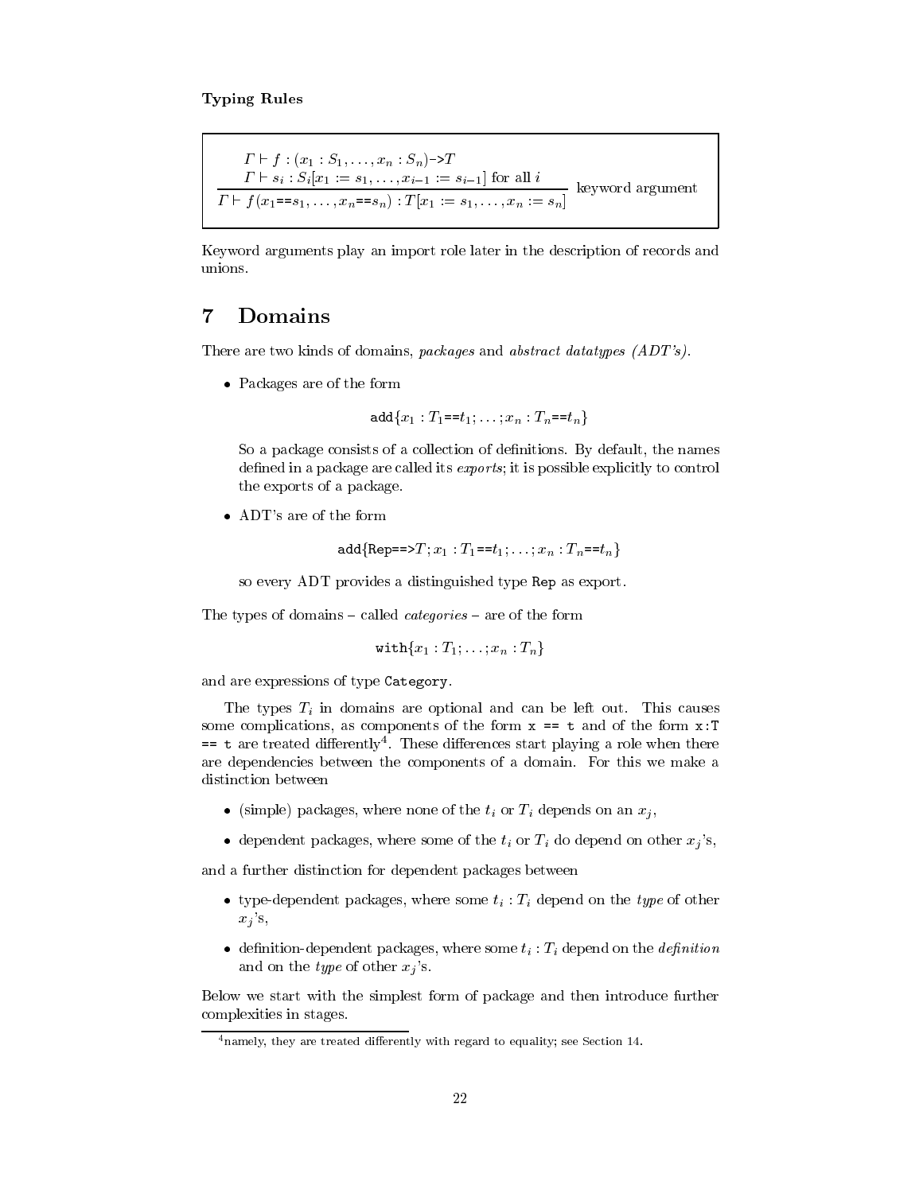**Typing Rules**

$$\frac{\begin{array}{l}\Gamma \vdash f : (x_1 : S_1, \ldots, x_n : S_n)\texttt{->}T \\ \Gamma \vdash s_i : S_i[x_1 := s_1, \ldots, x_{i-1} := s_{i-1}] \text{ for all } i\end{array}}{\Gamma \vdash f(x_1\texttt{==}s_1, \ldots, x_n\texttt{==}s_n) : T[x_1 := s_1, \ldots, x_n := s_n]} \text{ keyword argument}$$

Keyword arguments play an import role later in the description of records and unions.

# 7 Domains

There are two kinds of domains, *packages* and *abstract datatypes (ADT's)*.

- Packages are of the form

  $$\texttt{add}\{x_1 : T_1\texttt{==}t_1; \ldots; x_n : T_n\texttt{==}t_n\}$$

  So a package consists of a collection of definitions. By default, the names defined in a package are called its *exports*; it is possible explicitly to control the exports of a package.

- ADT's are of the form

  $$\texttt{add}\{\texttt{Rep==>}T; x_1 : T_1\texttt{==}t_1; \ldots; x_n : T_n\texttt{==}t_n\}$$

  so every ADT provides a distinguished type `Rep` as export.

The types of domains – called *categories* – are of the form

$$\texttt{with}\{x_1 : T_1; \ldots; x_n : T_n\}$$

and are expressions of type `Category`.

The types $T_i$ in domains are optional and can be left out. This causes some complications, as components of the form `x == t` and of the form `x:T == t` are treated differently[4]. These differences start playing a role when there are dependencies between the components of a domain. For this we make a distinction between

- (simple) packages, where none of the $t_i$ or $T_i$ depends on an $x_j$,
- dependent packages, where some of the $t_i$ or $T_i$ do depend on other $x_j$'s,

and a further distinction for dependent packages between

- type-dependent packages, where some $t_i : T_i$ depend on the *type* of other $x_j$'s,
- definition-dependent packages, where some $t_i : T_i$ depend on the *definition* and on the *type* of other $x_j$'s.

Below we start with the simplest form of package and then introduce further complexities in stages.

---

[4] namely, they are treated differently with regard to equality; see Section 14.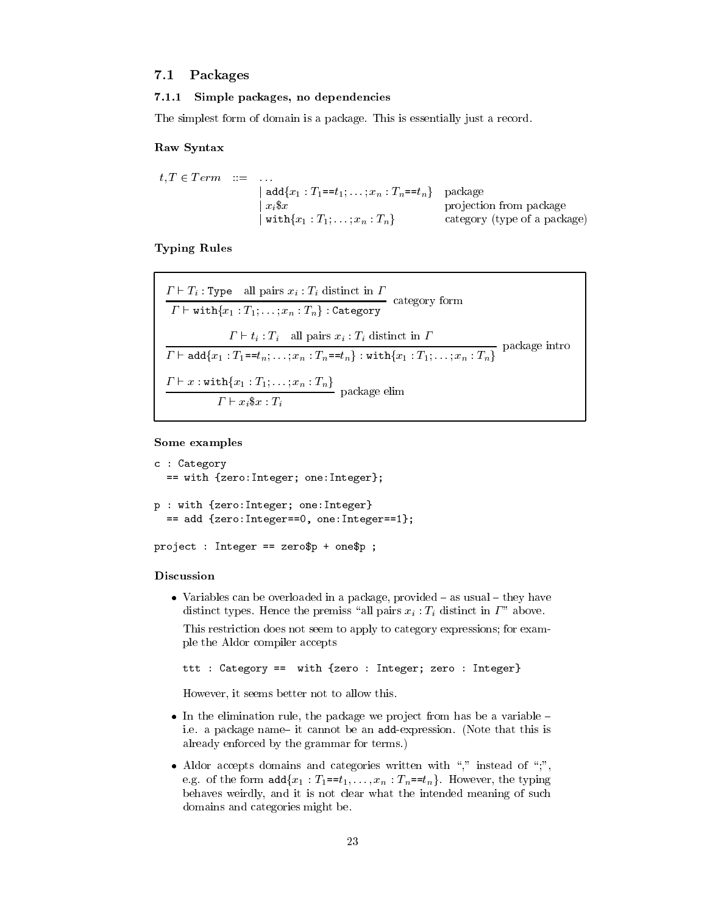## 7.1 Packages

### 7.1.1 Simple packages, no dependencies

The simplest form of domain is a package. This is essentially just a record.

#### Raw Syntax

$$
\begin{array}{lll}
t, T \in Term & ::= & \ldots \\
& & \mid \texttt{add}\{x_1 : T_1 \texttt{==} t_1; \ldots; x_n : T_n \texttt{==} t_n\} \quad \text{package} \\
& & \mid x_i \$ x \quad \text{projection from package} \\
& & \mid \texttt{with}\{x_1 : T_1; \ldots; x_n : T_n\} \quad \text{category (type of a package)}
\end{array}
$$

#### Typing Rules

$$
\frac{\Gamma \vdash T_i : \texttt{Type} \quad \text{all pairs } x_i : T_i \text{ distinct in } \Gamma}{\Gamma \vdash \texttt{with}\{x_1 : T_1; \ldots; x_n : T_n\} : \texttt{Category}} \text{ category form}
$$

$$
\frac{\Gamma \vdash t_i : T_i \quad \text{all pairs } x_i : T_i \text{ distinct in } \Gamma}{\Gamma \vdash \texttt{add}\{x_1 : T_1 \texttt{==} t_n; \ldots; x_n : T_n \texttt{==} t_n\} : \texttt{with}\{x_1 : T_1; \ldots; x_n : T_n\}} \text{ package intro}
$$

$$
\frac{\Gamma \vdash x : \texttt{with}\{x_1 : T_1; \ldots; x_n : T_n\}}{\Gamma \vdash x_i \$ x : T_i} \text{ package elim}
$$

#### Some examples

```
c : Category
  == with {zero:Integer; one:Integer};

p : with {zero:Integer; one:Integer}
  == add {zero:Integer==0, one:Integer==1};

project : Integer == zero$p + one$p ;
```

#### Discussion

- Variables can be overloaded in a package, provided – as usual – they have distinct types. Hence the premiss "all pairs $x_i : T_i$ distinct in $\Gamma$" above.

  This restriction does not seem to apply to category expressions; for example the Aldor compiler accepts

  ```
  ttt : Category ==  with {zero : Integer; zero : Integer}
  ```

  However, it seems better not to allow this.

- In the elimination rule, the package we project from has be a variable – i.e. a package name– it cannot be an add-expression. (Note that this is already enforced by the grammar for terms.)

- Aldor accepts domains and categories written with "," instead of ";", e.g. of the form $\texttt{add}\{x_1 : T_1 \texttt{==} t_1, \ldots, x_n : T_n \texttt{==} t_n\}$. However, the typing behaves weirdly, and it is not clear what the intended meaning of such domains and categories might be.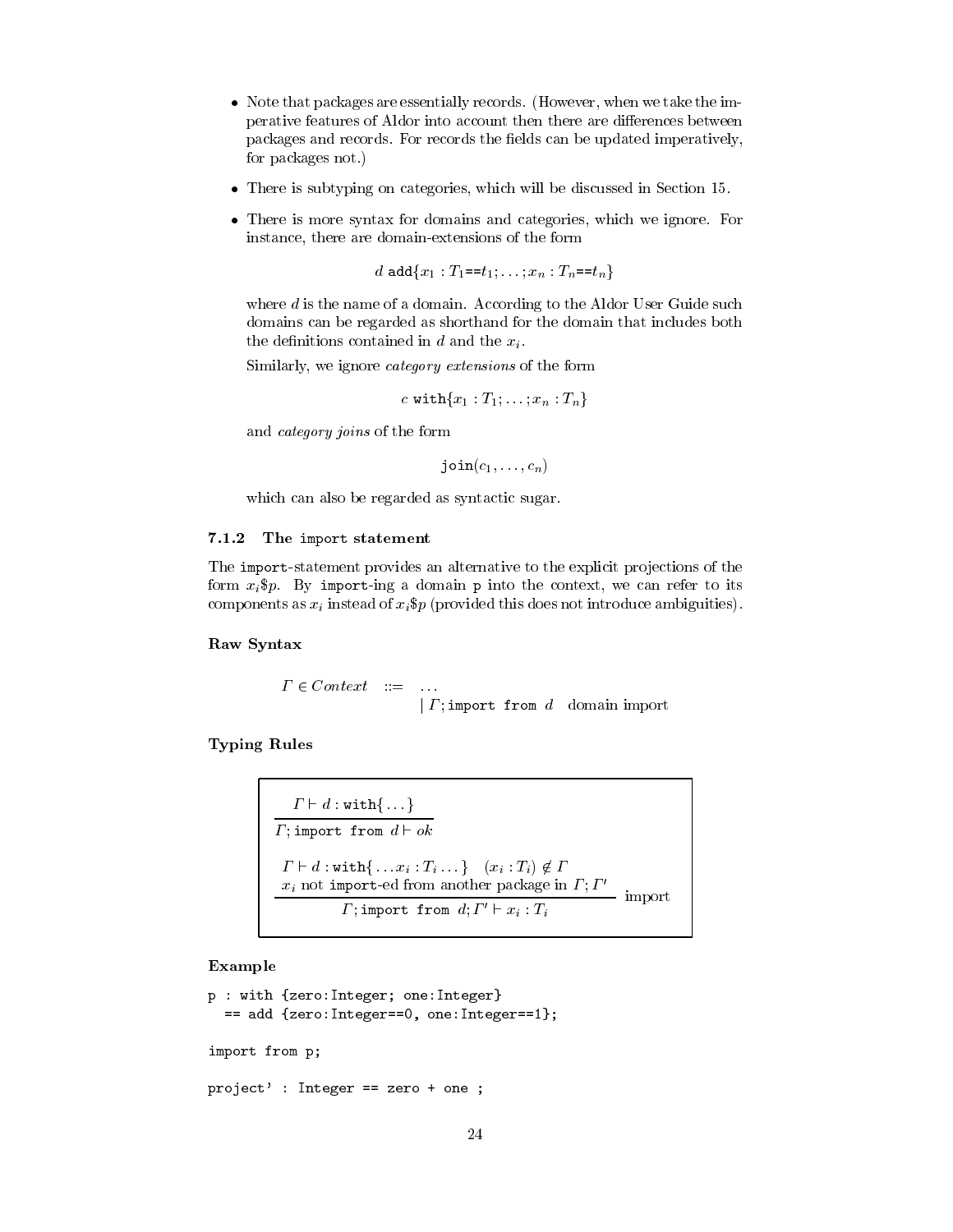- Note that packages are essentially records. (However, when we take the imperative features of Aldor into account then there are differences between packages and records. For records the fields can be updated imperatively, for packages not.)

- There is subtyping on categories, which will be discussed in Section 15.

- There is more syntax for domains and categories, which we ignore. For instance, there are domain-extensions of the form

  $$d\ \texttt{add}\{x_1 : T_1\texttt{==}t_1; \ldots ; x_n : T_n\texttt{==}t_n\}$$

  where $d$ is the name of a domain. According to the Aldor User Guide such domains can be regarded as shorthand for the domain that includes both the definitions contained in $d$ and the $x_i$.

  Similarly, we ignore *category extensions* of the form

  $$c\ \texttt{with}\{x_1 : T_1; \ldots ; x_n : T_n\}$$

  and *category joins* of the form

  $$\texttt{join}(c_1, \ldots , c_n)$$

  which can also be regarded as syntactic sugar.

#### 7.1.2 The `import` statement

The `import`-statement provides an alternative to the explicit projections of the form $x_i\$p$. By `import`-ing a domain `p` into the context, we can refer to its components as $x_i$ instead of $x_i\$p$ (provided this does not introduce ambiguities).

**Raw Syntax**

$$\Gamma \in Context \quad ::= \quad \ldots \\ \qquad\qquad\qquad\qquad \mid \Gamma; \texttt{import from}\ d \quad \text{domain import}$$

**Typing Rules**

$$\frac{\Gamma \vdash d : \texttt{with}\{\ldots\}}{\Gamma; \texttt{import from}\ d \vdash ok}$$

$$\frac{\Gamma \vdash d : \texttt{with}\{\ldots x_i : T_i \ldots\} \quad (x_i : T_i) \notin \Gamma \qquad x_i \text{ not } \texttt{import}\text{-ed from another package in } \Gamma; \Gamma'}{\Gamma; \texttt{import from}\ d; \Gamma' \vdash x_i : T_i}\ \text{import}$$

**Example**

```
p : with {zero:Integer; one:Integer}
  == add {zero:Integer==0, one:Integer==1};

import from p;

project' : Integer == zero + one ;
```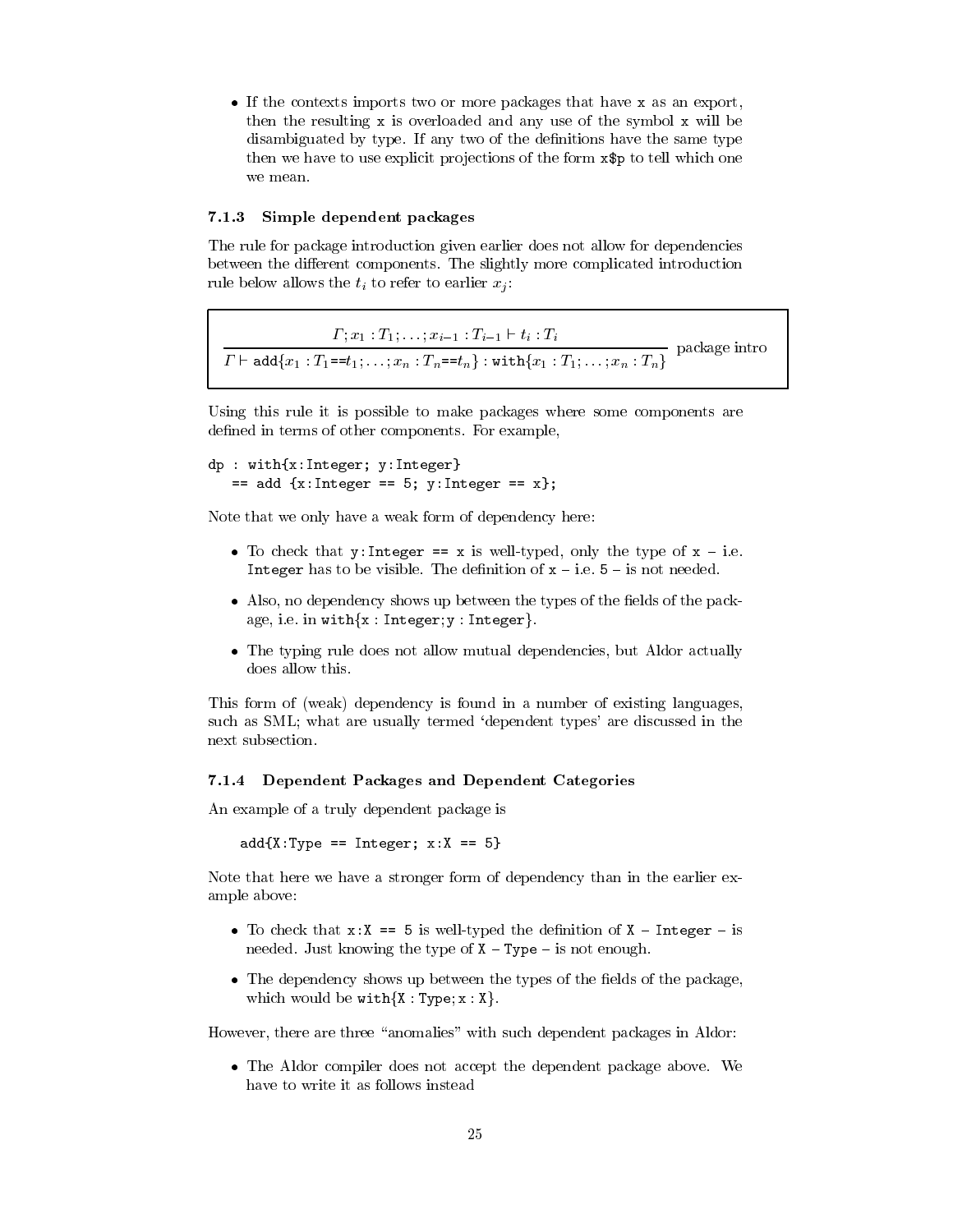- If the contexts imports two or more packages that have `x` as an export, then the resulting `x` is overloaded and any use of the symbol `x` will be disambiguated by type. If any two of the definitions have the same type then we have to use explicit projections of the form `x$p` to tell which one we mean.

### 7.1.3 Simple dependent packages

The rule for package introduction given earlier does not allow for dependencies between the different components. The slightly more complicated introduction rule below allows the $t_i$ to refer to earlier $x_j$:

$$\frac{\Gamma; x_1 : T_1; \ldots; x_{i-1} : T_{i-1} \vdash t_i : T_i}{\Gamma \vdash \texttt{add}\{x_1 : T_1 \texttt{==} t_1; \ldots; x_n : T_n \texttt{==} t_n\} : \texttt{with}\{x_1 : T_1; \ldots; x_n : T_n\}} \text{ package intro}$$

Using this rule it is possible to make packages where some components are defined in terms of other components. For example,

```
dp : with{x:Integer; y:Integer}
   == add {x:Integer == 5; y:Integer == x};
```

Note that we only have a weak form of dependency here:

- To check that `y:Integer == x` is well-typed, only the type of `x` – i.e. `Integer` has to be visible. The definition of `x` – i.e. `5` – is not needed.
- Also, no dependency shows up between the types of the fields of the package, i.e. in `with{x : Integer; y : Integer}`.
- The typing rule does not allow mutual dependencies, but Aldor actually does allow this.

This form of (weak) dependency is found in a number of existing languages, such as SML; what are usually termed 'dependent types' are discussed in the next subsection.

### 7.1.4 Dependent Packages and Dependent Categories

An example of a truly dependent package is

```
add{X:Type == Integer; x:X == 5}
```

Note that here we have a stronger form of dependency than in the earlier example above:

- To check that `x:X == 5` is well-typed the definition of `X` – `Integer` – is needed. Just knowing the type of `X` – `Type` – is not enough.
- The dependency shows up between the types of the fields of the package, which would be `with{X : Type; x : X}`.

However, there are three "anomalies" with such dependent packages in Aldor:

- The Aldor compiler does not accept the dependent package above. We have to write it as follows instead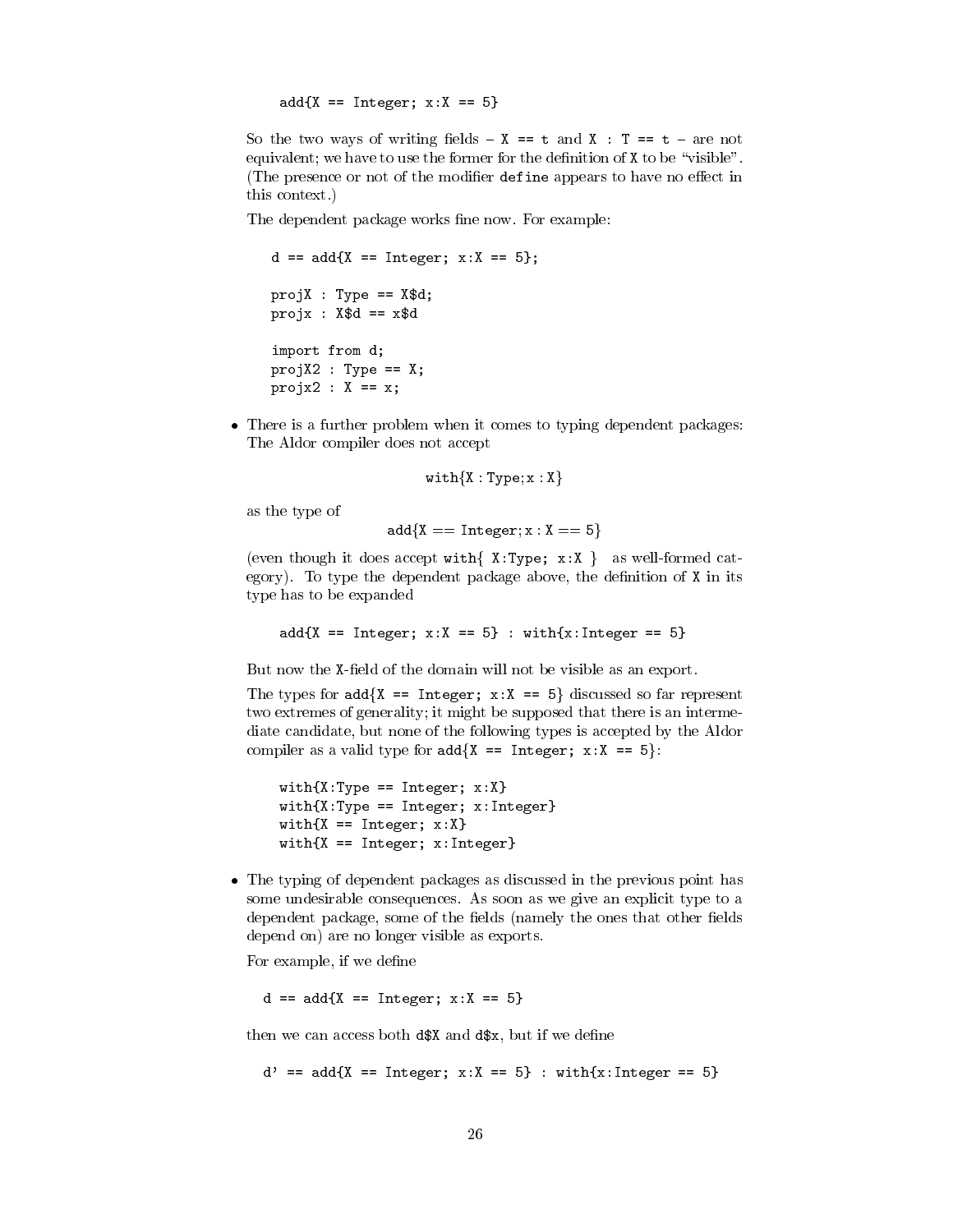```
add{X == Integer; x:X == 5}
```

So the two ways of writing fields – `X == t` and `X : T == t` – are not equivalent; we have to use the former for the definition of `X` to be "visible". (The presence or not of the modifier `define` appears to have no effect in this context.)

The dependent package works fine now. For example:

```
d == add{X == Integer; x:X == 5};

projX : Type == X$d;
projx : X$d == x$d

import from d;
projX2 : Type == X;
projx2 : X == x;
```

- There is a further problem when it comes to typing dependent packages: The Aldor compiler does not accept

  with{X : Type; x : X}

  as the type of

  add{X == Integer; x : X == 5}

  (even though it does accept `with{ X:Type; x:X }` as well-formed category). To type the dependent package above, the definition of `X` in its type has to be expanded

  ```
  add{X == Integer; x:X == 5} : with{x:Integer == 5}
  ```

  But now the `X`-field of the domain will not be visible as an export.

  The types for `add{X == Integer; x:X == 5}` discussed so far represent two extremes of generality; it might be supposed that there is an intermediate candidate, but none of the following types is accepted by the Aldor compiler as a valid type for `add{X == Integer; x:X == 5}`:

  ```
  with{X:Type == Integer; x:X}
  with{X:Type == Integer; x:Integer}
  with{X == Integer; x:X}
  with{X == Integer; x:Integer}
  ```

- The typing of dependent packages as discussed in the previous point has some undesirable consequences. As soon as we give an explicit type to a dependent package, some of the fields (namely the ones that other fields depend on) are no longer visible as exports.

  For example, if we define

  ```
  d == add{X == Integer; x:X == 5}
  ```

  then we can access both `d$X` and `d$x`, but if we define

  ```
  d' == add{X == Integer; x:X == 5} : with{x:Integer == 5}
  ```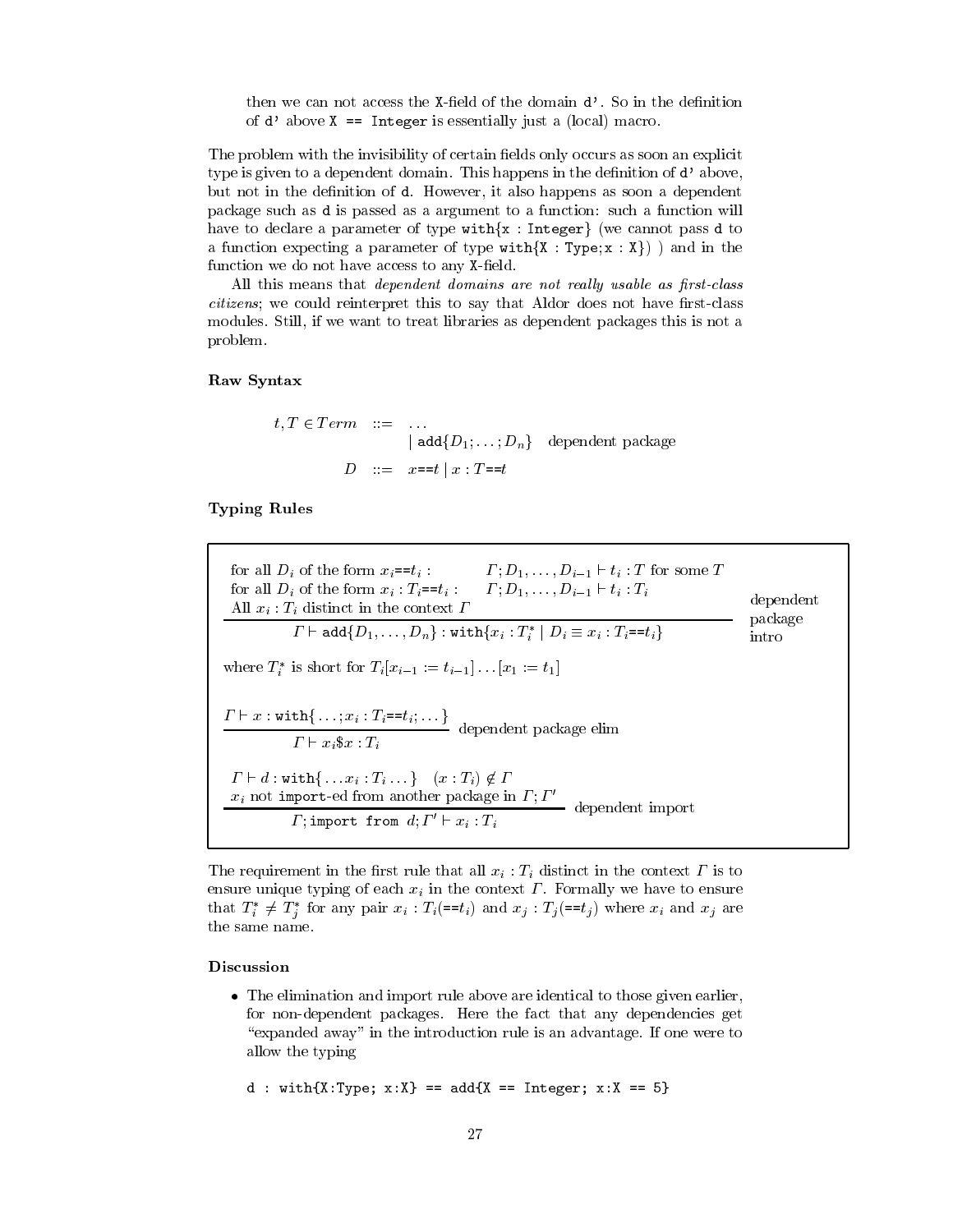then we can not access the `X`-field of the domain `d'`. So in the definition of `d'` above `X == Integer` is essentially just a (local) macro.

The problem with the invisibility of certain fields only occurs as soon an explicit type is given to a dependent domain. This happens in the definition of `d'` above, but not in the definition of `d`. However, it also happens as soon a dependent package such as `d` is passed as a argument to a function: such a function will have to declare a parameter of type `with{x : Integer}` (we cannot pass `d` to a function expecting a parameter of type `with{X : Type;x : X}`) ) and in the function we do not have access to any `X`-field.

All this means that *dependent domains are not really usable as first-class citizens*; we could reinterpret this to say that Aldor does not have first-class modules. Still, if we want to treat libraries as dependent packages this is not a problem.

**Raw Syntax**

$$
\begin{array}{rcll}
t, T \in Term & ::= & \ldots & \\
& & \mid \texttt{add}\{D_1; \ldots ; D_n\} & \text{dependent package} \\
D & ::= & x\texttt{==}t \mid x : T\texttt{==}t &
\end{array}
$$

**Typing Rules**

$$
\frac{\begin{array}{ll}
\text{for all } D_i \text{ of the form } x_i\texttt{==}t_i : & \Gamma; D_1, \ldots, D_{i-1} \vdash t_i : T \text{ for some } T \\
\text{for all } D_i \text{ of the form } x_i : T_i\texttt{==}t_i : & \Gamma; D_1, \ldots, D_{i-1} \vdash t_i : T_i \\
\text{All } x_i : T_i \text{ distinct in the context } \Gamma &
\end{array}}{\Gamma \vdash \texttt{add}\{D_1, \ldots, D_n\} : \texttt{with}\{x_i : T_i^* \mid D_i \equiv x_i : T_i\texttt{==}t_i\}} \ \text{dependent package intro}
$$

where $T_i^*$ is short for $T_i[x_{i-1} := t_{i-1}] \ldots [x_1 := t_1]$

$$
\frac{\Gamma \vdash x : \texttt{with}\{\ldots ; x_i : T_i\texttt{==}t_i; \ldots\}}{\Gamma \vdash x_i\$x : T_i} \ \text{dependent package elim}
$$

$$
\frac{\begin{array}{l}
\Gamma \vdash d : \texttt{with}\{\ldots x_i : T_i \ldots\} \quad (x : T_i) \notin \Gamma \\
x_i \text{ not } \texttt{import}\text{-ed from another package in } \Gamma; \Gamma'
\end{array}}{\Gamma; \texttt{import from } d; \Gamma' \vdash x_i : T_i} \ \text{dependent import}
$$

The requirement in the first rule that all $x_i : T_i$ distinct in the context $\Gamma$ is to ensure unique typing of each $x_i$ in the context $\Gamma$. Formally we have to ensure that $T_i^* \neq T_j^*$ for any pair $x_i : T_i(\texttt{==}t_i)$ and $x_j : T_j(\texttt{==}t_j)$ where $x_i$ and $x_j$ are the same name.

**Discussion**

- The elimination and import rule above are identical to those given earlier, for non-dependent packages. Here the fact that any dependencies get "expanded away" in the introduction rule is an advantage. If one were to allow the typing

```
d : with{X:Type; x:X} == add{X == Integer; x:X == 5}
```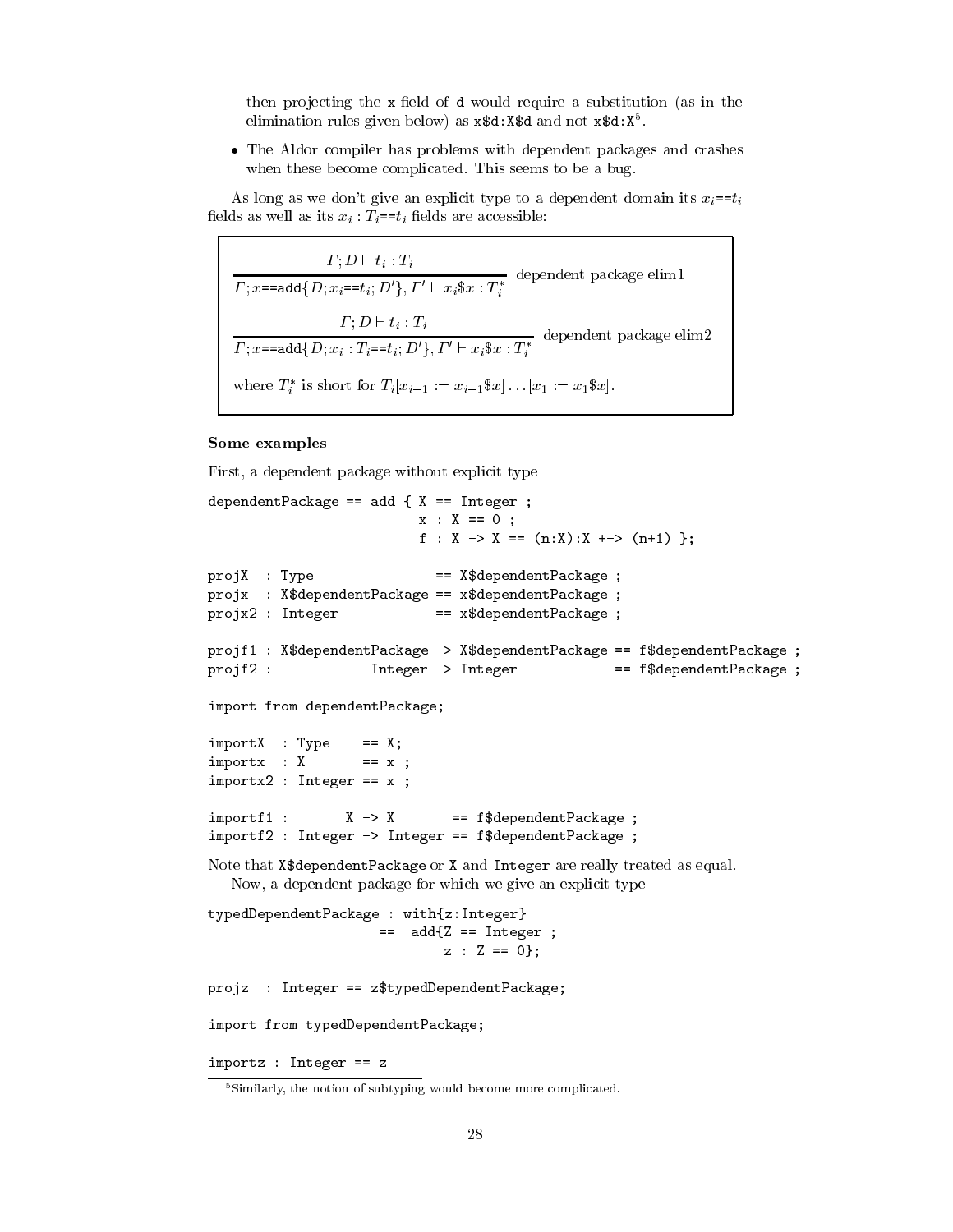then projecting the `x`-field of `d` would require a substitution (as in the elimination rules given below) as `x$d:X$d` and not `x$d:X`[5].

- The Aldor compiler has problems with dependent packages and crashes when these become complicated. This seems to be a bug.

As long as we don't give an explicit type to a dependent domain its $x_i$`==`$t_i$ fields as well as its $x_i : T_i$`==`$t_i$ fields are accessible:

$$\frac{\Gamma; D \vdash t_i : T_i}{\Gamma; x\texttt{==add}\{D; x_i\texttt{==}t_i; D'\}, \Gamma' \vdash x_i\$x : T_i^*} \text{ dependent package elim1}$$

$$\frac{\Gamma; D \vdash t_i : T_i}{\Gamma; x\texttt{==add}\{D; x_i : T_i\texttt{==}t_i; D'\}, \Gamma' \vdash x_i\$x : T_i^*} \text{ dependent package elim2}$$

where $T_i^*$ is short for $T_i[x_{i-1} := x_{i-1}\$x] \ldots [x_1 := x_1\$x]$.

**Some examples**

First, a dependent package without explicit type

```
dependentPackage == add { X == Integer ;
                          x : X == 0 ;
                          f : X -> X == (n:X):X +-> (n+1) };

projX  : Type              == X$dependentPackage ;
projx  : X$dependentPackage == x$dependentPackage ;
projx2 : Integer            == x$dependentPackage ;

projf1 : X$dependentPackage -> X$dependentPackage == f$dependentPackage ;
projf2 :            Integer -> Integer            == f$dependentPackage ;

import from dependentPackage;

importX  : Type    == X;
importx  : X       == x ;
importx2 : Integer == x ;

importf1 :       X -> X       == f$dependentPackage ;
importf2 : Integer -> Integer == f$dependentPackage ;
```

Note that `X$dependentPackage` or `X` and `Integer` are really treated as equal.

Now, a dependent package for which we give an explicit type

```
typedDependentPackage : with{z:Integer}
                     ==  add{Z == Integer ;
                             z : Z == 0};

projz  : Integer == z$typedDependentPackage;

import from typedDependentPackage;

importz : Integer == z
```

[5] Similarly, the notion of subtyping would become more complicated.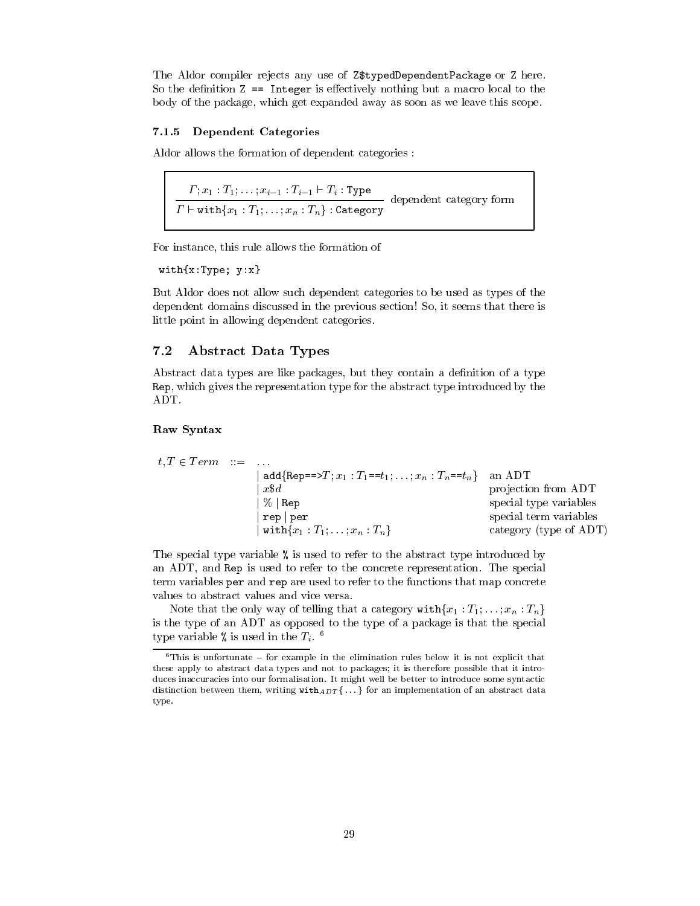The Aldor compiler rejects any use of `Z$typedDependentPackage` or `Z` here. So the definition `Z == Integer` is effectively nothing but a macro local to the body of the package, which get expanded away as soon as we leave this scope.

### 7.1.5 Dependent Categories

Aldor allows the formation of dependent categories :

$$\frac{\Gamma; x_1 : T_1; \ldots; x_{i-1} : T_{i-1} \vdash T_i : \texttt{Type}}{\Gamma \vdash \texttt{with}\{x_1 : T_1; \ldots; x_n : T_n\} : \texttt{Category}} \quad \text{dependent category form}$$

For instance, this rule allows the formation of

```
with{x:Type; y:x}
```

But Aldor does not allow such dependent categories to be used as types of the dependent domains discussed in the previous section! So, it seems that there is little point in allowing dependent categories.

## 7.2 Abstract Data Types

Abstract data types are like packages, but they contain a definition of a type `Rep`, which gives the representation type for the abstract type introduced by the ADT.

**Raw Syntax**

| | | | |
|---|---|---|---|
| $t, T \in Term$ | ::= | $\ldots$ | |
| | | $\mid$ $\texttt{add}\{\texttt{Rep==>}T; x_1 : T_1\texttt{==}t_1; \ldots; x_n : T_n\texttt{==}t_n\}$ | an ADT |
| | | $\mid$ $x\$d$ | projection from ADT |
| | | $\mid$ $\%$ $\mid$ $\texttt{Rep}$ | special type variables |
| | | $\mid$ $\texttt{rep}$ $\mid$ $\texttt{per}$ | special term variables |
| | | $\mid$ $\texttt{with}\{x_1 : T_1; \ldots; x_n : T_n\}$ | category (type of ADT) |

The special type variable `%` is used to refer to the abstract type introduced by an ADT, and `Rep` is used to refer to the concrete representation. The special term variables `per` and `rep` are used to refer to the functions that map concrete values to abstract values and vice versa.

Note that the only way of telling that a category $\texttt{with}\{x_1 : T_1; \ldots; x_n : T_n\}$ is the type of an ADT as opposed to the type of a package is that the special type variable `%` is used in the $T_i$. [6]

[6] This is unfortunate – for example in the elimination rules below it is not explicit that these apply to abstract data types and not to packages; it is therefore possible that it introduces inaccuracies into our formalisation. It might well be better to introduce some syntactic distinction between them, writing $\texttt{with}_{ADT}\{\ldots\}$ for an implementation of an abstract data type.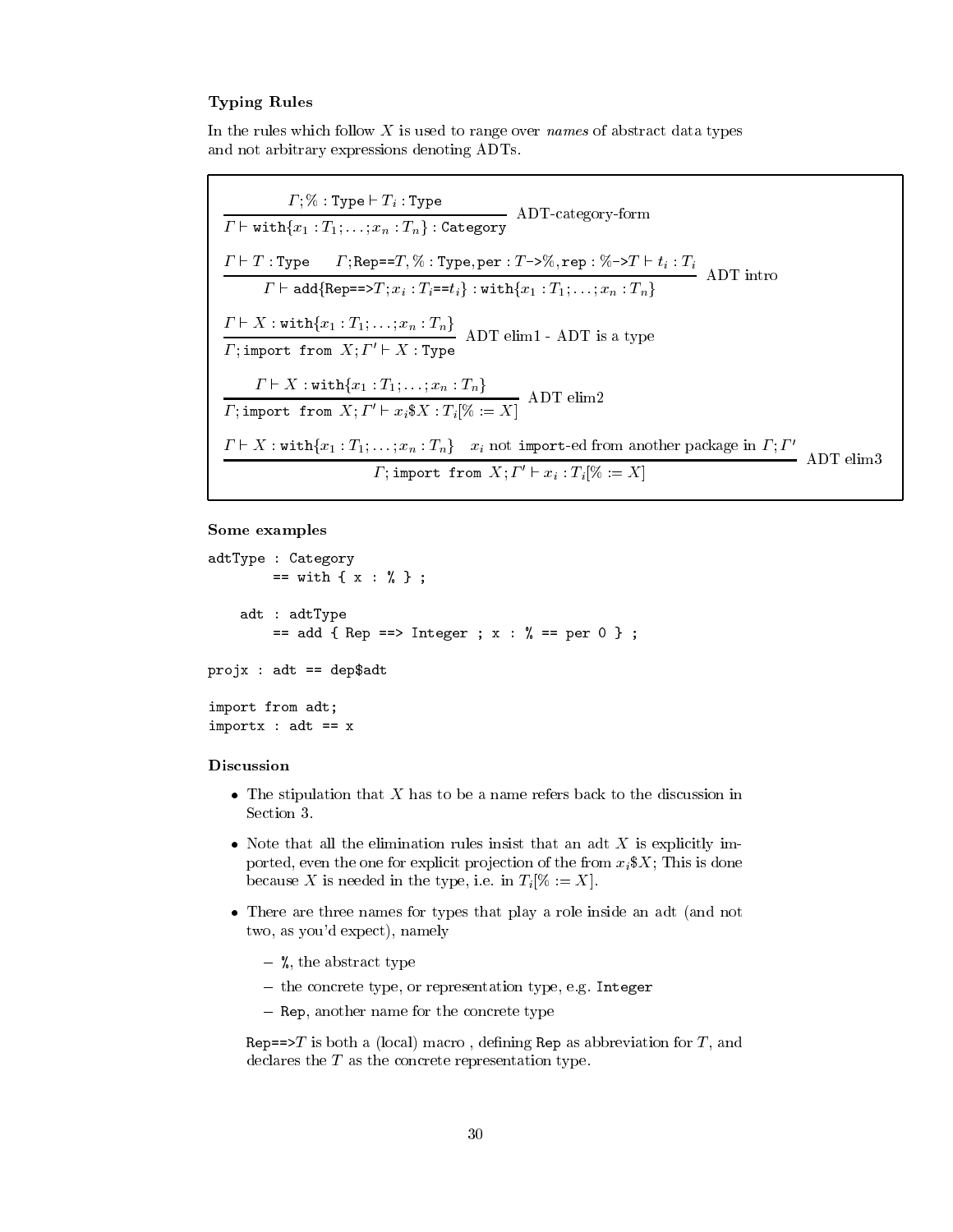### Typing Rules

In the rules which follow $X$ is used to range over *names* of abstract data types and not arbitrary expressions denoting ADTs.

$$\frac{\Gamma; \% : \texttt{Type} \vdash T_i : \texttt{Type}}{\Gamma \vdash \texttt{with}\{x_1 : T_1; \ldots; x_n : T_n\} : \texttt{Category}} \text{ ADT-category-form}$$

$$\frac{\Gamma \vdash T : \texttt{Type} \qquad \Gamma; \texttt{Rep==}T, \% : \texttt{Type}, \texttt{per} : T\texttt{->}\%, \texttt{rep} : \%\texttt{->}T \vdash t_i : T_i}{\Gamma \vdash \texttt{add}\{\texttt{Rep==>}T; x_i : T_i\texttt{==}t_i\} : \texttt{with}\{x_1 : T_1; \ldots; x_n : T_n\}} \text{ ADT intro}$$

$$\frac{\Gamma \vdash X : \texttt{with}\{x_1 : T_1; \ldots; x_n : T_n\}}{\Gamma; \texttt{import from } X; \Gamma' \vdash X : \texttt{Type}} \text{ ADT elim1 - ADT is a type}$$

$$\frac{\Gamma \vdash X : \texttt{with}\{x_1 : T_1; \ldots; x_n : T_n\}}{\Gamma; \texttt{import from } X; \Gamma' \vdash x_i\$X : T_i[\% := X]} \text{ ADT elim2}$$

$$\frac{\Gamma \vdash X : \texttt{with}\{x_1 : T_1; \ldots; x_n : T_n\} \quad x_i \text{ not } \texttt{import}\text{-ed from another package in } \Gamma; \Gamma'}{\Gamma; \texttt{import from } X; \Gamma' \vdash x_i : T_i[\% := X]} \text{ ADT elim3}$$

### Some examples

```
adtType : Category
        == with { x : % } ;

    adt : adtType
        == add { Rep ==> Integer ; x : % == per 0 } ;

projx : adt == dep$adt

import from adt;
importx : adt == x
```

### Discussion

- The stipulation that $X$ has to be a name refers back to the discussion in Section 3.
- Note that all the elimination rules insist that an adt $X$ is explicitly imported, even the one for explicit projection of the from $x_i\$X$; This is done because $X$ is needed in the type, i.e. in $T_i[\% := X]$.
- There are three names for types that play a role inside an adt (and not two, as you'd expect), namely
  - `%`, the abstract type
  - the concrete type, or representation type, e.g. `Integer`
  - `Rep`, another name for the concrete type

  `Rep==>`$T$ is both a (local) macro , defining `Rep` as abbreviation for $T$, and declares the $T$ as the concrete representation type.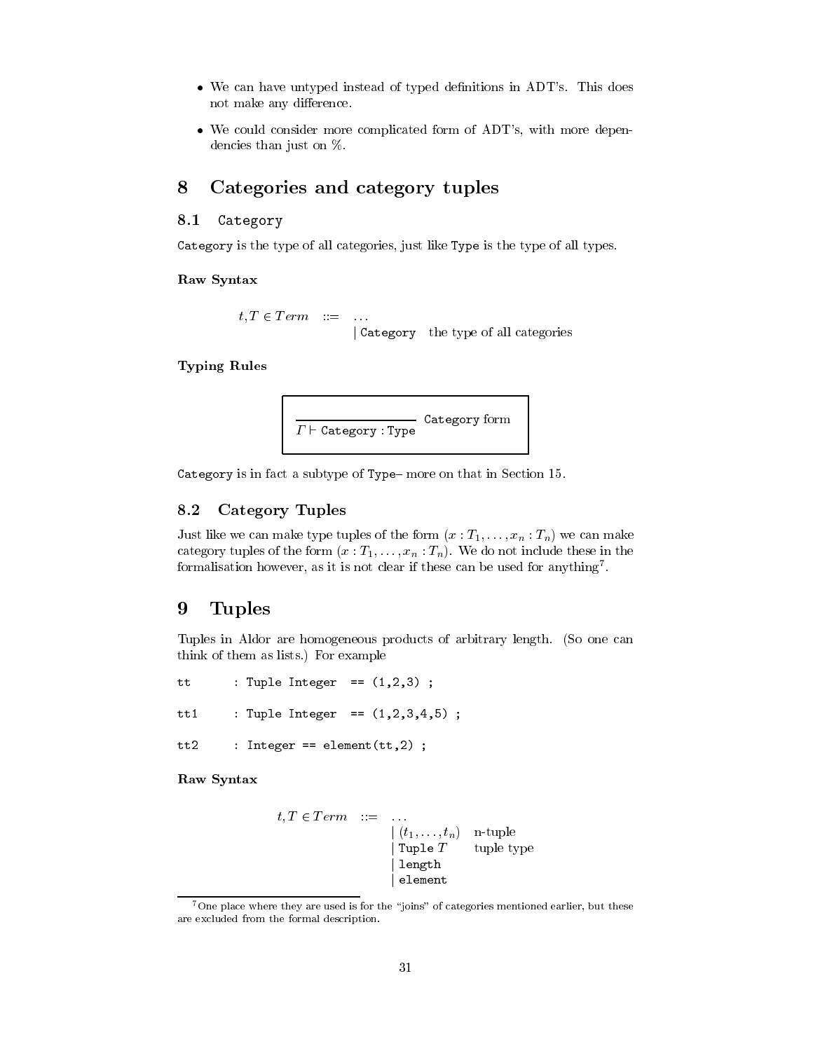- We can have untyped instead of typed definitions in ADT's. This does not make any difference.
- We could consider more complicated form of ADT's, with more dependencies than just on %.

# 8 Categories and category tuples

## 8.1 `Category`

`Category` is the type of all categories, just like `Type` is the type of all types.

**Raw Syntax**

$$t, T \in Term \quad ::= \quad \ldots \mid \texttt{Category} \quad \text{the type of all categories}$$

**Typing Rules**

$$\frac{}{\Gamma \vdash \texttt{Category} : \texttt{Type}} \; \texttt{Category}\text{ form}$$

`Category` is in fact a subtype of `Type`– more on that in Section 15.

## 8.2 Category Tuples

Just like we can make type tuples of the form $(x : T_1, \ldots, x_n : T_n)$ we can make category tuples of the form $(x : T_1, \ldots, x_n : T_n)$. We do not include these in the formalisation however, as it is not clear if these can be used for anything[7].

# 9 Tuples

Tuples in Aldor are homogeneous products of arbitrary length. (So one can think of them as lists.) For example

```
tt      : Tuple Integer  == (1,2,3) ;

tt1     : Tuple Integer  == (1,2,3,4,5) ;

tt2     : Integer == element(tt,2) ;
```

**Raw Syntax**

$$\begin{array}{lcll} t, T \in Term & ::= & \ldots & \\ & & \mid (t_1, \ldots, t_n) & \text{n-tuple} \\ & & \mid \texttt{Tuple}\ T & \text{tuple type} \\ & & \mid \texttt{length} & \\ & & \mid \texttt{element} & \end{array}$$

[7] One place where they are used is for the "joins" of categories mentioned earlier, but these are excluded from the formal description.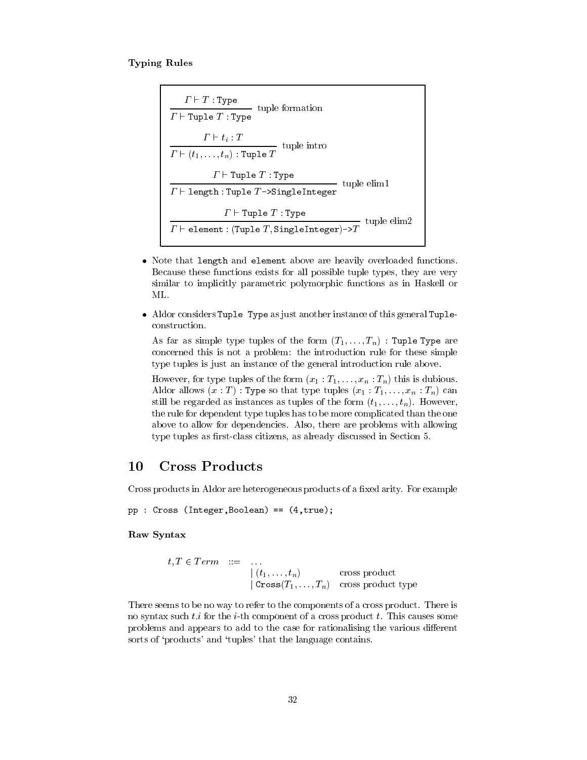**Typing Rules**

$$\frac{\Gamma \vdash T : \texttt{Type}}{\Gamma \vdash \texttt{Tuple}\ T : \texttt{Type}} \text{ tuple formation}$$

$$\frac{\Gamma \vdash t_i : T}{\Gamma \vdash (t_1, \ldots, t_n) : \texttt{Tuple}\ T} \text{ tuple intro}$$

$$\frac{\Gamma \vdash \texttt{Tuple}\ T : \texttt{Type}}{\Gamma \vdash \texttt{length} : \texttt{Tuple}\ T \texttt{->SingleInteger}} \text{ tuple elim1}$$

$$\frac{\Gamma \vdash \texttt{Tuple}\ T : \texttt{Type}}{\Gamma \vdash \texttt{element} : (\texttt{Tuple}\ T, \texttt{SingleInteger})\texttt{->}T} \text{ tuple elim2}$$

- Note that `length` and `element` above are heavily overloaded functions. Because these functions exists for all possible tuple types, they are very similar to implicitly parametric polymorphic functions as in Haskell or ML.

- Aldor considers `Tuple Type` as just another instance of this general `Tuple`-construction.

  As far as simple type tuples of the form $(T_1, \ldots, T_n)$ : `Tuple Type` are concerned this is not a problem: the introduction rule for these simple type tuples is just an instance of the general introduction rule above.

  However, for type tuples of the form $(x_1 : T_1, \ldots, x_n : T_n)$ this is dubious. Aldor allows $(x : T)$ : `Type` so that type tuples $(x_1 : T_1, \ldots, x_n : T_n)$ can still be regarded as instances as tuples of the form $(t_1, \ldots, t_n)$. However, the rule for dependent type tuples has to be more complicated than the one above to allow for dependencies. Also, there are problems with allowing type tuples as first-class citizens, as already discussed in Section 5.

## 10 Cross Products

Cross products in Aldor are heterogeneous products of a fixed arity. For example

```
pp : Cross (Integer,Boolean) == (4,true);
```

**Raw Syntax**

$$
\begin{array}{rcll}
t, T \in Term & ::= & \ldots & \\
& & \mid (t_1, \ldots, t_n) & \text{cross product} \\
& & \mid \texttt{Cross}(T_1, \ldots, T_n) & \text{cross product type}
\end{array}
$$

There seems to be no way to refer to the components of a cross product. There is no syntax such $t.i$ for the $i$-th component of a cross product $t$. This causes some problems and appears to add to the case for rationalising the various different sorts of 'products' and 'tuples' that the language contains.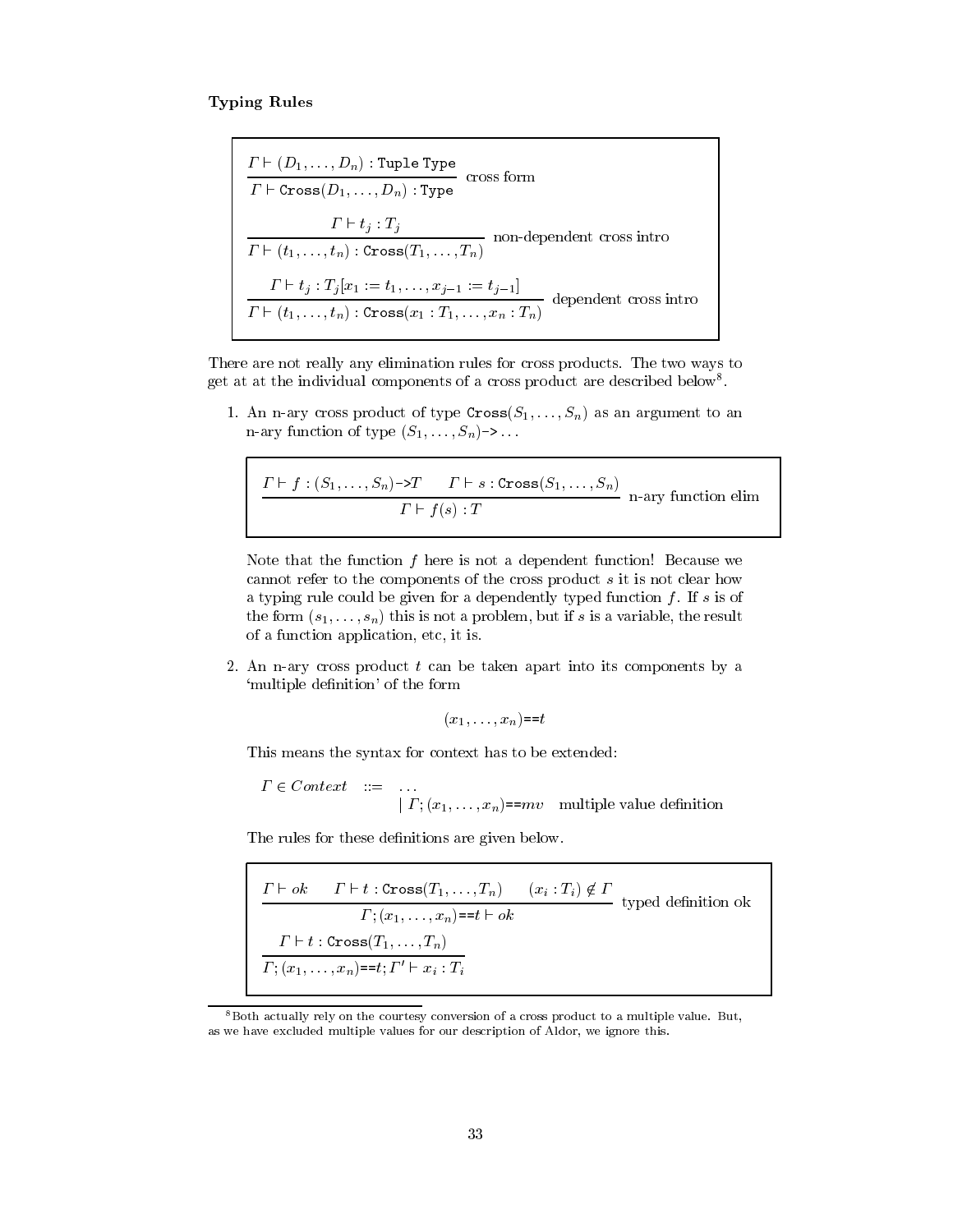**Typing Rules**

$$\frac{\Gamma \vdash (D_1, \ldots, D_n) : \texttt{Tuple Type}}{\Gamma \vdash \texttt{Cross}(D_1, \ldots, D_n) : \texttt{Type}} \text{ cross form}$$

$$\frac{\Gamma \vdash t_j : T_j}{\Gamma \vdash (t_1, \ldots, t_n) : \texttt{Cross}(T_1, \ldots, T_n)} \text{ non-dependent cross intro}$$

$$\frac{\Gamma \vdash t_j : T_j[x_1 := t_1, \ldots, x_{j-1} := t_{j-1}]}{\Gamma \vdash (t_1, \ldots, t_n) : \texttt{Cross}(x_1 : T_1, \ldots, x_n : T_n)} \text{ dependent cross intro}$$

There are not really any elimination rules for cross products. The two ways to get at at the individual components of a cross product are described below[8].

1. An n-ary cross product of type $\texttt{Cross}(S_1, \ldots, S_n)$ as an argument to an n-ary function of type $(S_1, \ldots, S_n)\texttt{->}\ldots$

   $$\frac{\Gamma \vdash f : (S_1, \ldots, S_n)\texttt{->}T \qquad \Gamma \vdash s : \texttt{Cross}(S_1, \ldots, S_n)}{\Gamma \vdash f(s) : T} \text{ n-ary function elim}$$

   Note that the function $f$ here is not a dependent function! Because we cannot refer to the components of the cross product $s$ it is not clear how a typing rule could be given for a dependently typed function $f$. If $s$ is of the form $(s_1, \ldots, s_n)$ this is not a problem, but if $s$ is a variable, the result of a function application, etc, it is.

2. An n-ary cross product $t$ can be taken apart into its components by a 'multiple definition' of the form

   $$(x_1, \ldots, x_n)\texttt{==}t$$

   This means the syntax for context has to be extended:

   $$\begin{array}{lll} \Gamma \in Context & ::= & \ldots \\ & & \mid \Gamma; (x_1, \ldots, x_n)\texttt{==}mv \quad \text{multiple value definition} \end{array}$$

   The rules for these definitions are given below.

   $$\frac{\Gamma \vdash ok \qquad \Gamma \vdash t : \texttt{Cross}(T_1, \ldots, T_n) \qquad (x_i : T_i) \notin \Gamma}{\Gamma; (x_1, \ldots, x_n)\texttt{==}t \vdash ok} \text{ typed definition ok}$$

   $$\frac{\Gamma \vdash t : \texttt{Cross}(T_1, \ldots, T_n)}{\Gamma; (x_1, \ldots, x_n)\texttt{==}t; \Gamma' \vdash x_i : T_i}$$

[8] Both actually rely on the courtesy conversion of a cross product to a multiple value. But, as we have excluded multiple values for our description of Aldor, we ignore this.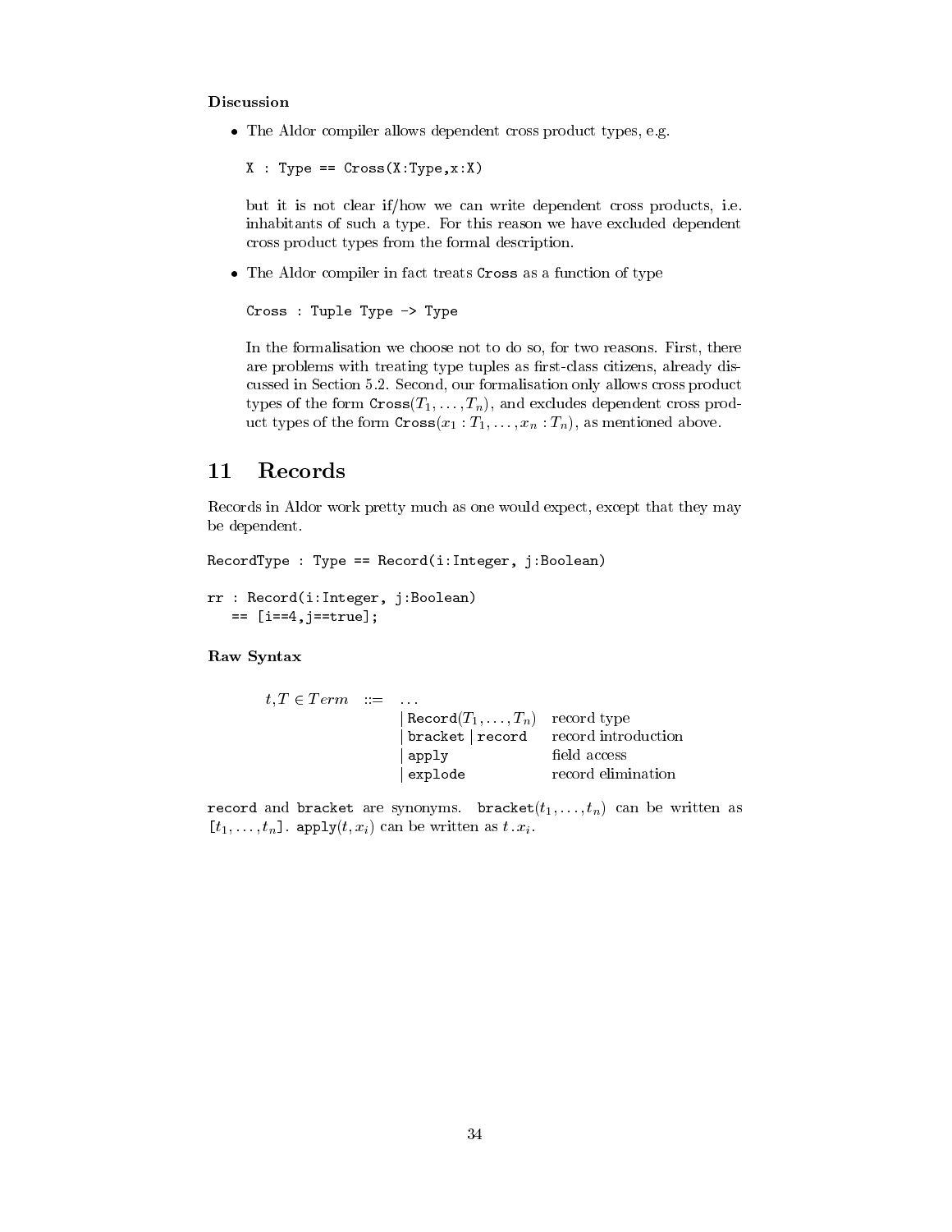**Discussion**

- The Aldor compiler allows dependent cross product types, e.g.

  ```
  X : Type == Cross(X:Type,x:X)
  ```

  but it is not clear if/how we can write dependent cross products, i.e. inhabitants of such a type. For this reason we have excluded dependent cross product types from the formal description.

- The Aldor compiler in fact treats `Cross` as a function of type

  ```
  Cross : Tuple Type -> Type
  ```

  In the formalisation we choose not to do so, for two reasons. First, there are problems with treating type tuples as first-class citizens, already discussed in Section 5.2. Second, our formalisation only allows cross product types of the form $\texttt{Cross}(T_1, \ldots, T_n)$, and excludes dependent cross product types of the form $\texttt{Cross}(x_1 : T_1, \ldots, x_n : T_n)$, as mentioned above.

# 11 Records

Records in Aldor work pretty much as one would expect, except that they may be dependent.

```
RecordType : Type == Record(i:Integer, j:Boolean)

rr : Record(i:Integer, j:Boolean)
   == [i==4,j==true];
```

**Raw Syntax**

| | | | |
|---|---|---|---|
| $t, T \in Term$ | ::= | ... | |
| | | $\mid \texttt{Record}(T_1, \ldots, T_n)$ | record type |
| | | $\mid$ `bracket` $\mid$ `record` | record introduction |
| | | $\mid$ `apply` | field access |
| | | $\mid$ `explode` | record elimination |

`record` and `bracket` are synonyms. $\texttt{bracket}(t_1, \ldots, t_n)$ can be written as $[t_1, \ldots, t_n]$. $\texttt{apply}(t, x_i)$ can be written as $t.x_i$.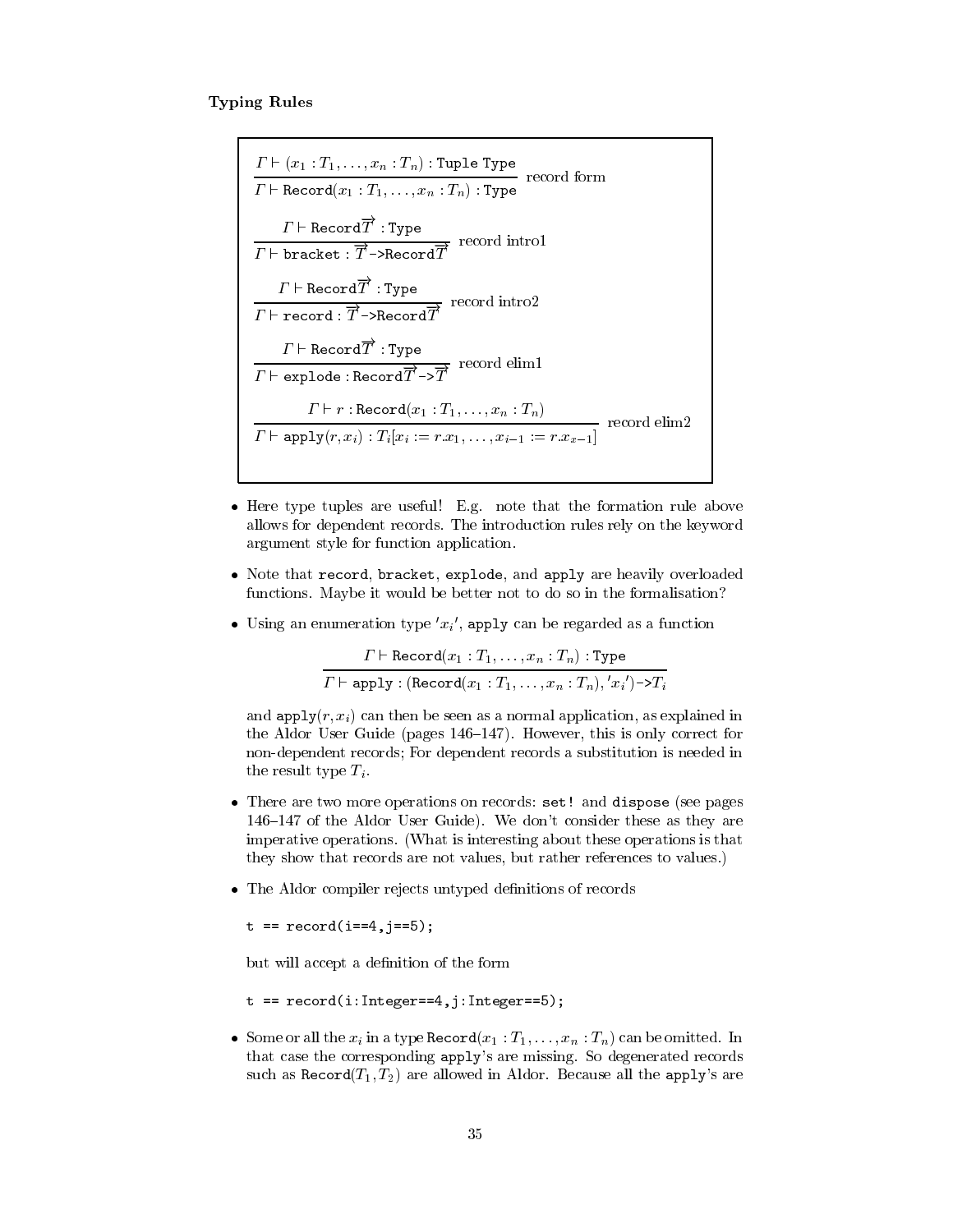**Typing Rules**

$$\frac{\Gamma \vdash (x_1 : T_1, \ldots, x_n : T_n) : \texttt{Tuple Type}}{\Gamma \vdash \texttt{Record}(x_1 : T_1, \ldots, x_n : T_n) : \texttt{Type}} \text{ record form}$$

$$\frac{\Gamma \vdash \texttt{Record}\overrightarrow{T} : \texttt{Type}}{\Gamma \vdash \texttt{bracket} : \overrightarrow{T}\texttt{->Record}\overrightarrow{T}} \text{ record intro1}$$

$$\frac{\Gamma \vdash \texttt{Record}\overrightarrow{T} : \texttt{Type}}{\Gamma \vdash \texttt{record} : \overrightarrow{T}\texttt{->Record}\overrightarrow{T}} \text{ record intro2}$$

$$\frac{\Gamma \vdash \texttt{Record}\overrightarrow{T} : \texttt{Type}}{\Gamma \vdash \texttt{explode} : \texttt{Record}\overrightarrow{T}\texttt{->}\overrightarrow{T}} \text{ record elim1}$$

$$\frac{\Gamma \vdash r : \texttt{Record}(x_1 : T_1, \ldots, x_n : T_n)}{\Gamma \vdash \texttt{apply}(r, x_i) : T_i[x_i := r.x_1, \ldots, x_{i-1} := r.x_{x-1}]} \text{ record elim2}$$

- Here type tuples are useful! E.g. note that the formation rule above allows for dependent records. The introduction rules rely on the keyword argument style for function application.
- Note that `record`, `bracket`, `explode`, and `apply` are heavily overloaded functions. Maybe it would be better not to do so in the formalisation?
- Using an enumeration type $'x_i'$, `apply` can be regarded as a function

$$\frac{\Gamma \vdash \texttt{Record}(x_1 : T_1, \ldots, x_n : T_n) : \texttt{Type}}{\Gamma \vdash \texttt{apply} : (\texttt{Record}(x_1 : T_1, \ldots, x_n : T_n), 'x_i')\texttt{->}T_i}$$

  and $\texttt{apply}(r, x_i)$ can then be seen as a normal application, as explained in the Aldor User Guide (pages 146–147). However, this is only correct for non-dependent records; For dependent records a substitution is needed in the result type $T_i$.
- There are two more operations on records: `set!` and `dispose` (see pages 146–147 of the Aldor User Guide). We don't consider these as they are imperative operations. (What is interesting about these operations is that they show that records are not values, but rather references to values.)
- The Aldor compiler rejects untyped definitions of records

```
t == record(i==4,j==5);
```

  but will accept a definition of the form

```
t == record(i:Integer==4,j:Integer==5);
```

- Some or all the $x_i$ in a type $\texttt{Record}(x_1 : T_1, \ldots, x_n : T_n)$ can be omitted. In that case the corresponding `apply`'s are missing. So degenerated records such as $\texttt{Record}(T_1, T_2)$ are allowed in Aldor. Because all the `apply`'s are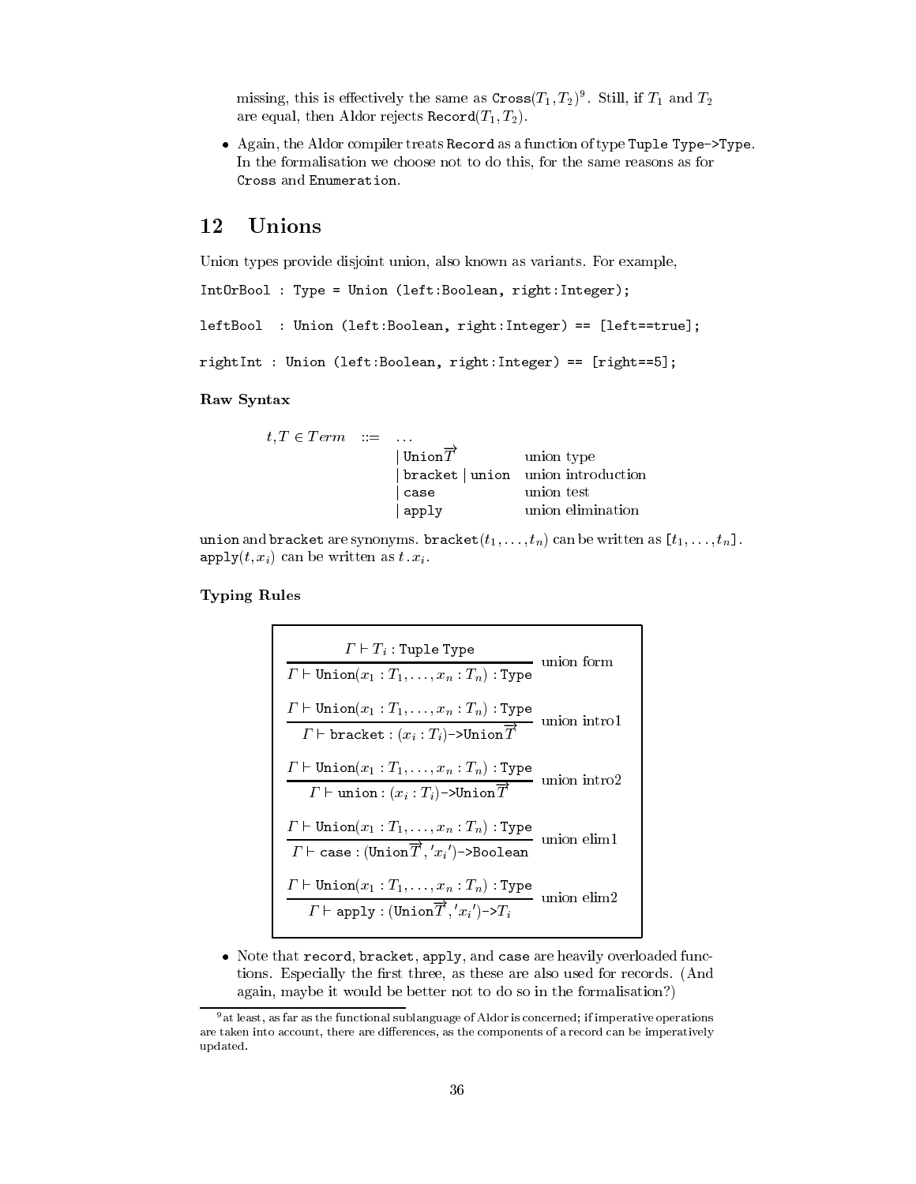missing, this is effectively the same as $\texttt{Cross}(T_1, T_2)$[9]. Still, if $T_1$ and $T_2$ are equal, then Aldor rejects $\texttt{Record}(T_1, T_2)$.

- Again, the Aldor compiler treats `Record` as a function of type `Tuple Type->Type`. In the formalisation we choose not to do this, for the same reasons as for `Cross` and `Enumeration`.

## 12 Unions

Union types provide disjoint union, also known as variants. For example,

```
IntOrBool : Type = Union (left:Boolean, right:Integer);

leftBool  : Union (left:Boolean, right:Integer) == [left==true];

rightInt : Union (left:Boolean, right:Integer) == [right==5];
```

### Raw Syntax

$$
\begin{array}{rcll}
t, T \in \mathit{Term} & ::= & \ldots & \\
 & & |\ \texttt{Union}\overrightarrow{T} & \text{union type} \\
 & & |\ \texttt{bracket}\ |\ \texttt{union} & \text{union introduction} \\
 & & |\ \texttt{case} & \text{union test} \\
 & & |\ \texttt{apply} & \text{union elimination}
\end{array}
$$

`union` and `bracket` are synonyms. $\texttt{bracket}(t_1, \ldots, t_n)$ can be written as $[t_1, \ldots, t_n]$. $\texttt{apply}(t, x_i)$ can be written as $t\,.\,x_i$.

### Typing Rules

$$
\frac{\Gamma \vdash T_i : \texttt{Tuple Type}}{\Gamma \vdash \texttt{Union}(x_1 : T_1, \ldots, x_n : T_n) : \texttt{Type}} \quad \text{union form}
$$

$$
\frac{\Gamma \vdash \texttt{Union}(x_1 : T_1, \ldots, x_n : T_n) : \texttt{Type}}{\Gamma \vdash \texttt{bracket} : (x_i : T_i)\texttt{->Union}\overrightarrow{T}} \quad \text{union intro1}
$$

$$
\frac{\Gamma \vdash \texttt{Union}(x_1 : T_1, \ldots, x_n : T_n) : \texttt{Type}}{\Gamma \vdash \texttt{union} : (x_i : T_i)\texttt{->Union}\overrightarrow{T}} \quad \text{union intro2}
$$

$$
\frac{\Gamma \vdash \texttt{Union}(x_1 : T_1, \ldots, x_n : T_n) : \texttt{Type}}{\Gamma \vdash \texttt{case} : (\texttt{Union}\overrightarrow{T}, {}'x_i{}')\texttt{->Boolean}} \quad \text{union elim1}
$$

$$
\frac{\Gamma \vdash \texttt{Union}(x_1 : T_1, \ldots, x_n : T_n) : \texttt{Type}}{\Gamma \vdash \texttt{apply} : (\texttt{Union}\overrightarrow{T}, {}'x_i{}')\texttt{->}T_i} \quad \text{union elim2}
$$

- Note that `record`, `bracket`, `apply`, and `case` are heavily overloaded functions. Especially the first three, as these are also used for records. (And again, maybe it would be better not to do so in the formalisation?)

[9] at least, as far as the functional sublanguage of Aldor is concerned; if imperative operations are taken into account, there are differences, as the components of a record can be imperatively updated.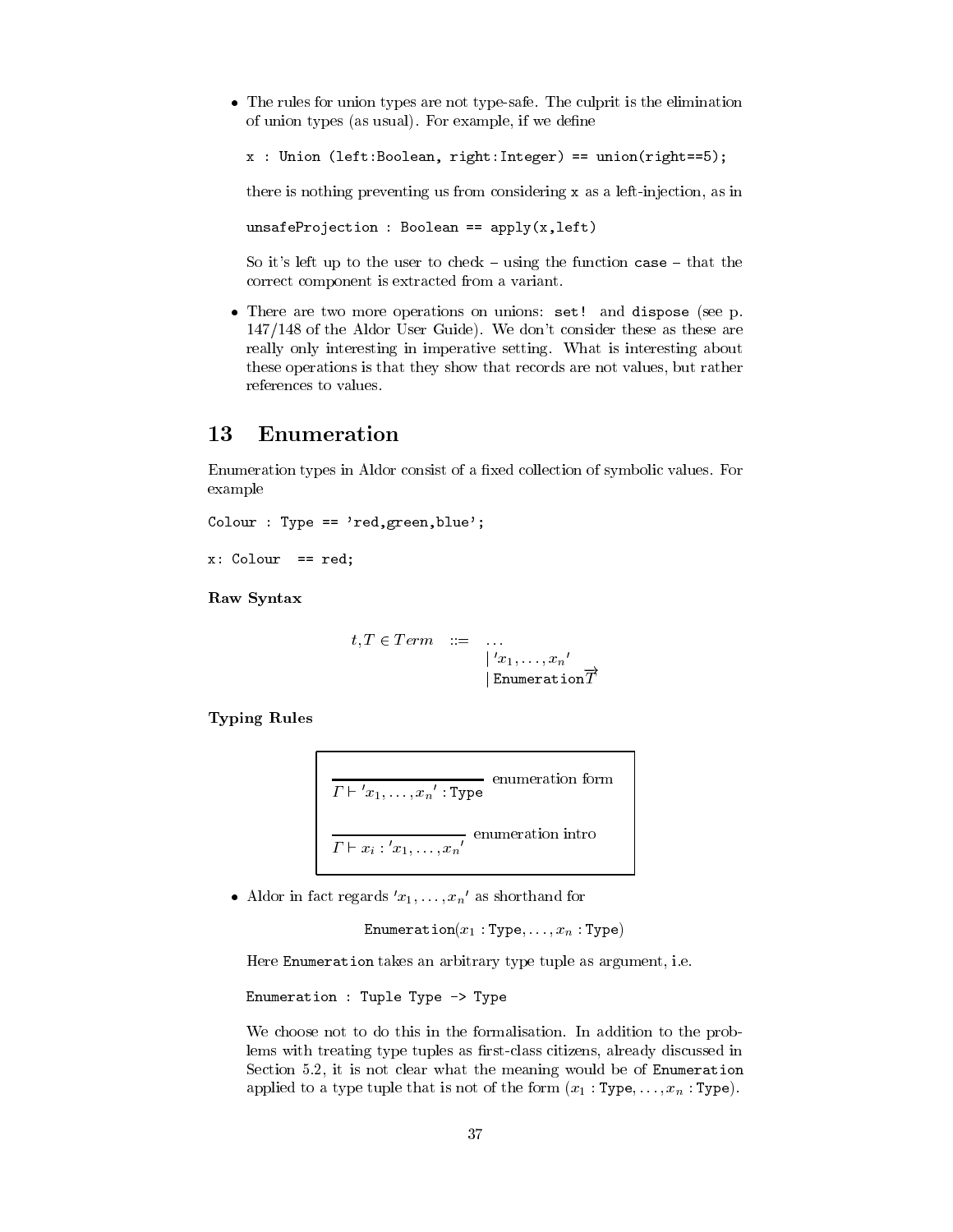- The rules for union types are not type-safe. The culprit is the elimination of union types (as usual). For example, if we define

  ```
  x : Union (left:Boolean, right:Integer) == union(right==5);
  ```

  there is nothing preventing us from considering `x` as a left-injection, as in

  ```
  unsafeProjection : Boolean == apply(x,left)
  ```

  So it's left up to the user to check – using the function `case` – that the correct component is extracted from a variant.

- There are two more operations on unions: `set!` and `dispose` (see p. 147/148 of the Aldor User Guide). We don't consider these as these are really only interesting in imperative setting. What is interesting about these operations is that they show that records are not values, but rather references to values.

# 13 Enumeration

Enumeration types in Aldor consist of a fixed collection of symbolic values. For example

```
Colour : Type == 'red,green,blue';

x: Colour  == red;
```

**Raw Syntax**

$$t, T \in Term \quad ::= \quad \ldots \;|\; {}'x_1, \ldots, x_n{}' \;|\; \mathtt{Enumeration}\overrightarrow{T}$$

**Typing Rules**

$$\frac{}{\Gamma \vdash {}'x_1, \ldots, x_n{}' : \mathtt{Type}} \text{ enumeration form}$$

$$\frac{}{\Gamma \vdash x_i : {}'x_1, \ldots, x_n{}'} \text{ enumeration intro}$$

- Aldor in fact regards ${}'x_1, \ldots, x_n{}'$ as shorthand for

  $$\mathtt{Enumeration}(x_1 : \mathtt{Type}, \ldots, x_n : \mathtt{Type})$$

  Here `Enumeration` takes an arbitrary type tuple as argument, i.e.

  ```
  Enumeration : Tuple Type -> Type
  ```

  We choose not to do this in the formalisation. In addition to the problems with treating type tuples as first-class citizens, already discussed in Section 5.2, it is not clear what the meaning would be of `Enumeration` applied to a type tuple that is not of the form $(x_1 : \mathtt{Type}, \ldots, x_n : \mathtt{Type})$.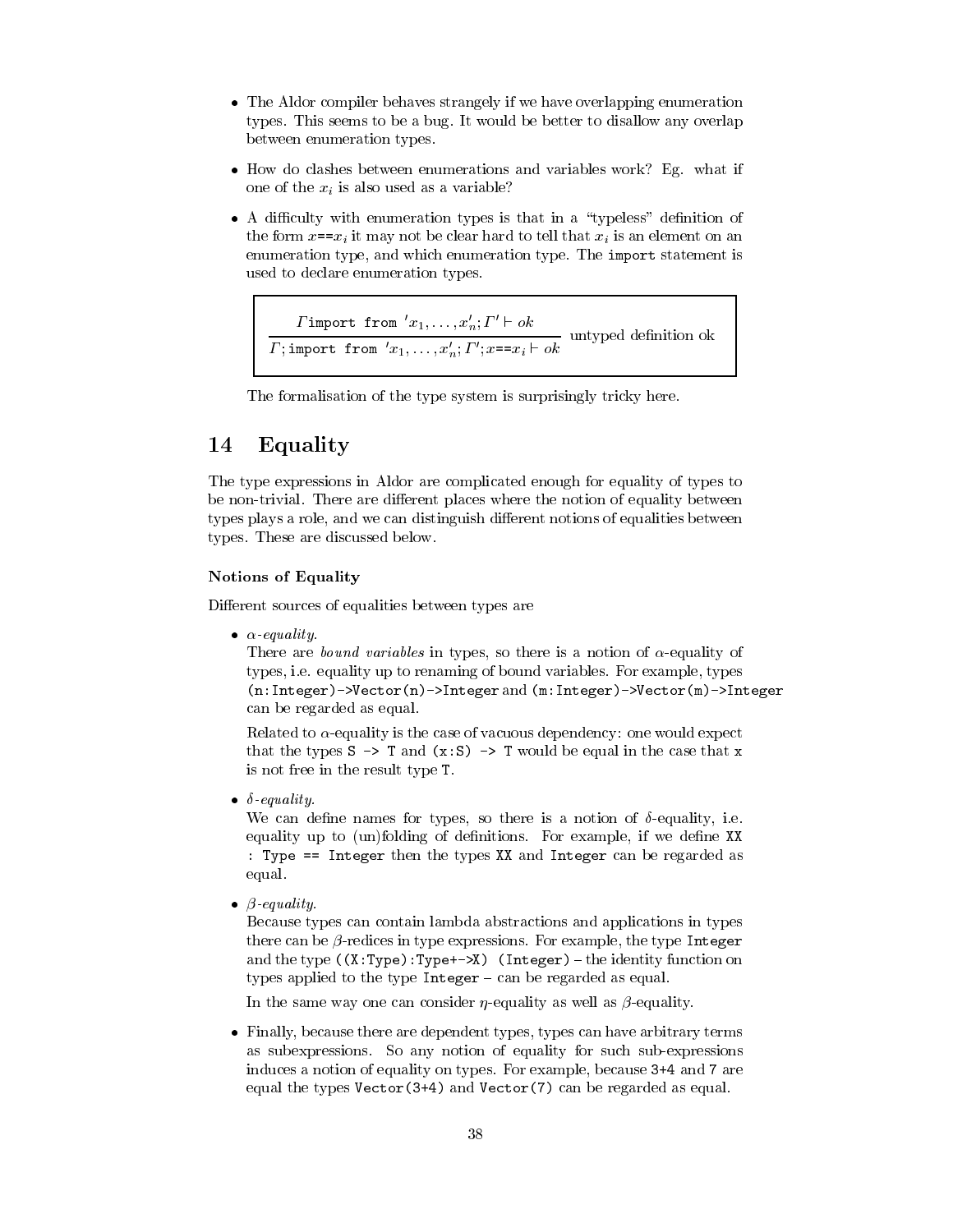- The Aldor compiler behaves strangely if we have overlapping enumeration types. This seems to be a bug. It would be better to disallow any overlap between enumeration types.
- How do clashes between enumerations and variables work? Eg. what if one of the $x_i$ is also used as a variable?
- A difficulty with enumeration types is that in a "typeless" definition of the form $x$`==`$x_i$ it may not be clear hard to tell that $x_i$ is an element on an enumeration type, and which enumeration type. The `import` statement is used to declare enumeration types.

$$\frac{\Gamma \texttt{import from } 'x_1, \ldots, x_n'; \Gamma' \vdash ok}{\Gamma; \texttt{import from } 'x_1, \ldots, x_n'; \Gamma'; x \texttt{==} x_i \vdash ok} \text{ untyped definition ok}$$

The formalisation of the type system is surprisingly tricky here.

# 14 Equality

The type expressions in Aldor are complicated enough for equality of types to be non-trivial. There are different places where the notion of equality between types plays a role, and we can distinguish different notions of equalities between types. These are discussed below.

### Notions of Equality

Different sources of equalities between types are

- *$\alpha$-equality.*
  There are *bound variables* in types, so there is a notion of $\alpha$-equality of types, i.e. equality up to renaming of bound variables. For example, types `(n:Integer)->Vector(n)->Integer` and `(m:Integer)->Vector(m)->Integer` can be regarded as equal.

  Related to $\alpha$-equality is the case of vacuous dependency: one would expect that the types `S -> T` and `(x:S) -> T` would be equal in the case that `x` is not free in the result type `T`.

- *$\delta$-equality.*
  We can define names for types, so there is a notion of $\delta$-equality, i.e. equality up to (un)folding of definitions. For example, if we define `XX : Type == Integer` then the types `XX` and `Integer` can be regarded as equal.

- *$\beta$-equality.*
  Because types can contain lambda abstractions and applications in types there can be $\beta$-redices in type expressions. For example, the type `Integer` and the type `((X:Type):Type+->X) (Integer)` – the identity function on types applied to the type `Integer` – can be regarded as equal.

  In the same way one can consider $\eta$-equality as well as $\beta$-equality.

- Finally, because there are dependent types, types can have arbitrary terms as subexpressions. So any notion of equality for such sub-expressions induces a notion of equality on types. For example, because `3+4` and `7` are equal the types `Vector(3+4)` and `Vector(7)` can be regarded as equal.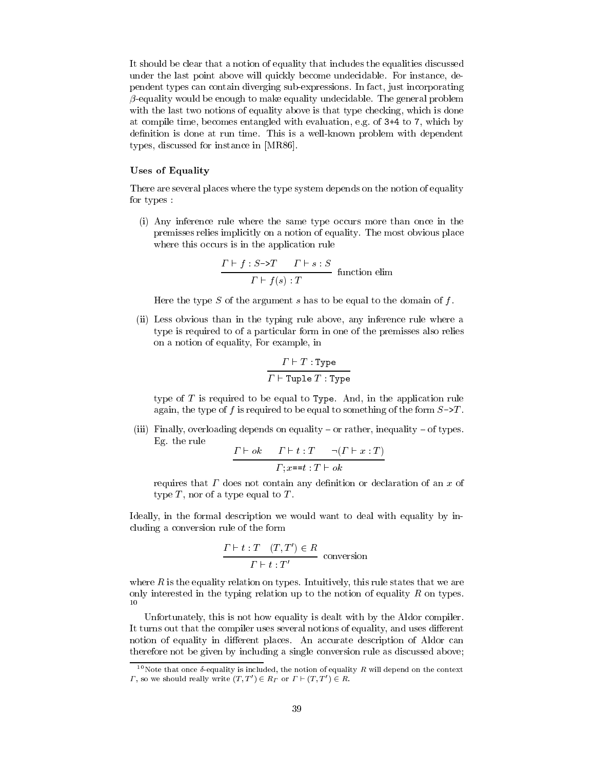It should be clear that a notion of equality that includes the equalities discussed under the last point above will quickly become undecidable. For instance, dependent types can contain diverging sub-expressions. In fact, just incorporating $\beta$-equality would be enough to make equality undecidable. The general problem with the last two notions of equality above is that type checking, which is done at compile time, becomes entangled with evaluation, e.g. of `3+4` to `7`, which by definition is done at run time. This is a well-known problem with dependent types, discussed for instance in [MR86].

#### Uses of Equality

There are several places where the type system depends on the notion of equality for types :

(i) Any inference rule where the same type occurs more than once in the premisses relies implicitly on a notion of equality. The most obvious place where this occurs is in the application rule

$$\frac{\Gamma \vdash f : S\texttt{->}T \qquad \Gamma \vdash s : S}{\Gamma \vdash f(s) : T} \text{ function elim}$$

Here the type $S$ of the argument $s$ has to be equal to the domain of $f$.

(ii) Less obvious than in the typing rule above, any inference rule where a type is required to of a particular form in one of the premisses also relies on a notion of equality, For example, in

$$\frac{\Gamma \vdash T : \texttt{Type}}{\Gamma \vdash \texttt{Tuple}\ T : \texttt{Type}}$$

type of $T$ is required to be equal to `Type`. And, in the application rule again, the type of $f$ is required to be equal to something of the form $S\texttt{->}T$.

(iii) Finally, overloading depends on equality – or rather, inequality – of types. Eg. the rule

$$\frac{\Gamma \vdash ok \qquad \Gamma \vdash t : T \qquad \neg(\Gamma \vdash x : T)}{\Gamma ; x\texttt{==}t : T \vdash ok}$$

requires that $\Gamma$ does not contain any definition or declaration of an $x$ of type $T$, nor of a type equal to $T$.

Ideally, in the formal description we would want to deal with equality by including a conversion rule of the form

$$\frac{\Gamma \vdash t : T \quad (T, T') \in R}{\Gamma \vdash t : T'} \text{ conversion}$$

where $R$ is the equality relation on types. Intuitively, this rule states that we are only interested in the typing relation up to the notion of equality $R$ on types. [10]

Unfortunately, this is not how equality is dealt with by the Aldor compiler. It turns out that the compiler uses several notions of equality, and uses different notion of equality in different places. An accurate description of Aldor can therefore not be given by including a single conversion rule as discussed above;

[10] Note that once $\delta$-equality is included, the notion of equality $R$ will depend on the context $\Gamma$, so we should really write $(T, T') \in R_\Gamma$ or $\Gamma \vdash (T, T') \in R$.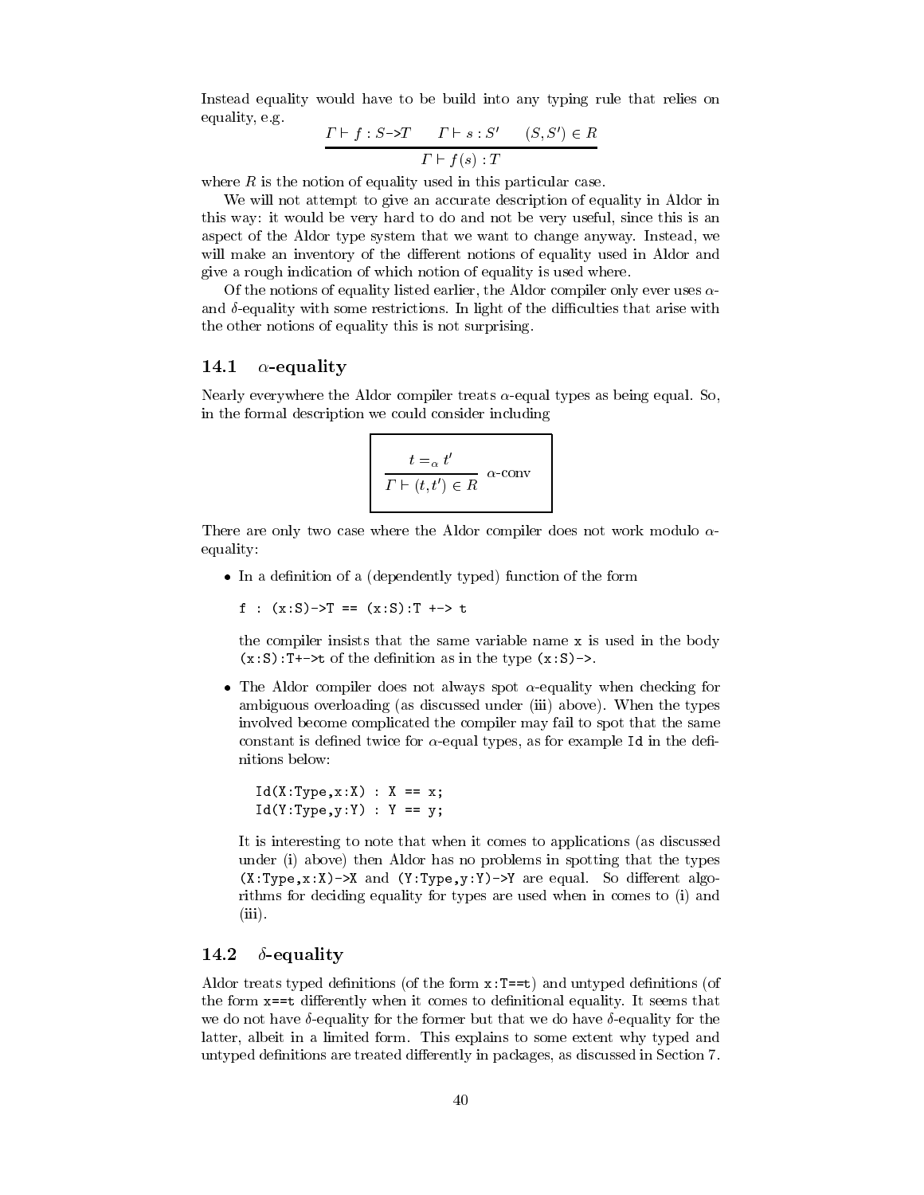Instead equality would have to be build into any typing rule that relies on equality, e.g.

$$\frac{\Gamma \vdash f : S\text{->}T \qquad \Gamma \vdash s : S' \qquad (S,S') \in R}{\Gamma \vdash f(s) : T}$$

where $R$ is the notion of equality used in this particular case.

We will not attempt to give an accurate description of equality in Aldor in this way: it would be very hard to do and not be very useful, since this is an aspect of the Aldor type system that we want to change anyway. Instead, we will make an inventory of the different notions of equality used in Aldor and give a rough indication of which notion of equality is used where.

Of the notions of equality listed earlier, the Aldor compiler only ever uses $\alpha$- and $\delta$-equality with some restrictions. In light of the difficulties that arise with the other notions of equality this is not surprising.

## 14.1 $\alpha$-equality

Nearly everywhere the Aldor compiler treats $\alpha$-equal types as being equal. So, in the formal description we could consider including

$$\frac{t =_\alpha t'}{\Gamma \vdash (t,t') \in R}\ \alpha\text{-conv}$$

There are only two case where the Aldor compiler does not work modulo $\alpha$-equality:

- In a definition of a (dependently typed) function of the form

  ```
  f : (x:S)->T == (x:S):T +-> t
  ```

  the compiler insists that the same variable name `x` is used in the body `(x:S):T+->t` of the definition as in the type `(x:S)->`.

- The Aldor compiler does not always spot $\alpha$-equality when checking for ambiguous overloading (as discussed under (iii) above). When the types involved become complicated the compiler may fail to spot that the same constant is defined twice for $\alpha$-equal types, as for example `Id` in the definitions below:

  ```
  Id(X:Type,x:X) : X == x;
  Id(Y:Type,y:Y) : Y == y;
  ```

  It is interesting to note that when it comes to applications (as discussed under (i) above) then Aldor has no problems in spotting that the types `(X:Type,x:X)->X` and `(Y:Type,y:Y)->Y` are equal. So different algorithms for deciding equality for types are used when in comes to (i) and (iii).

## 14.2 $\delta$-equality

Aldor treats typed definitions (of the form `x:T==t`) and untyped definitions (of the form `x==t` differently when it comes to definitional equality. It seems that we do not have $\delta$-equality for the former but that we do have $\delta$-equality for the latter, albeit in a limited form. This explains to some extent why typed and untyped definitions are treated differently in packages, as discussed in Section 7.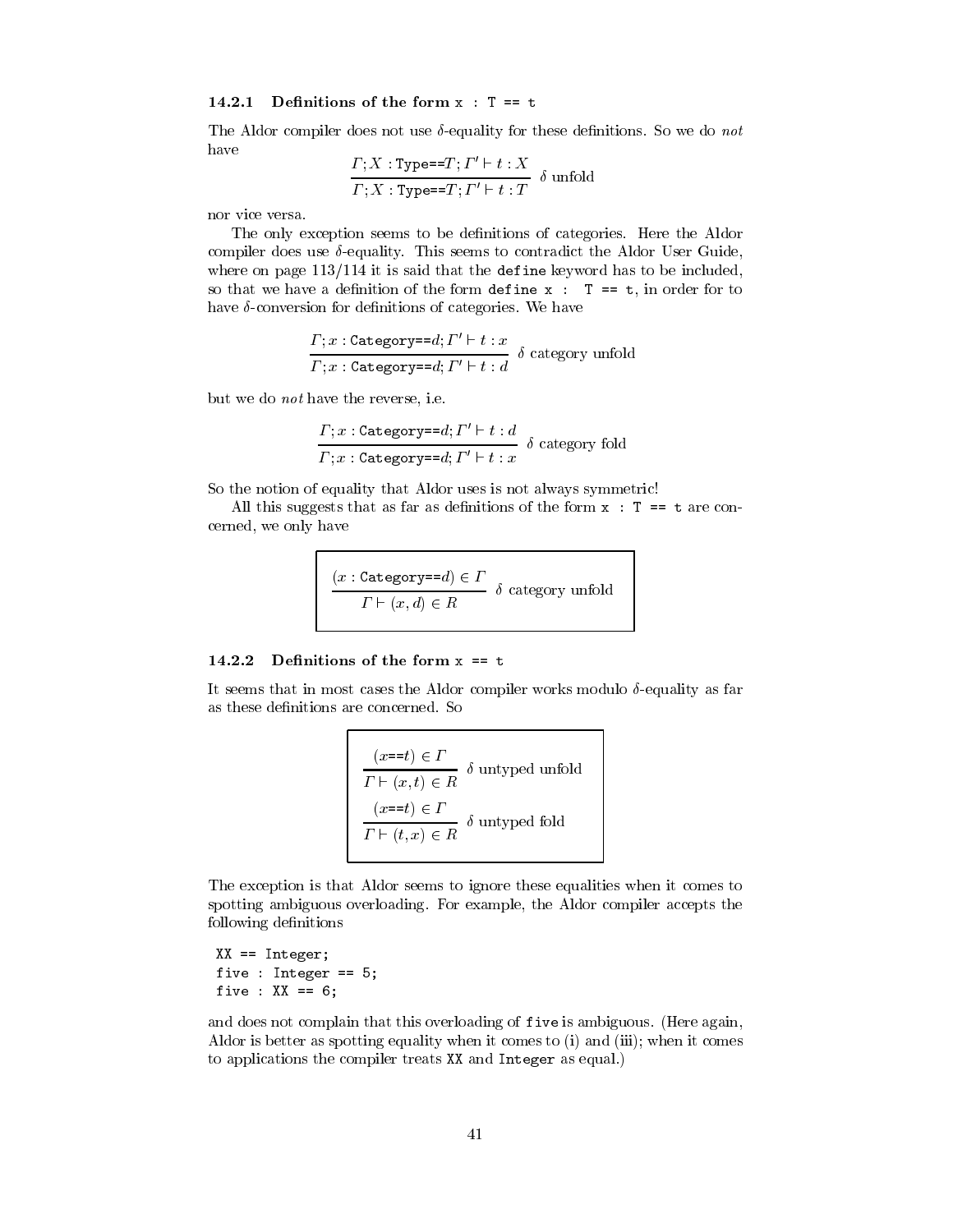### 14.2.1 Definitions of the form `x : T == t`

The Aldor compiler does not use $\delta$-equality for these definitions. So we do *not* have

$$\frac{\Gamma; X : \texttt{Type==}T; \Gamma' \vdash t : X}{\Gamma; X : \texttt{Type==}T; \Gamma' \vdash t : T} \ \delta \text{ unfold}$$

nor vice versa.

The only exception seems to be definitions of categories. Here the Aldor compiler does use $\delta$-equality. This seems to contradict the Aldor User Guide, where on page 113/114 it is said that the `define` keyword has to be included, so that we have a definition of the form `define x : T == t`, in order for to have $\delta$-conversion for definitions of categories. We have

$$\frac{\Gamma; x : \texttt{Category==}d; \Gamma' \vdash t : x}{\Gamma; x : \texttt{Category==}d; \Gamma' \vdash t : d} \ \delta \text{ category unfold}$$

but we do *not* have the reverse, i.e.

$$\frac{\Gamma; x : \texttt{Category==}d; \Gamma' \vdash t : d}{\Gamma; x : \texttt{Category==}d; \Gamma' \vdash t : x} \ \delta \text{ category fold}$$

So the notion of equality that Aldor uses is not always symmetric!

All this suggests that as far as definitions of the form `x : T == t` are concerned, we only have

$$\frac{(x : \texttt{Category==}d) \in \Gamma}{\Gamma \vdash (x, d) \in R} \ \delta \text{ category unfold}$$

### 14.2.2 Definitions of the form `x == t`

It seems that in most cases the Aldor compiler works modulo $\delta$-equality as far as these definitions are concerned. So

$$\frac{(x\texttt{==}t) \in \Gamma}{\Gamma \vdash (x, t) \in R} \ \delta \text{ untyped unfold}$$

$$\frac{(x\texttt{==}t) \in \Gamma}{\Gamma \vdash (t, x) \in R} \ \delta \text{ untyped fold}$$

The exception is that Aldor seems to ignore these equalities when it comes to spotting ambiguous overloading. For example, the Aldor compiler accepts the following definitions

```
XX == Integer;
five : Integer == 5;
five : XX == 6;
```

and does not complain that this overloading of `five` is ambiguous. (Here again, Aldor is better as spotting equality when it comes to (i) and (iii); when it comes to applications the compiler treats `XX` and `Integer` as equal.)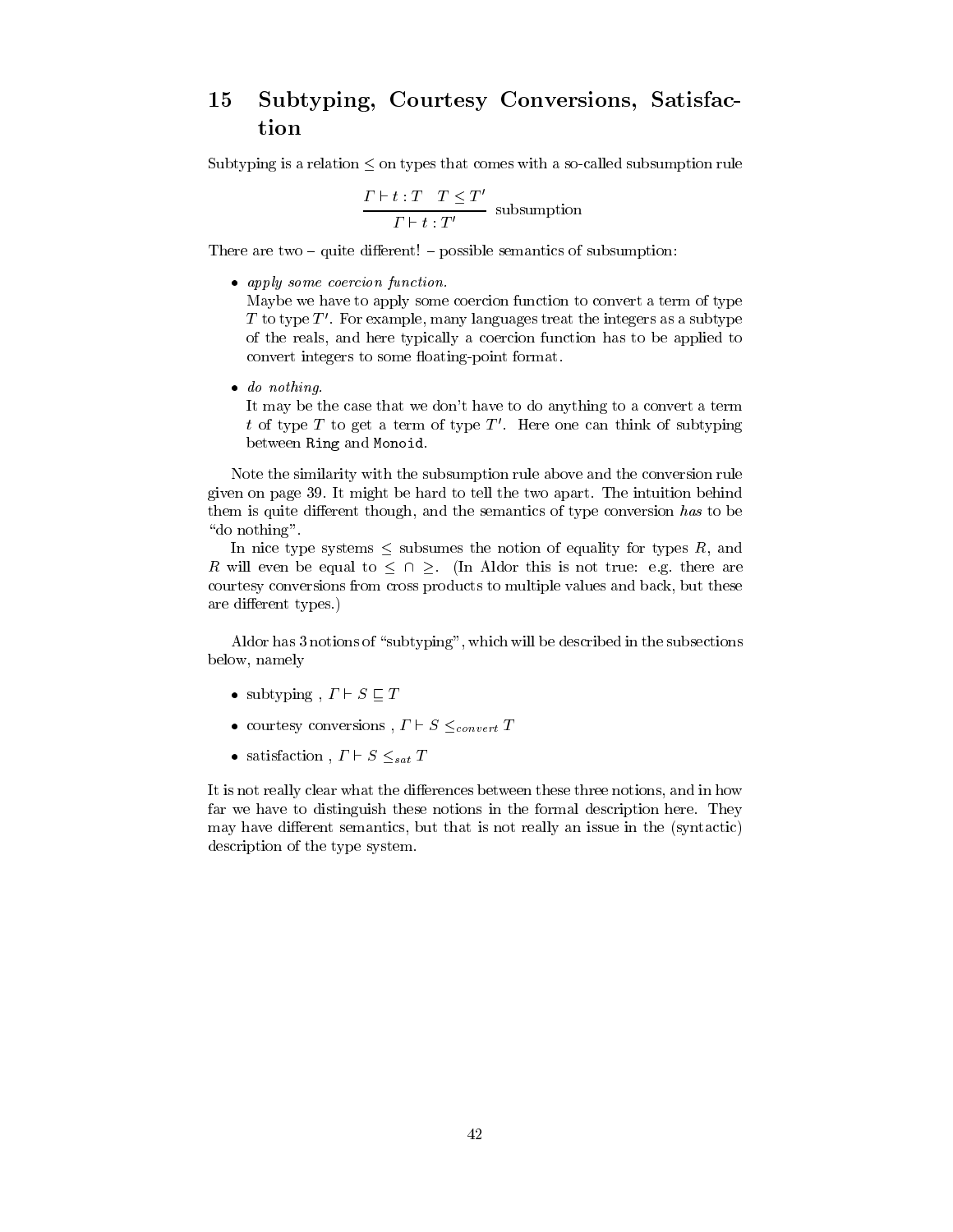# 15 Subtyping, Courtesy Conversions, Satisfaction

Subtyping is a relation $\leq$ on types that comes with a so-called subsumption rule

$$\frac{\Gamma \vdash t : T \quad T \leq T'}{\Gamma \vdash t : T'} \text{ subsumption}$$

There are two – quite different! – possible semantics of subsumption:

- *apply some coercion function.*
  Maybe we have to apply some coercion function to convert a term of type $T$ to type $T'$. For example, many languages treat the integers as a subtype of the reals, and here typically a coercion function has to be applied to convert integers to some floating-point format.

- *do nothing.*
  It may be the case that we don't have to do anything to a convert a term $t$ of type $T$ to get a term of type $T'$. Here one can think of subtyping between `Ring` and `Monoid`.

Note the similarity with the subsumption rule above and the conversion rule given on page 39. It might be hard to tell the two apart. The intuition behind them is quite different though, and the semantics of type conversion *has* to be "do nothing".

In nice type systems $\leq$ subsumes the notion of equality for types $R$, and $R$ will even be equal to $\leq \cap \geq$. (In Aldor this is not true: e.g. there are courtesy conversions from cross products to multiple values and back, but these are different types.)

Aldor has 3 notions of "subtyping", which will be described in the subsections below, namely

- subtyping , $\Gamma \vdash S \sqsubseteq T$
- courtesy conversions , $\Gamma \vdash S \leq_{convert} T$
- satisfaction , $\Gamma \vdash S \leq_{sat} T$

It is not really clear what the differences between these three notions, and in how far we have to distinguish these notions in the formal description here. They may have different semantics, but that is not really an issue in the (syntactic) description of the type system.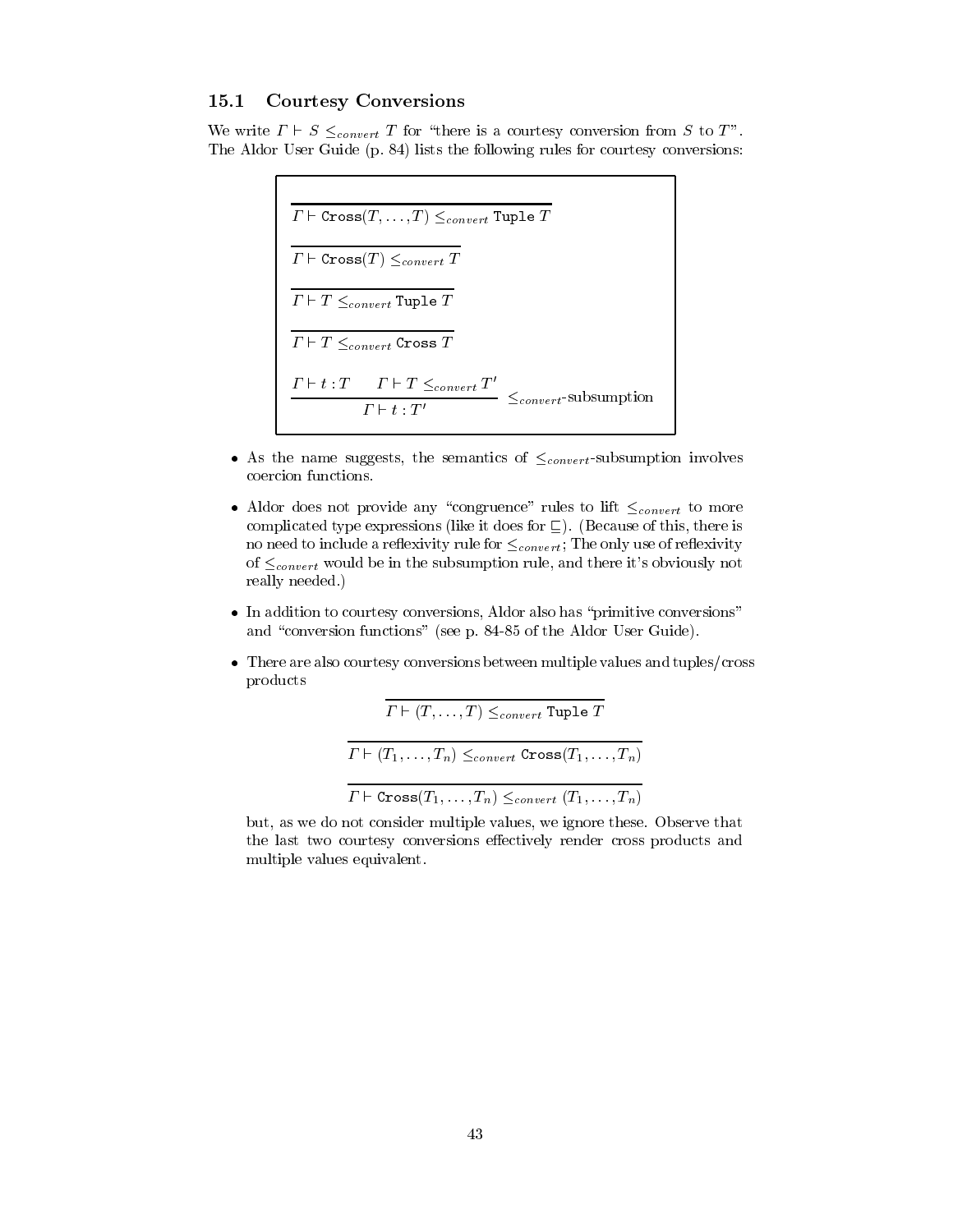## 15.1 Courtesy Conversions

We write $\Gamma \vdash S \leq_{convert} T$ for "there is a courtesy conversion from $S$ to $T$". The Aldor User Guide (p. 84) lists the following rules for courtesy conversions:

$$\frac{}{\Gamma \vdash \texttt{Cross}(T, \ldots, T) \leq_{convert} \texttt{Tuple } T}$$

$$\frac{}{\Gamma \vdash \texttt{Cross}(T) \leq_{convert} T}$$

$$\frac{}{\Gamma \vdash T \leq_{convert} \texttt{Tuple } T}$$

$$\frac{}{\Gamma \vdash T \leq_{convert} \texttt{Cross } T}$$

$$\frac{\Gamma \vdash t : T \qquad \Gamma \vdash T \leq_{convert} T'}{\Gamma \vdash t : T'} \ \leq_{convert}\text{-subsumption}$$

- As the name suggests, the semantics of $\leq_{convert}$-subsumption involves coercion functions.
- Aldor does not provide any "congruence" rules to lift $\leq_{convert}$ to more complicated type expressions (like it does for $\sqsubseteq$). (Because of this, there is no need to include a reflexivity rule for $\leq_{convert}$; The only use of reflexivity of $\leq_{convert}$ would be in the subsumption rule, and there it's obviously not really needed.)
- In addition to courtesy conversions, Aldor also has "primitive conversions" and "conversion functions" (see p. 84-85 of the Aldor User Guide).
- There are also courtesy conversions between multiple values and tuples/cross products

  $$\frac{}{\Gamma \vdash (T, \ldots, T) \leq_{convert} \texttt{Tuple } T}$$

  $$\frac{}{\Gamma \vdash (T_1, \ldots, T_n) \leq_{convert} \texttt{Cross}(T_1, \ldots, T_n)}$$

  $$\frac{}{\Gamma \vdash \texttt{Cross}(T_1, \ldots, T_n) \leq_{convert} (T_1, \ldots, T_n)}$$

  but, as we do not consider multiple values, we ignore these. Observe that the last two courtesy conversions effectively render cross products and multiple values equivalent.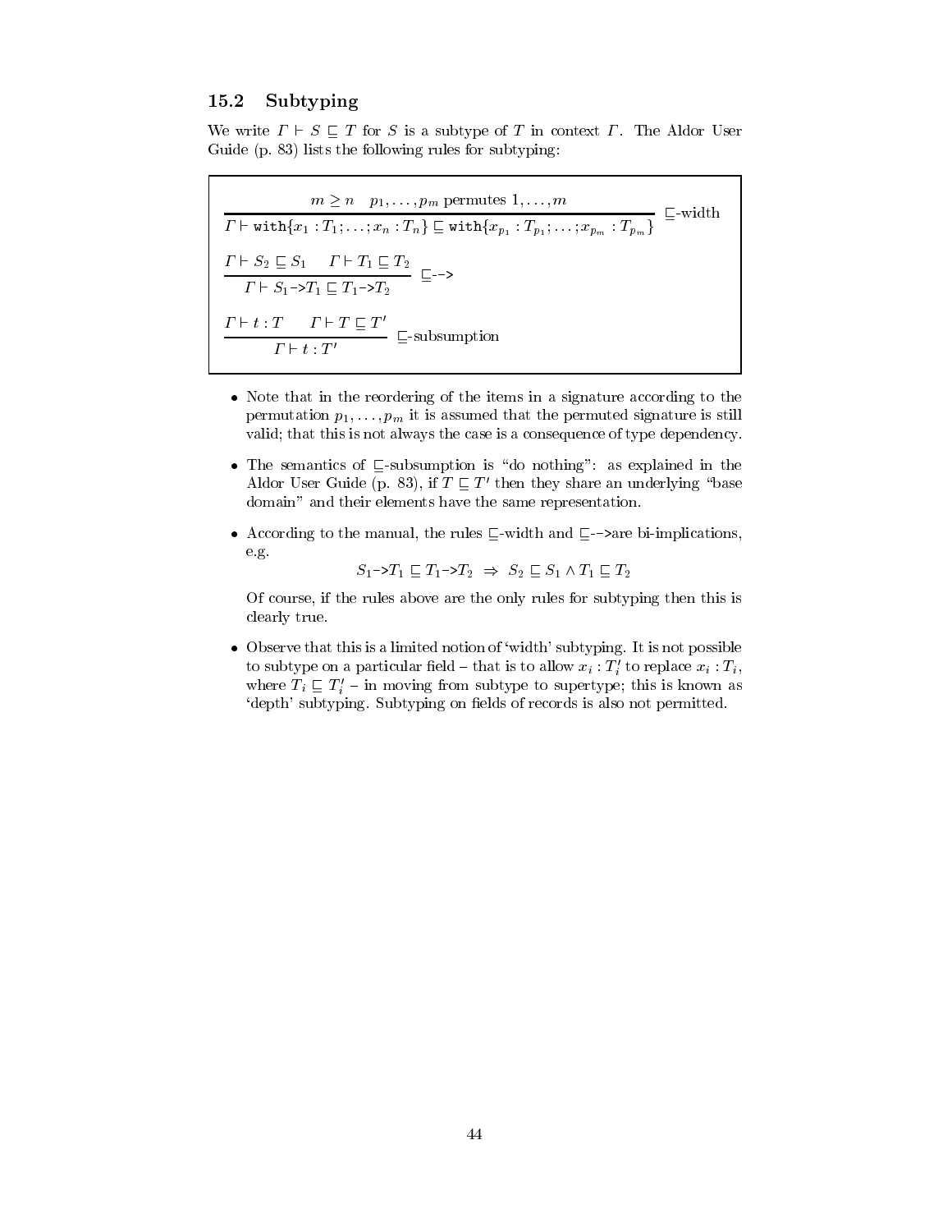## 15.2 Subtyping

We write $\Gamma \vdash S \sqsubseteq T$ for $S$ is a subtype of $T$ in context $\Gamma$. The Aldor User Guide (p. 83) lists the following rules for subtyping:

$$\frac{m \geq n \quad p_1, \ldots, p_m \text{ permutes } 1, \ldots, m}{\Gamma \vdash \texttt{with}\{x_1 : T_1; \ldots; x_n : T_n\} \sqsubseteq \texttt{with}\{x_{p_1} : T_{p_1}; \ldots; x_{p_m} : T_{p_m}\}} \sqsubseteq\text{-width}$$

$$\frac{\Gamma \vdash S_2 \sqsubseteq S_1 \quad \Gamma \vdash T_1 \sqsubseteq T_2}{\Gamma \vdash S_1 \texttt{->} T_1 \sqsubseteq T_1 \texttt{->} T_2} \sqsubseteq\texttt{-->}$$

$$\frac{\Gamma \vdash t : T \quad \Gamma \vdash T \sqsubseteq T'}{\Gamma \vdash t : T'} \sqsubseteq\text{-subsumption}$$

- Note that in the reordering of the items in a signature according to the permutation $p_1, \ldots, p_m$ it is assumed that the permuted signature is still valid; that this is not always the case is a consequence of type dependency.
- The semantics of $\sqsubseteq$-subsumption is "do nothing": as explained in the Aldor User Guide (p. 83), if $T \sqsubseteq T'$ then they share an underlying "base domain" and their elements have the same representation.
- According to the manual, the rules $\sqsubseteq$-width and $\sqsubseteq$-->are bi-implications, e.g.

  $$S_1 \texttt{->} T_1 \sqsubseteq T_1 \texttt{->} T_2 \;\Rightarrow\; S_2 \sqsubseteq S_1 \wedge T_1 \sqsubseteq T_2$$

  Of course, if the rules above are the only rules for subtyping then this is clearly true.
- Observe that this is a limited notion of 'width' subtyping. It is not possible to subtype on a particular field – that is to allow $x_i : T_i'$ to replace $x_i : T_i$, where $T_i \sqsubseteq T_i'$ – in moving from subtype to supertype; this is known as 'depth' subtyping. Subtyping on fields of records is also not permitted.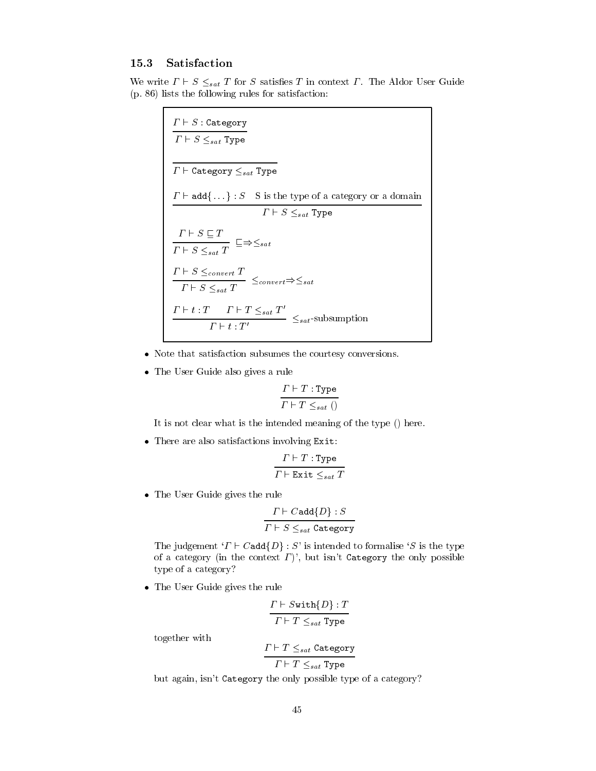### 15.3 Satisfaction

We write $\Gamma \vdash S \leq_{sat} T$ for $S$ satisfies $T$ in context $\Gamma$. The Aldor User Guide (p. 86) lists the following rules for satisfaction:

$$\frac{\Gamma \vdash S : \texttt{Category}}{\Gamma \vdash S \leq_{sat} \texttt{Type}}$$

$$\frac{}{\Gamma \vdash \texttt{Category} \leq_{sat} \texttt{Type}}$$

$$\frac{\Gamma \vdash \texttt{add}\{\ldots\} : S \quad \text{S is the type of a category or a domain}}{\Gamma \vdash S \leq_{sat} \texttt{Type}}$$

$$\frac{\Gamma \vdash S \sqsubseteq T}{\Gamma \vdash S \leq_{sat} T} \ \sqsubseteq \Rightarrow \leq_{sat}$$

$$\frac{\Gamma \vdash S \leq_{convert} T}{\Gamma \vdash S \leq_{sat} T} \ \leq_{convert} \Rightarrow \leq_{sat}$$

$$\frac{\Gamma \vdash t : T \qquad \Gamma \vdash T \leq_{sat} T'}{\Gamma \vdash t : T'} \ \leq_{sat}\text{-subsumption}$$

- Note that satisfaction subsumes the courtesy conversions.
- The User Guide also gives a rule

  $$\frac{\Gamma \vdash T : \texttt{Type}}{\Gamma \vdash T \leq_{sat} ()}$$

  It is not clear what is the intended meaning of the type () here.

- There are also satisfactions involving `Exit`:

  $$\frac{\Gamma \vdash T : \texttt{Type}}{\Gamma \vdash \texttt{Exit} \leq_{sat} T}$$

- The User Guide gives the rule

  $$\frac{\Gamma \vdash C\texttt{add}\{D\} : S}{\Gamma \vdash S \leq_{sat} \texttt{Category}}$$

  The judgement '$\Gamma \vdash C\texttt{add}\{D\} : S$' is intended to formalise '$S$ is the type of a category (in the context $\Gamma$)', but isn't `Category` the only possible type of a category?

- The User Guide gives the rule

  $$\frac{\Gamma \vdash S\texttt{with}\{D\} : T}{\Gamma \vdash T \leq_{sat} \texttt{Type}}$$

  together with

  $$\frac{\Gamma \vdash T \leq_{sat} \texttt{Category}}{\Gamma \vdash T \leq_{sat} \texttt{Type}}$$

  but again, isn't `Category` the only possible type of a category?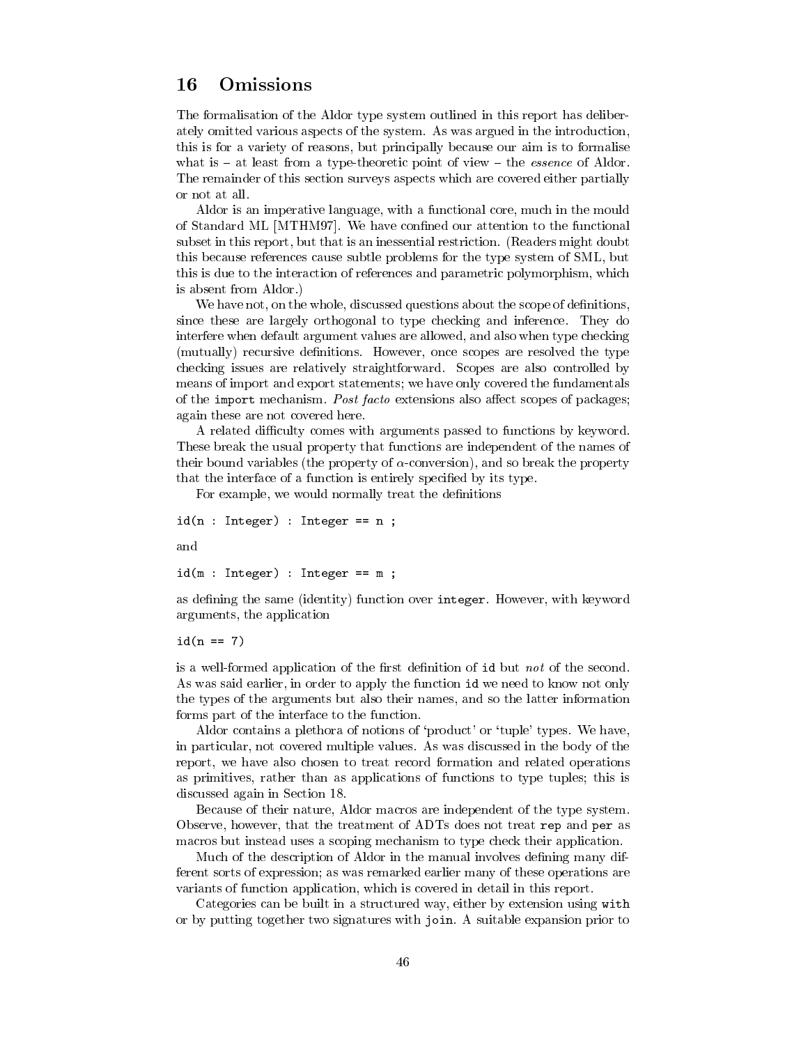## 16 Omissions

The formalisation of the Aldor type system outlined in this report has deliberately omitted various aspects of the system. As was argued in the introduction, this is for a variety of reasons, but principally because our aim is to formalise what is – at least from a type-theoretic point of view – the *essence* of Aldor. The remainder of this section surveys aspects which are covered either partially or not at all.

Aldor is an imperative language, with a functional core, much in the mould of Standard ML [MTHM97]. We have confined our attention to the functional subset in this report, but that is an inessential restriction. (Readers might doubt this because references cause subtle problems for the type system of SML, but this is due to the interaction of references and parametric polymorphism, which is absent from Aldor.)

We have not, on the whole, discussed questions about the scope of definitions, since these are largely orthogonal to type checking and inference. They do interfere when default argument values are allowed, and also when type checking (mutually) recursive definitions. However, once scopes are resolved the type checking issues are relatively straightforward. Scopes are also controlled by means of import and export statements; we have only covered the fundamentals of the `import` mechanism. *Post facto* extensions also affect scopes of packages; again these are not covered here.

A related difficulty comes with arguments passed to functions by keyword. These break the usual property that functions are independent of the names of their bound variables (the property of $\alpha$-conversion), and so break the property that the interface of a function is entirely specified by its type.

For example, we would normally treat the definitions

```
id(n : Integer) : Integer == n ;
```

and

```
id(m : Integer) : Integer == m ;
```

as defining the same (identity) function over `integer`. However, with keyword arguments, the application

```
id(n == 7)
```

is a well-formed application of the first definition of `id` but *not* of the second. As was said earlier, in order to apply the function `id` we need to know not only the types of the arguments but also their names, and so the latter information forms part of the interface to the function.

Aldor contains a plethora of notions of 'product' or 'tuple' types. We have, in particular, not covered multiple values. As was discussed in the body of the report, we have also chosen to treat record formation and related operations as primitives, rather than as applications of functions to type tuples; this is discussed again in Section 18.

Because of their nature, Aldor macros are independent of the type system. Observe, however, that the treatment of ADTs does not treat `rep` and `per` as macros but instead uses a scoping mechanism to type check their application.

Much of the description of Aldor in the manual involves defining many different sorts of expression; as was remarked earlier many of these operations are variants of function application, which is covered in detail in this report.

Categories can be built in a structured way, either by extension using `with` or by putting together two signatures with `join`. A suitable expansion prior to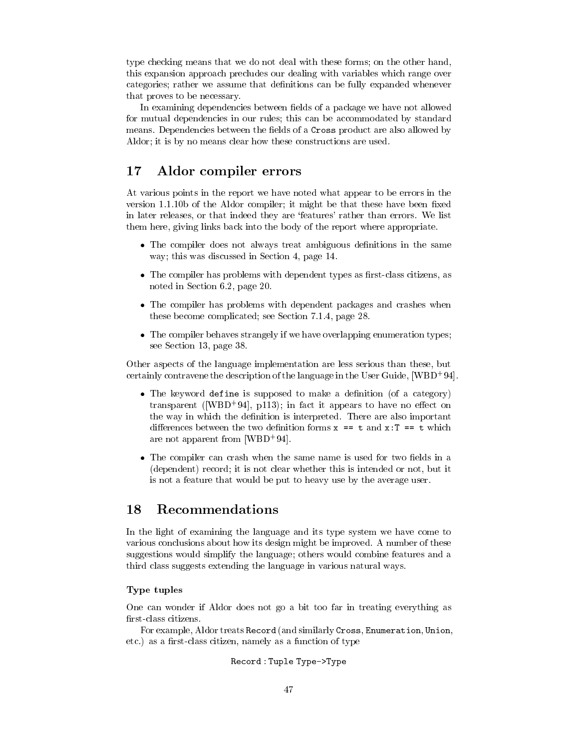type checking means that we do not deal with these forms; on the other hand, this expansion approach precludes our dealing with variables which range over categories; rather we assume that definitions can be fully expanded whenever that proves to be necessary.

In examining dependencies between fields of a package we have not allowed for mutual dependencies in our rules; this can be accommodated by standard means. Dependencies between the fields of a `Cross` product are also allowed by Aldor; it is by no means clear how these constructions are used.

## 17 Aldor compiler errors

At various points in the report we have noted what appear to be errors in the version 1.1.10b of the Aldor compiler; it might be that these have been fixed in later releases, or that indeed they are 'features' rather than errors. We list them here, giving links back into the body of the report where appropriate.

- The compiler does not always treat ambiguous definitions in the same way; this was discussed in Section 4, page 14.
- The compiler has problems with dependent types as first-class citizens, as noted in Section 6.2, page 20.
- The compiler has problems with dependent packages and crashes when these become complicated; see Section 7.1.4, page 28.
- The compiler behaves strangely if we have overlapping enumeration types; see Section 13, page 38.

Other aspects of the language implementation are less serious than these, but certainly contravene the description of the language in the User Guide, [WBD+94].

- The keyword `define` is supposed to make a definition (of a category) transparent ([WBD+94], p113); in fact it appears to have no effect on the way in which the definition is interpreted. There are also important differences between the two definition forms `x == t` and `x:T == t` which are not apparent from [WBD+94].
- The compiler can crash when the same name is used for two fields in a (dependent) record; it is not clear whether this is intended or not, but it is not a feature that would be put to heavy use by the average user.

## 18 Recommendations

In the light of examining the language and its type system we have come to various conclusions about how its design might be improved. A number of these suggestions would simplify the language; others would combine features and a third class suggests extending the language in various natural ways.

#### Type tuples

One can wonder if Aldor does not go a bit too far in treating everything as first-class citizens.

For example, Aldor treats `Record` (and similarly `Cross`, `Enumeration`, `Union`, etc.) as a first-class citizen, namely as a function of type

```
Record : Tuple Type->Type
```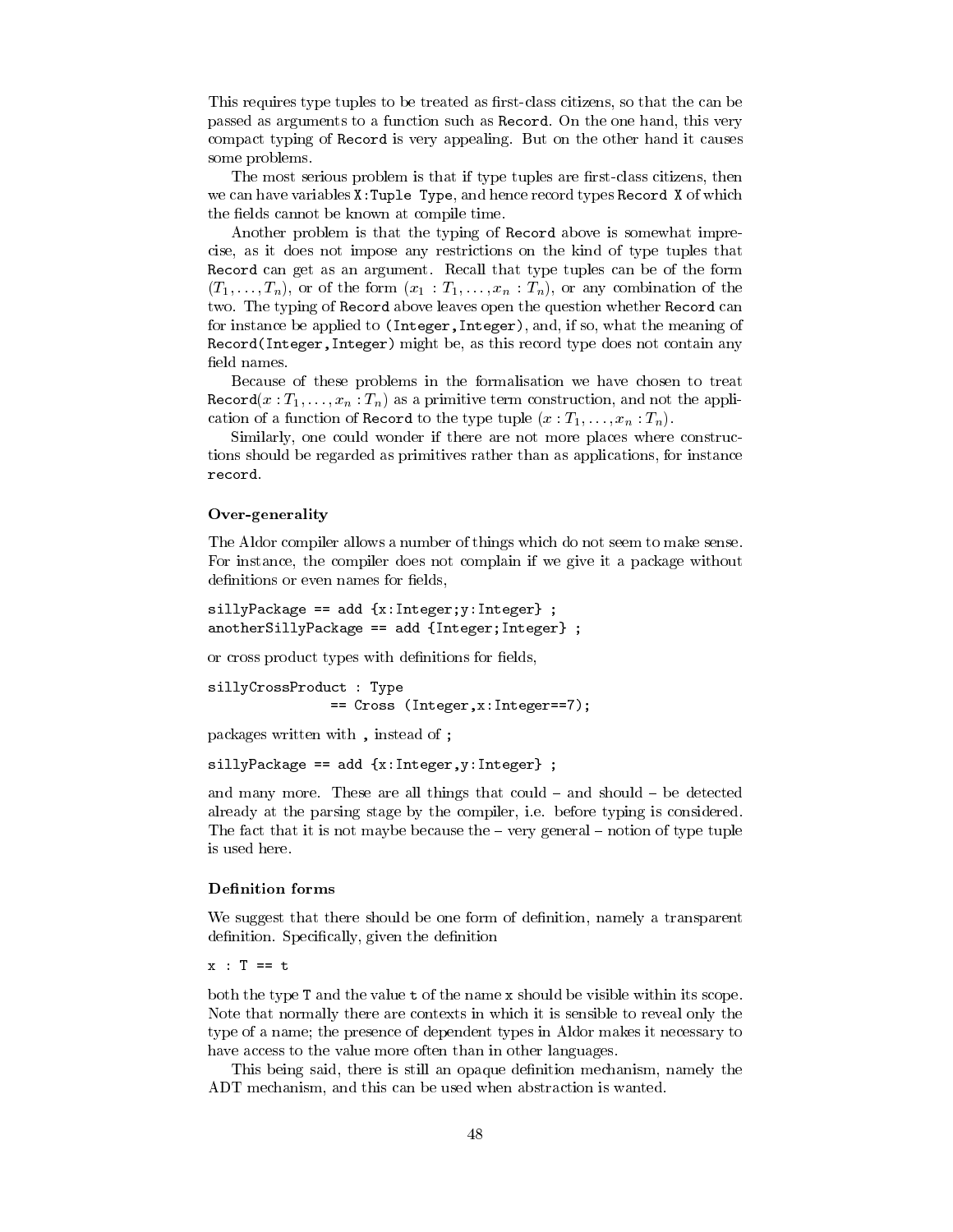This requires type tuples to be treated as first-class citizens, so that the can be passed as arguments to a function such as `Record`. On the one hand, this very compact typing of `Record` is very appealing. But on the other hand it causes some problems.

The most serious problem is that if type tuples are first-class citizens, then we can have variables `X:Tuple Type`, and hence record types `Record X` of which the fields cannot be known at compile time.

Another problem is that the typing of `Record` above is somewhat imprecise, as it does not impose any restrictions on the kind of type tuples that `Record` can get as an argument. Recall that type tuples can be of the form $(T_1, \ldots, T_n)$, or of the form $(x_1 : T_1, \ldots, x_n : T_n)$, or any combination of the two. The typing of `Record` above leaves open the question whether `Record` can for instance be applied to `(Integer,Integer)`, and, if so, what the meaning of `Record(Integer,Integer)` might be, as this record type does not contain any field names.

Because of these problems in the formalisation we have chosen to treat $\texttt{Record}(x : T_1, \ldots, x_n : T_n)$ as a primitive term construction, and not the application of a function of `Record` to the type tuple $(x : T_1, \ldots, x_n : T_n)$.

Similarly, one could wonder if there are not more places where constructions should be regarded as primitives rather than as applications, for instance `record`.

### Over-generality

The Aldor compiler allows a number of things which do not seem to make sense. For instance, the compiler does not complain if we give it a package without definitions or even names for fields,

```
sillyPackage == add {x:Integer;y:Integer} ;
anotherSillyPackage == add {Integer;Integer} ;
```

or cross product types with definitions for fields,

```
sillyCrossProduct : Type
              == Cross (Integer,x:Integer==7);
```

packages written with `,` instead of `;`

```
sillyPackage == add {x:Integer,y:Integer} ;
```

and many more. These are all things that could – and should – be detected already at the parsing stage by the compiler, i.e. before typing is considered. The fact that it is not maybe because the – very general – notion of type tuple is used here.

### Definition forms

We suggest that there should be one form of definition, namely a transparent definition. Specifically, given the definition

```
x : T == t
```

both the type `T` and the value `t` of the name `x` should be visible within its scope. Note that normally there are contexts in which it is sensible to reveal only the type of a name; the presence of dependent types in Aldor makes it necessary to have access to the value more often than in other languages.

This being said, there is still an opaque definition mechanism, namely the ADT mechanism, and this can be used when abstraction is wanted.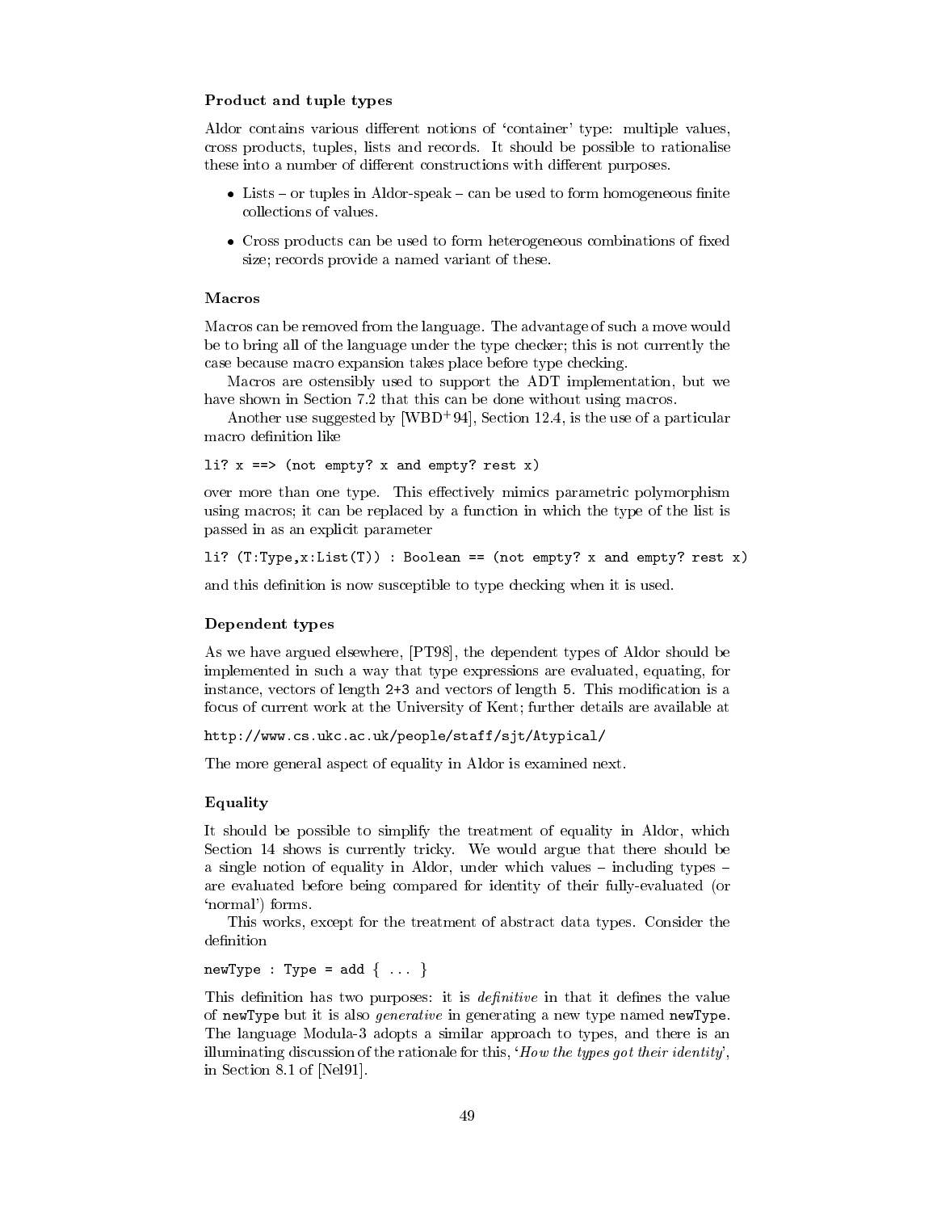### Product and tuple types

Aldor contains various different notions of 'container' type: multiple values, cross products, tuples, lists and records. It should be possible to rationalise these into a number of different constructions with different purposes.

- Lists – or tuples in Aldor-speak – can be used to form homogeneous finite collections of values.
- Cross products can be used to form heterogeneous combinations of fixed size; records provide a named variant of these.

### Macros

Macros can be removed from the language. The advantage of such a move would be to bring all of the language under the type checker; this is not currently the case because macro expansion takes place before type checking.

Macros are ostensibly used to support the ADT implementation, but we have shown in Section 7.2 that this can be done without using macros.

Another use suggested by [WBD+94], Section 12.4, is the use of a particular macro definition like

```
li? x ==> (not empty? x and empty? rest x)
```

over more than one type. This effectively mimics parametric polymorphism using macros; it can be replaced by a function in which the type of the list is passed in as an explicit parameter

```
li? (T:Type,x:List(T)) : Boolean == (not empty? x and empty? rest x)
```

and this definition is now susceptible to type checking when it is used.

### Dependent types

As we have argued elsewhere, [PT98], the dependent types of Aldor should be implemented in such a way that type expressions are evaluated, equating, for instance, vectors of length `2+3` and vectors of length `5`. This modification is a focus of current work at the University of Kent; further details are available at

```
http://www.cs.ukc.ac.uk/people/staff/sjt/Atypical/
```

The more general aspect of equality in Aldor is examined next.

### Equality

It should be possible to simplify the treatment of equality in Aldor, which Section 14 shows is currently tricky. We would argue that there should be a single notion of equality in Aldor, under which values – including types – are evaluated before being compared for identity of their fully-evaluated (or 'normal') forms.

This works, except for the treatment of abstract data types. Consider the definition

```
newType : Type = add { ... }
```

This definition has two purposes: it is *definitive* in that it defines the value of `newType` but it is also *generative* in generating a new type named `newType`. The language Modula-3 adopts a similar approach to types, and there is an illuminating discussion of the rationale for this, '*How the types got their identity*', in Section 8.1 of [Nel91].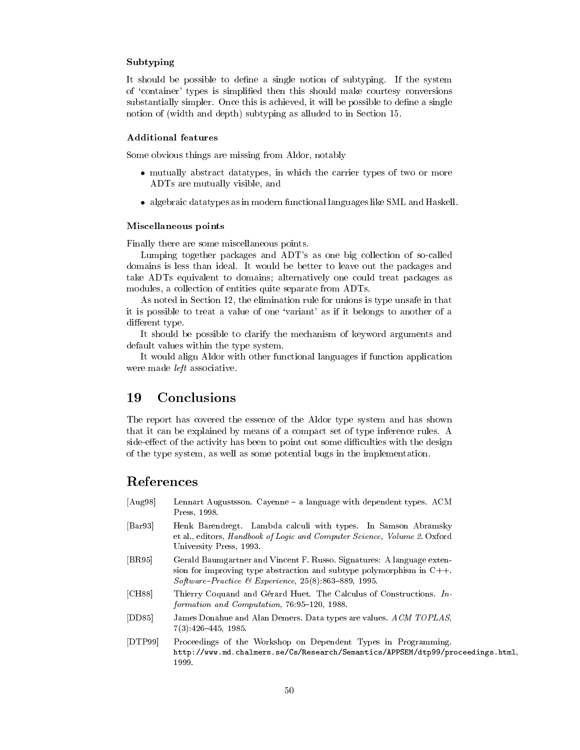### Subtyping

It should be possible to define a single notion of subtyping. If the system of 'container' types is simplified then this should make courtesy conversions substantially simpler. Once this is achieved, it will be possible to define a single notion of (width and depth) subtyping as alluded to in Section 15.

### Additional features

Some obvious things are missing from Aldor, notably

- mutually abstract datatypes, in which the carrier types of two or more ADTs are mutually visible, and
- algebraic datatypes as in modern functional languages like SML and Haskell.

### Miscellaneous points

Finally there are some miscellaneous points.

Lumping together packages and ADT's as one big collection of so-called domains is less than ideal. It would be better to leave out the packages and take ADTs equivalent to domains; alternatively one could treat packages as modules, a collection of entities quite separate from ADTs.

As noted in Section 12, the elimination rule for unions is type unsafe in that it is possible to treat a value of one 'variant' as if it belongs to another of a different type.

It should be possible to clarify the mechanism of keyword arguments and default values within the type system.

It would align Aldor with other functional languages if function application were made *left* associative.

## 19 Conclusions

The report has covered the essence of the Aldor type system and has shown that it can be explained by means of a compact set of type inference rules. A side-effect of the activity has been to point out some difficulties with the design of the type system, as well as some potential bugs in the implementation.

## References

[Aug98] Lennart Augustsson. Cayenne – a language with dependent types. ACM Press, 1998.

[Bar93] Henk Barendregt. Lambda calculi with types. In Samson Abramsky et al., editors, *Handbook of Logic and Computer Science, Volume 2*. Oxford University Press, 1993.

[BR95] Gerald Baumgartner and Vincent F. Russo. Signatures: A language extension for improving type abstraction and subtype polymorphism in C++. *Software–Practice & Experience*, 25(8):863–889, 1995.

[CH88] Thierry Coquand and Gérard Huet. The Calculus of Constructions. *Information and Computation*, 76:95–120, 1988.

[DD85] James Donahue and Alan Demers. Data types are values. *ACM TOPLAS*, 7(3):426–445, 1985.

[DTP99] Proceedings of the Workshop on Dependent Types in Programming. `http://www.md.chalmers.se/Cs/Research/Semantics/APPSEM/dtp99/proceedings.html`, 1999.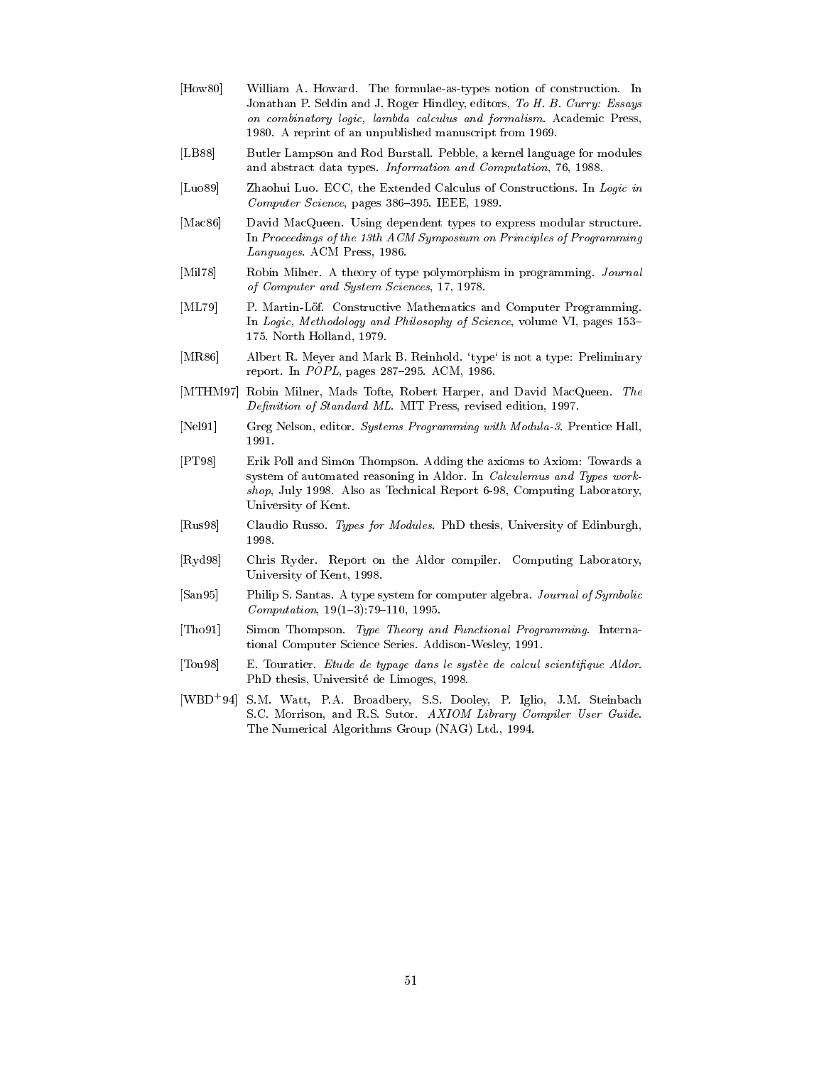[How80] William A. Howard. The formulae-as-types notion of construction. In Jonathan P. Seldin and J. Roger Hindley, editors, *To H. B. Curry: Essays on combinatory logic, lambda calculus and formalism*. Academic Press, 1980. A reprint of an unpublished manuscript from 1969.

[LB88] Butler Lampson and Rod Burstall. Pebble, a kernel language for modules and abstract data types. *Information and Computation*, 76, 1988.

[Luo89] Zhaohui Luo. ECC, the Extended Calculus of Constructions. In *Logic in Computer Science*, pages 386–395. IEEE, 1989.

[Mac86] David MacQueen. Using dependent types to express modular structure. In *Proceedings of the 13th ACM Symposium on Principles of Programming Languages*. ACM Press, 1986.

[Mil78] Robin Milner. A theory of type polymorphism in programming. *Journal of Computer and System Sciences*, 17, 1978.

[ML79] P. Martin-Löf. Constructive Mathematics and Computer Programming. In *Logic, Methodology and Philosophy of Science*, volume VI, pages 153–175. North Holland, 1979.

[MR86] Albert R. Meyer and Mark B. Reinhold. 'type' is not a type: Preliminary report. In *POPL*, pages 287–295. ACM, 1986.

[MTHM97] Robin Milner, Mads Tofte, Robert Harper, and David MacQueen. *The Definition of Standard ML*. MIT Press, revised edition, 1997.

[Nel91] Greg Nelson, editor. *Systems Programming with Modula-3*. Prentice Hall, 1991.

[PT98] Erik Poll and Simon Thompson. Adding the axioms to Axiom: Towards a system of automated reasoning in Aldor. In *Calculemus and Types workshop*, July 1998. Also as Technical Report 6-98, Computing Laboratory, University of Kent.

[Rus98] Claudio Russo. *Types for Modules*. PhD thesis, University of Edinburgh, 1998.

[Ryd98] Chris Ryder. Report on the Aldor compiler. Computing Laboratory, University of Kent, 1998.

[San95] Philip S. Santas. A type system for computer algebra. *Journal of Symbolic Computation*, 19(1–3):79–110, 1995.

[Tho91] Simon Thompson. *Type Theory and Functional Programming*. International Computer Science Series. Addison-Wesley, 1991.

[Tou98] E. Touratier. *Etude de typage dans le systèe de calcul scientifique Aldor*. PhD thesis, Université de Limoges, 1998.

[WBD+94] S.M. Watt, P.A. Broadbery, S.S. Dooley, P. Iglio, J.M. Steinbach S.C. Morrison, and R.S. Sutor. *AXIOM Library Compiler User Guide*. The Numerical Algorithms Group (NAG) Ltd., 1994.